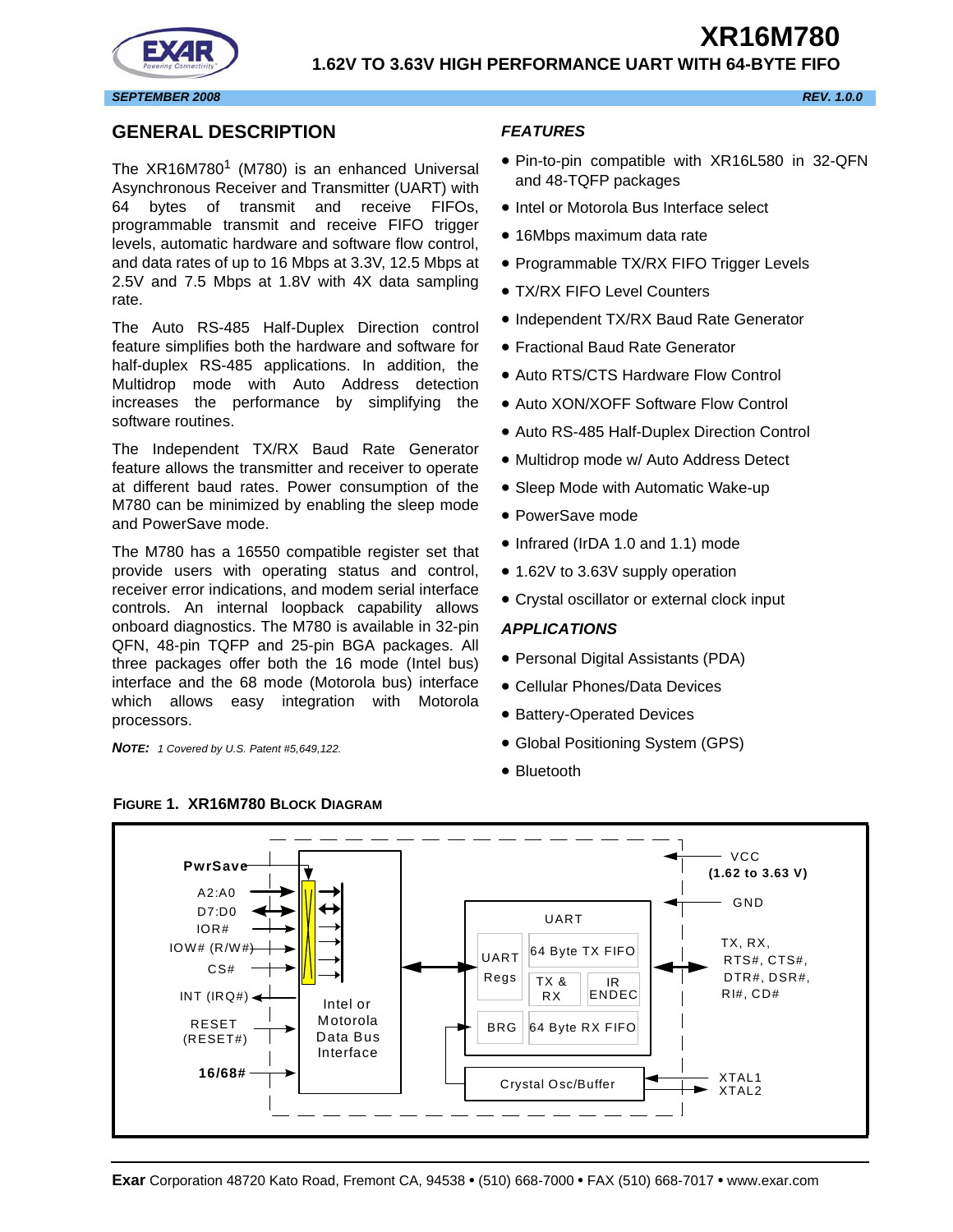# XR16M780

## 1.62V TO 3.63V HIGH PERFORMANCE UART WITH 64-BYTE FIFO

*SEPTEMBER 2008* — *REV. 1.0.0*

## GENERAL DESCRIPTION

The XR16M780[1] (M780) is an enhanced Universal Asynchronous Receiver and Transmitter (UART) with 64 bytes of transmit and receive FIFOs, programmable transmit and receive FIFO trigger levels, automatic hardware and software flow control, and data rates of up to 16 Mbps at 3.3V, 12.5 Mbps at 2.5V and 7.5 Mbps at 1.8V with 4X data sampling rate.

The Auto RS-485 Half-Duplex Direction control feature simplifies both the hardware and software for half-duplex RS-485 applications. In addition, the Multidrop mode with Auto Address detection increases the performance by simplifying the software routines.

The Independent TX/RX Baud Rate Generator feature allows the transmitter and receiver to operate at different baud rates. Power consumption of the M780 can be minimized by enabling the sleep mode and PowerSave mode.

The M780 has a 16550 compatible register set that provide users with operating status and control, receiver error indications, and modem serial interface controls. An internal loopback capability allows onboard diagnostics. The M780 is available in 32-pin QFN, 48-pin TQFP and 25-pin BGA packages. All three packages offer both the 16 mode (Intel bus) interface and the 68 mode (Motorola bus) interface which allows easy integration with Motorola processors.

***NOTE:*** *1 Covered by U.S. Patent #5,649,122.*

### *FEATURES*

- Pin-to-pin compatible with XR16L580 in 32-QFN and 48-TQFP packages
- Intel or Motorola Bus Interface select
- 16Mbps maximum data rate
- Programmable TX/RX FIFO Trigger Levels
- TX/RX FIFO Level Counters
- Independent TX/RX Baud Rate Generator
- Fractional Baud Rate Generator
- Auto RTS/CTS Hardware Flow Control
- Auto XON/XOFF Software Flow Control
- Auto RS-485 Half-Duplex Direction Control
- Multidrop mode w/ Auto Address Detect
- Sleep Mode with Automatic Wake-up
- PowerSave mode
- Infrared (IrDA 1.0 and 1.1) mode
- 1.62V to 3.63V supply operation
- Crystal oscillator or external clock input

### *APPLICATIONS*

- Personal Digital Assistants (PDA)
- Cellular Phones/Data Devices
- Battery-Operated Devices
- Global Positioning System (GPS)
- Bluetooth

**FIGURE 1. XR16M780 BLOCK DIAGRAM**

PwrSave, A2:A0, D7:D0, IOR#, IOW# (R/W#), CS#, INT (IRQ#), RESET (RESET#), 16/68#, Intel or Motorola Data Bus Interface, UART, UART Regs, 64 Byte TX FIFO, TX & RX, IR ENDEC, BRG, 64 Byte RX FIFO, Crystal Osc/Buffer, VCC (1.62 to 3.63 V), GND, TX, RX, RTS#, CTS#, DTR#, DSR#, RI#, CD#, XTAL1, XTAL2

**Exar** Corporation 48720 Kato Road, Fremont CA, 94538 • (510) 668-7000 • FAX (510) 668-7017 • www.exar.com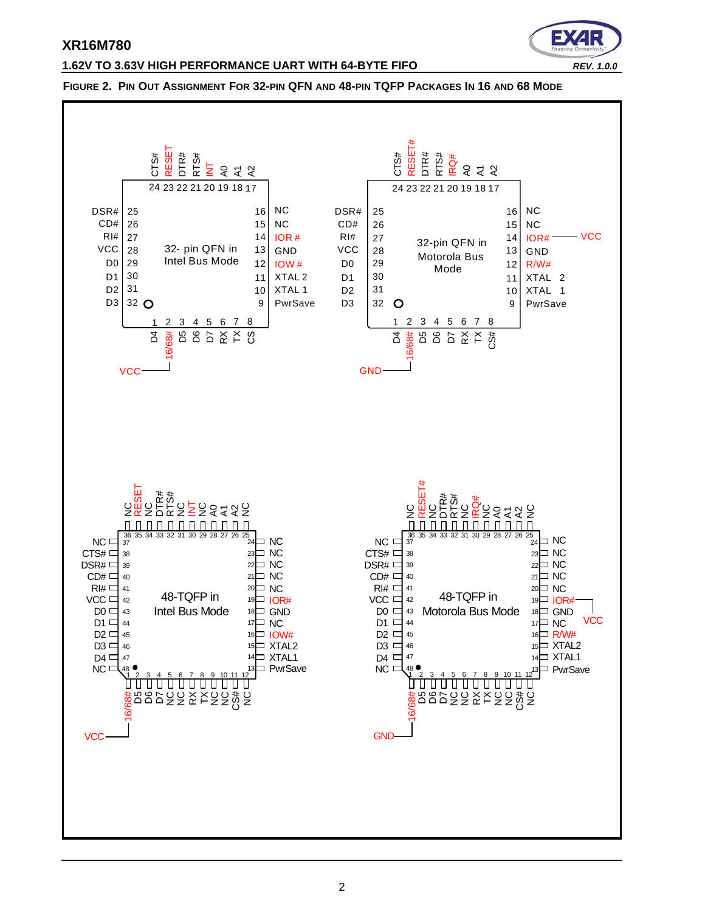**Figure 2. Pin Out Assignment For 32-pin QFN and 48-pin TQFP Packages In 16 and 68 Mode**

**32-pin QFN in Intel Bus Mode** (pin 2, 16/68#, tied to VCC)

| Pin | Name | Pin | Name | Pin | Name | Pin | Name |
|---|---|---|---|---|---|---|---|
| 1 | D4 | 9 | PwrSave | 17 | A2 | 25 | DSR# |
| 2 | 16/68# | 10 | XTAL 1 | 18 | A1 | 26 | CD# |
| 3 | D5 | 11 | XTAL 2 | 19 | A0 | 27 | RI# |
| 4 | D6 | 12 | IOW# | 20 | INT | 28 | VCC |
| 5 | D7 | 13 | GND | 21 | RTS# | 29 | D0 |
| 6 | RX | 14 | IOR# | 22 | DTR# | 30 | D1 |
| 7 | TX | 15 | NC | 23 | RESET | 31 | D2 |
| 8 | CS | 16 | NC | 24 | CTS# | 32 | D3 |

**32-pin QFN in Motorola Bus Mode** (pin 2, 16/68#, tied to GND; pin 14, IOR#, tied to VCC)

| Pin | Name | Pin | Name | Pin | Name | Pin | Name |
|---|---|---|---|---|---|---|---|
| 1 | D4 | 9 | PwrSave | 17 | A2 | 25 | DSR# |
| 2 | 16/68# | 10 | XTAL 1 | 18 | A1 | 26 | CD# |
| 3 | D5 | 11 | XTAL 2 | 19 | A0 | 27 | RI# |
| 4 | D6 | 12 | R/W# | 20 | IRQ# | 28 | VCC |
| 5 | D7 | 13 | GND | 21 | RTS# | 29 | D0 |
| 6 | RX | 14 | IOR# | 22 | DTR# | 30 | D1 |
| 7 | TX | 15 | NC | 23 | RESET# | 31 | D2 |
| 8 | CS# | 16 | NC | 24 | CTS# | 32 | D3 |

**48-TQFP in Intel Bus Mode** (pin 1, 16/68#, tied to VCC)

| Pin | Name | Pin | Name | Pin | Name | Pin | Name |
|---|---|---|---|---|---|---|---|
| 1 | 16/68# | 13 | PwrSave | 25 | NC | 37 | NC |
| 2 | D5 | 14 | XTAL1 | 26 | A2 | 38 | CTS# |
| 3 | D6 | 15 | XTAL2 | 27 | A1 | 39 | DSR# |
| 4 | D7 | 16 | IOW# | 28 | A0 | 40 | CD# |
| 5 | NC | 17 | NC | 29 | NC | 41 | RI# |
| 6 | NC | 18 | GND | 30 | INT | 42 | VCC |
| 7 | RX | 19 | IOR# | 31 | NC | 43 | D0 |
| 8 | TX | 20 | NC | 32 | RTS# | 44 | D1 |
| 9 | NC | 21 | NC | 33 | DTR# | 45 | D2 |
| 10 | NC | 22 | NC | 34 | NC | 46 | D3 |
| 11 | CS# | 23 | NC | 35 | RESET | 47 | D4 |
| 12 | NC | 24 | NC | 36 | NC | 48 | NC |

**48-TQFP in Motorola Bus Mode** (pin 1, 16/68#, tied to GND; pin 19, IOR#, tied to VCC)

| Pin | Name | Pin | Name | Pin | Name | Pin | Name |
|---|---|---|---|---|---|---|---|
| 1 | 16/68# | 13 | PwrSave | 25 | NC | 37 | NC |
| 2 | D5 | 14 | XTAL1 | 26 | A2 | 38 | CTS# |
| 3 | D6 | 15 | XTAL2 | 27 | A1 | 39 | DSR# |
| 4 | D7 | 16 | R/W# | 28 | A0 | 40 | CD# |
| 5 | NC | 17 | NC | 29 | NC | 41 | RI# |
| 6 | NC | 18 | GND | 30 | IRQ# | 42 | VCC |
| 7 | RX | 19 | IOR# | 31 | NC | 43 | D0 |
| 8 | TX | 20 | NC | 32 | RTS# | 44 | D1 |
| 9 | NC | 21 | NC | 33 | DTR# | 45 | D2 |
| 10 | NC | 22 | NC | 34 | NC | 46 | D3 |
| 11 | CS# | 23 | NC | 35 | RESET# | 47 | D4 |
| 12 | NC | 24 | NC | 36 | NC | 48 | NC |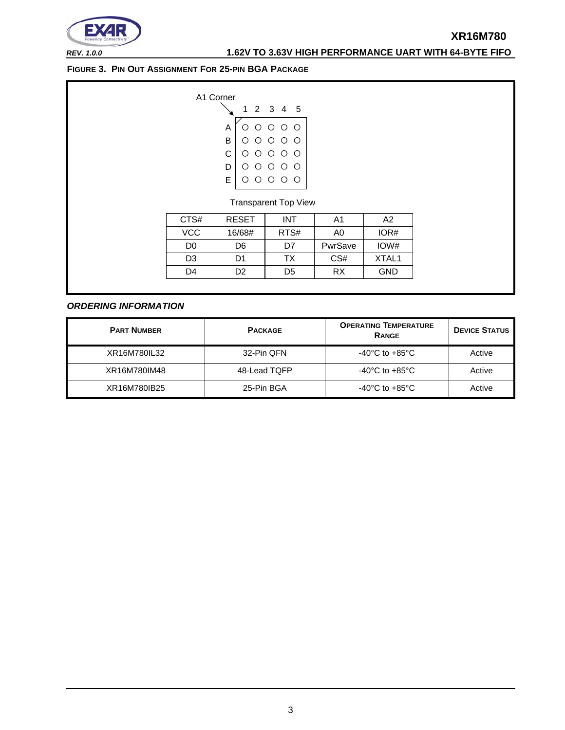**FIGURE 3. PIN OUT ASSIGNMENT FOR 25-PIN BGA PACKAGE**

A1 Corner

|   | 1 | 2 | 3 | 4 | 5 |
|---|---|---|---|---|---|
| A | ○ | ○ | ○ | ○ | ○ |
| B | ○ | ○ | ○ | ○ | ○ |
| C | ○ | ○ | ○ | ○ | ○ |
| D | ○ | ○ | ○ | ○ | ○ |
| E | ○ | ○ | ○ | ○ | ○ |

Transparent Top View

| | | | | |
|---|---|---|---|---|
| CTS# | RESET | INT | A1 | A2 |
| VCC | 16/68# | RTS# | A0 | IOR# |
| D0 | D6 | D7 | PwrSave | IOW# |
| D3 | D1 | TX | CS# | XTAL1 |
| D4 | D2 | D5 | RX | GND |

***ORDERING INFORMATION***

| PART NUMBER | PACKAGE | OPERATING TEMPERATURE RANGE | DEVICE STATUS |
|---|---|---|---|
| XR16M780IL32 | 32-Pin QFN | -40°C to +85°C | Active |
| XR16M780IM48 | 48-Lead TQFP | -40°C to +85°C | Active |
| XR16M780IB25 | 25-Pin BGA | -40°C to +85°C | Active |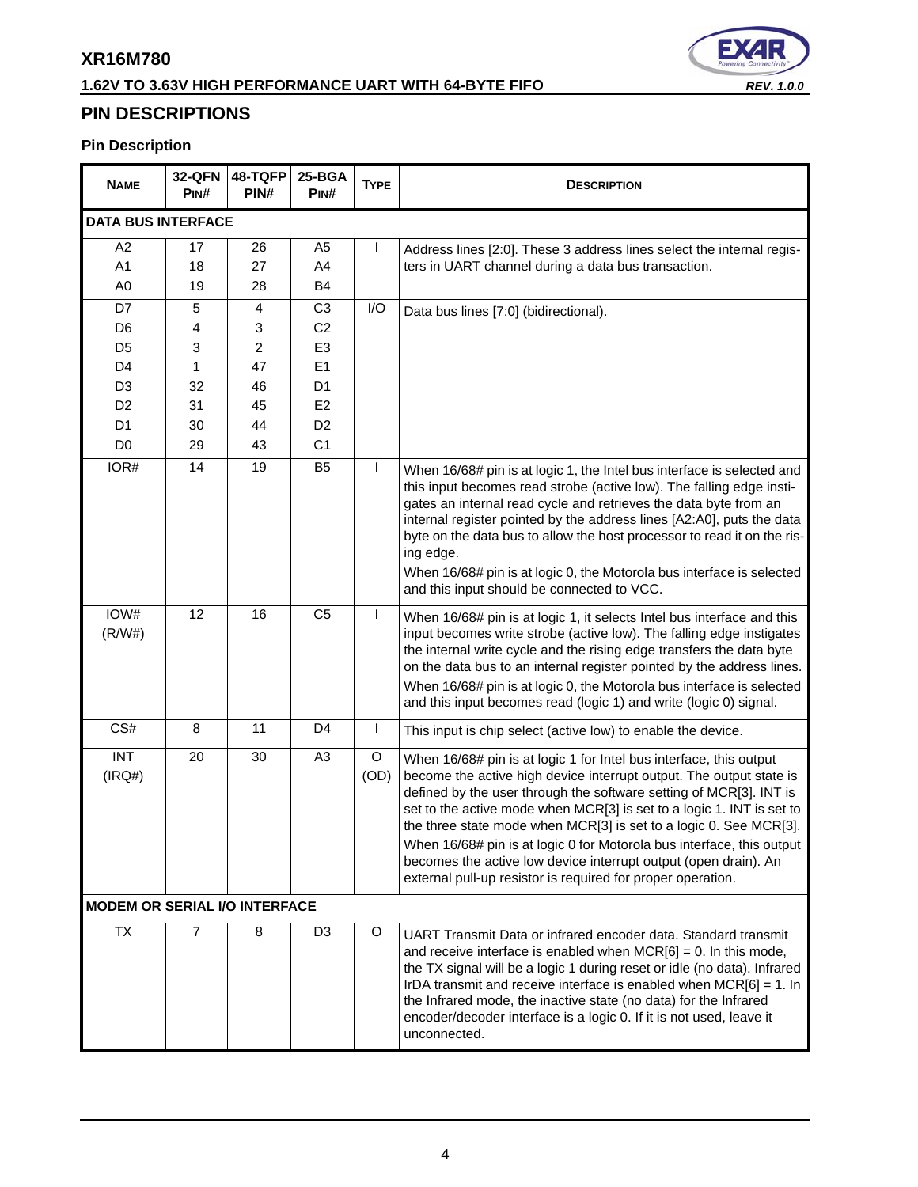## PIN DESCRIPTIONS

### Pin Description

| NAME | 32-QFN PIN# | 48-TQFP PIN# | 25-BGA PIN# | TYPE | DESCRIPTION |
|---|---|---|---|---|---|
| **DATA BUS INTERFACE** | | | | | |
| A2<br>A1<br>A0 | 17<br>18<br>19 | 26<br>27<br>28 | A5<br>A4<br>B4 | I | Address lines [2:0]. These 3 address lines select the internal registers in UART channel during a data bus transaction. |
| D7<br>D6<br>D5<br>D4<br>D3<br>D2<br>D1<br>D0 | 5<br>4<br>3<br>1<br>32<br>31<br>30<br>29 | 4<br>3<br>2<br>47<br>46<br>45<br>44<br>43 | C3<br>C2<br>E3<br>E1<br>D1<br>E2<br>D2<br>C1 | I/O | Data bus lines [7:0] (bidirectional). |
| IOR# | 14 | 19 | B5 | I | When 16/68# pin is at logic 1, the Intel bus interface is selected and this input becomes read strobe (active low). The falling edge instigates an internal read cycle and retrieves the data byte from an internal register pointed by the address lines [A2:A0], puts the data byte on the data bus to allow the host processor to read it on the rising edge.<br>When 16/68# pin is at logic 0, the Motorola bus interface is selected and this input should be connected to VCC. |
| IOW#<br>(R/W#) | 12 | 16 | C5 | I | When 16/68# pin is at logic 1, it selects Intel bus interface and this input becomes write strobe (active low). The falling edge instigates the internal write cycle and the rising edge transfers the data byte on the data bus to an internal register pointed by the address lines.<br>When 16/68# pin is at logic 0, the Motorola bus interface is selected and this input becomes read (logic 1) and write (logic 0) signal. |
| CS# | 8 | 11 | D4 | I | This input is chip select (active low) to enable the device. |
| INT<br>(IRQ#) | 20 | 30 | A3 | O<br>(OD) | When 16/68# pin is at logic 1 for Intel bus interface, this output become the active high device interrupt output. The output state is defined by the user through the software setting of MCR[3]. INT is set to the active mode when MCR[3] is set to a logic 1. INT is set to the three state mode when MCR[3] is set to a logic 0. See MCR[3].<br>When 16/68# pin is at logic 0 for Motorola bus interface, this output becomes the active low device interrupt output (open drain). An external pull-up resistor is required for proper operation. |
| **MODEM OR SERIAL I/O INTERFACE** | | | | | |
| TX | 7 | 8 | D3 | O | UART Transmit Data or infrared encoder data. Standard transmit and receive interface is enabled when MCR[6] = 0. In this mode, the TX signal will be a logic 1 during reset or idle (no data). Infrared IrDA transmit and receive interface is enabled when MCR[6] = 1. In the Infrared mode, the inactive state (no data) for the Infrared encoder/decoder interface is a logic 0. If it is not used, leave it unconnected. |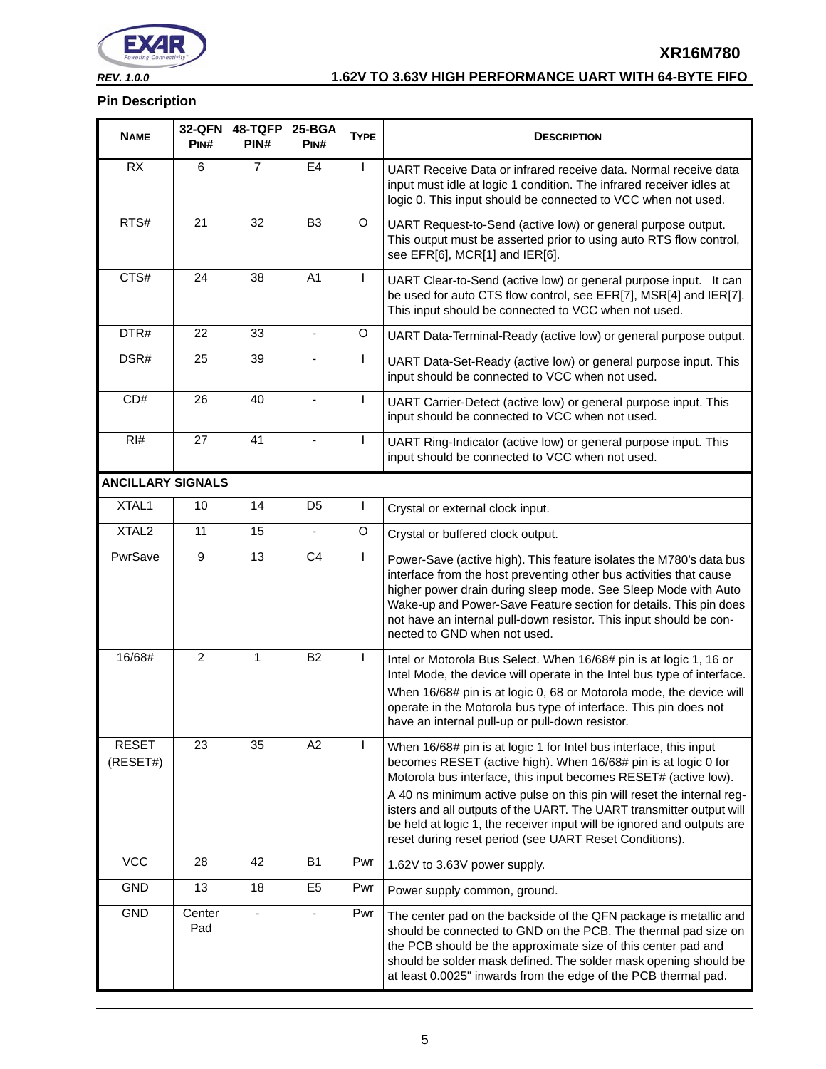## Pin Description

| NAME | 32-QFN PIN# | 48-TQFP PIN# | 25-BGA PIN# | TYPE | DESCRIPTION |
|---|---|---|---|---|---|
| RX | 6 | 7 | E4 | I | UART Receive Data or infrared receive data. Normal receive data input must idle at logic 1 condition. The infrared receiver idles at logic 0. This input should be connected to VCC when not used. |
| RTS# | 21 | 32 | B3 | O | UART Request-to-Send (active low) or general purpose output. This output must be asserted prior to using auto RTS flow control, see EFR[6], MCR[1] and IER[6]. |
| CTS# | 24 | 38 | A1 | I | UART Clear-to-Send (active low) or general purpose input. It can be used for auto CTS flow control, see EFR[7], MSR[4] and IER[7]. This input should be connected to VCC when not used. |
| DTR# | 22 | 33 | - | O | UART Data-Terminal-Ready (active low) or general purpose output. |
| DSR# | 25 | 39 | - | I | UART Data-Set-Ready (active low) or general purpose input. This input should be connected to VCC when not used. |
| CD# | 26 | 40 | - | I | UART Carrier-Detect (active low) or general purpose input. This input should be connected to VCC when not used. |
| RI# | 27 | 41 | - | I | UART Ring-Indicator (active low) or general purpose input. This input should be connected to VCC when not used. |
| **ANCILLARY SIGNALS** | | | | | |
| XTAL1 | 10 | 14 | D5 | I | Crystal or external clock input. |
| XTAL2 | 11 | 15 | - | O | Crystal or buffered clock output. |
| PwrSave | 9 | 13 | C4 | I | Power-Save (active high). This feature isolates the M780's data bus interface from the host preventing other bus activities that cause higher power drain during sleep mode. See Sleep Mode with Auto Wake-up and Power-Save Feature section for details. This pin does not have an internal pull-down resistor. This input should be connected to GND when not used. |
| 16/68# | 2 | 1 | B2 | I | Intel or Motorola Bus Select. When 16/68# pin is at logic 1, 16 or Intel Mode, the device will operate in the Intel bus type of interface. When 16/68# pin is at logic 0, 68 or Motorola mode, the device will operate in the Motorola bus type of interface. This pin does not have an internal pull-up or pull-down resistor. |
| RESET (RESET#) | 23 | 35 | A2 | I | When 16/68# pin is at logic 1 for Intel bus interface, this input becomes RESET (active high). When 16/68# pin is at logic 0 for Motorola bus interface, this input becomes RESET# (active low). A 40 ns minimum active pulse on this pin will reset the internal registers and all outputs of the UART. The UART transmitter output will be held at logic 1, the receiver input will be ignored and outputs are reset during reset period (see UART Reset Conditions). |
| VCC | 28 | 42 | B1 | Pwr | 1.62V to 3.63V power supply. |
| GND | 13 | 18 | E5 | Pwr | Power supply common, ground. |
| GND | Center Pad | - | - | Pwr | The center pad on the backside of the QFN package is metallic and should be connected to GND on the PCB. The thermal pad size on the PCB should be the approximate size of this center pad and should be solder mask defined. The solder mask opening should be at least 0.0025" inwards from the edge of the PCB thermal pad. |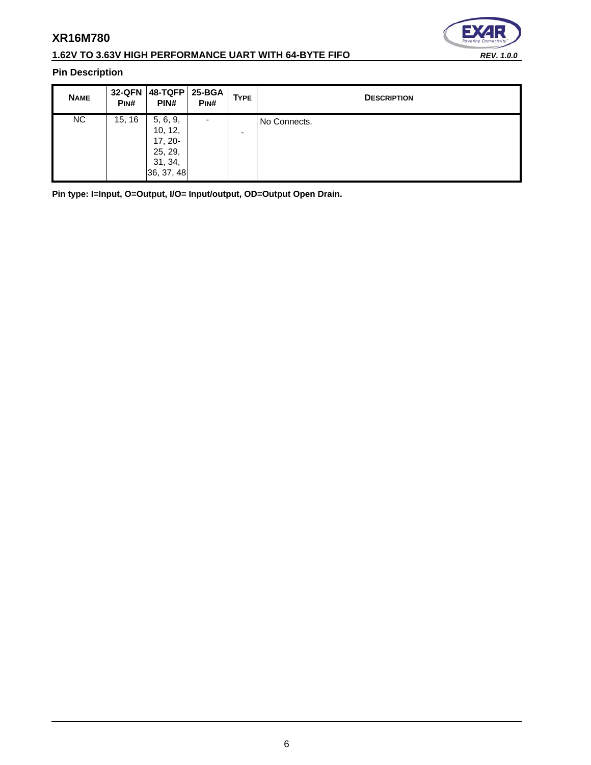### Pin Description

| NAME | 32-QFN PIN# | 48-TQFP PIN# | 25-BGA PIN# | TYPE | DESCRIPTION |
|---|---|---|---|---|---|
| NC | 15, 16 | 5, 6, 9, 10, 12, 17, 20-25, 29, 31, 34, 36, 37, 48 | - | - | No Connects. |

**Pin type: I=Input, O=Output, I/O= Input/output, OD=Output Open Drain.**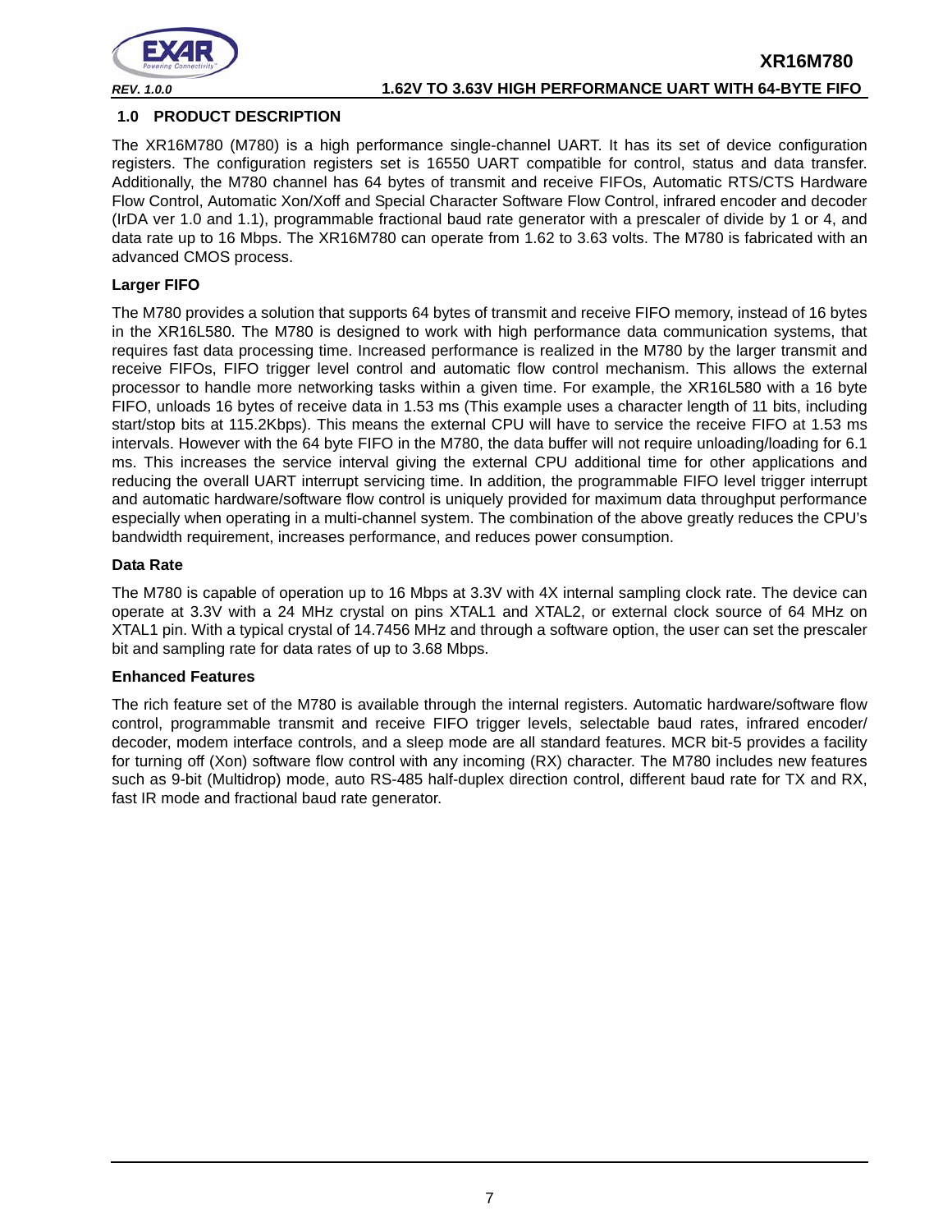## 1.0 PRODUCT DESCRIPTION

The XR16M780 (M780) is a high performance single-channel UART. It has its set of device configuration registers. The configuration registers set is 16550 UART compatible for control, status and data transfer. Additionally, the M780 channel has 64 bytes of transmit and receive FIFOs, Automatic RTS/CTS Hardware Flow Control, Automatic Xon/Xoff and Special Character Software Flow Control, infrared encoder and decoder (IrDA ver 1.0 and 1.1), programmable fractional baud rate generator with a prescaler of divide by 1 or 4, and data rate up to 16 Mbps. The XR16M780 can operate from 1.62 to 3.63 volts. The M780 is fabricated with an advanced CMOS process.

**Larger FIFO**

The M780 provides a solution that supports 64 bytes of transmit and receive FIFO memory, instead of 16 bytes in the XR16L580. The M780 is designed to work with high performance data communication systems, that requires fast data processing time. Increased performance is realized in the M780 by the larger transmit and receive FIFOs, FIFO trigger level control and automatic flow control mechanism. This allows the external processor to handle more networking tasks within a given time. For example, the XR16L580 with a 16 byte FIFO, unloads 16 bytes of receive data in 1.53 ms (This example uses a character length of 11 bits, including start/stop bits at 115.2Kbps). This means the external CPU will have to service the receive FIFO at 1.53 ms intervals. However with the 64 byte FIFO in the M780, the data buffer will not require unloading/loading for 6.1 ms. This increases the service interval giving the external CPU additional time for other applications and reducing the overall UART interrupt servicing time. In addition, the programmable FIFO level trigger interrupt and automatic hardware/software flow control is uniquely provided for maximum data throughput performance especially when operating in a multi-channel system. The combination of the above greatly reduces the CPU's bandwidth requirement, increases performance, and reduces power consumption.

**Data Rate**

The M780 is capable of operation up to 16 Mbps at 3.3V with 4X internal sampling clock rate. The device can operate at 3.3V with a 24 MHz crystal on pins XTAL1 and XTAL2, or external clock source of 64 MHz on XTAL1 pin. With a typical crystal of 14.7456 MHz and through a software option, the user can set the prescaler bit and sampling rate for data rates of up to 3.68 Mbps.

**Enhanced Features**

The rich feature set of the M780 is available through the internal registers. Automatic hardware/software flow control, programmable transmit and receive FIFO trigger levels, selectable baud rates, infrared encoder/ decoder, modem interface controls, and a sleep mode are all standard features. MCR bit-5 provides a facility for turning off (Xon) software flow control with any incoming (RX) character. The M780 includes new features such as 9-bit (Multidrop) mode, auto RS-485 half-duplex direction control, different baud rate for TX and RX, fast IR mode and fractional baud rate generator.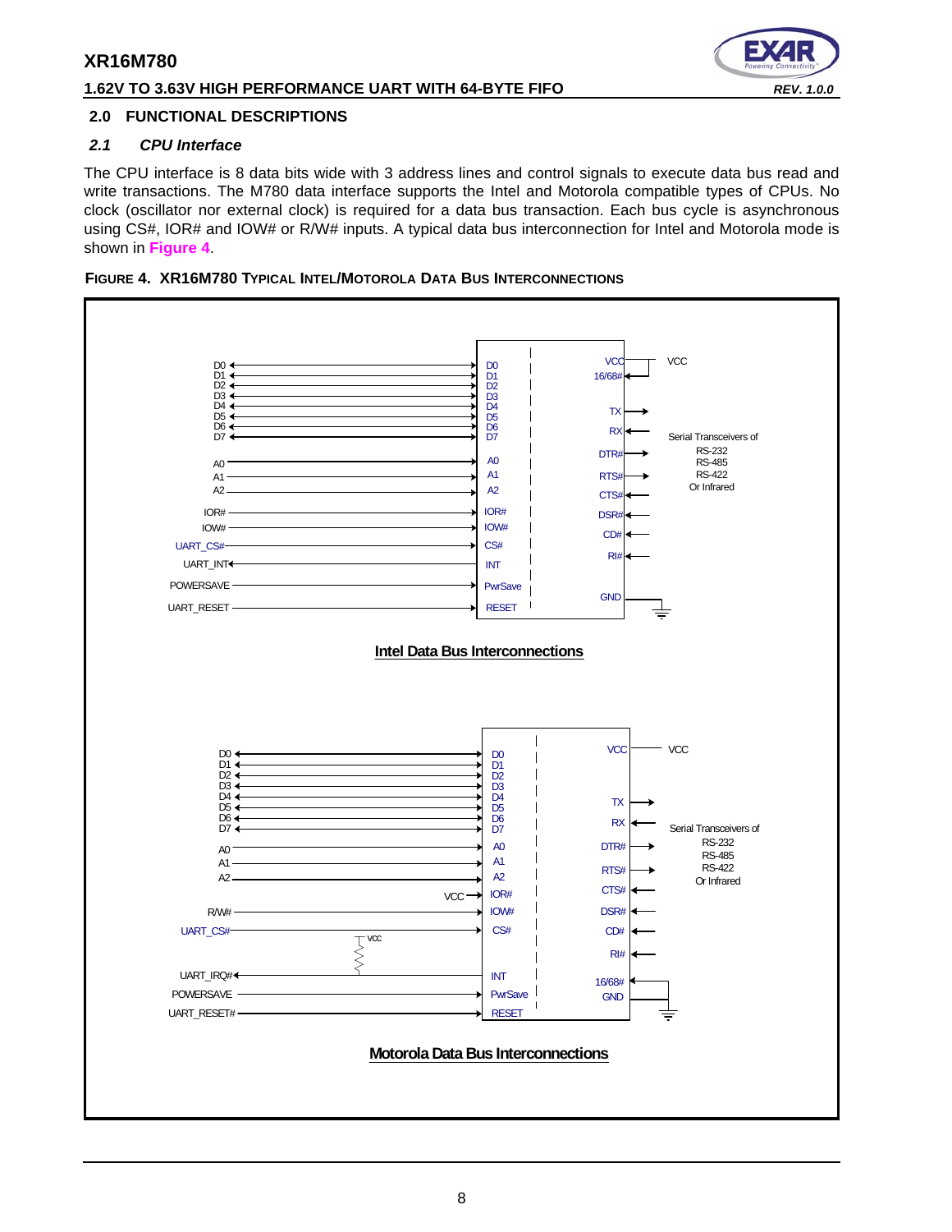## 2.0 FUNCTIONAL DESCRIPTIONS

### *2.1 CPU Interface*

The CPU interface is 8 data bits wide with 3 address lines and control signals to execute data bus read and write transactions. The M780 data interface supports the Intel and Motorola compatible types of CPUs. No clock (oscillator nor external clock) is required for a data bus transaction. Each bus cycle is asynchronous using CS#, IOR# and IOW# or R/W# inputs. A typical data bus interconnection for Intel and Motorola mode is shown in **Figure 4**.

**FIGURE 4. XR16M780 TYPICAL INTEL/MOTOROLA DATA BUS INTERCONNECTIONS**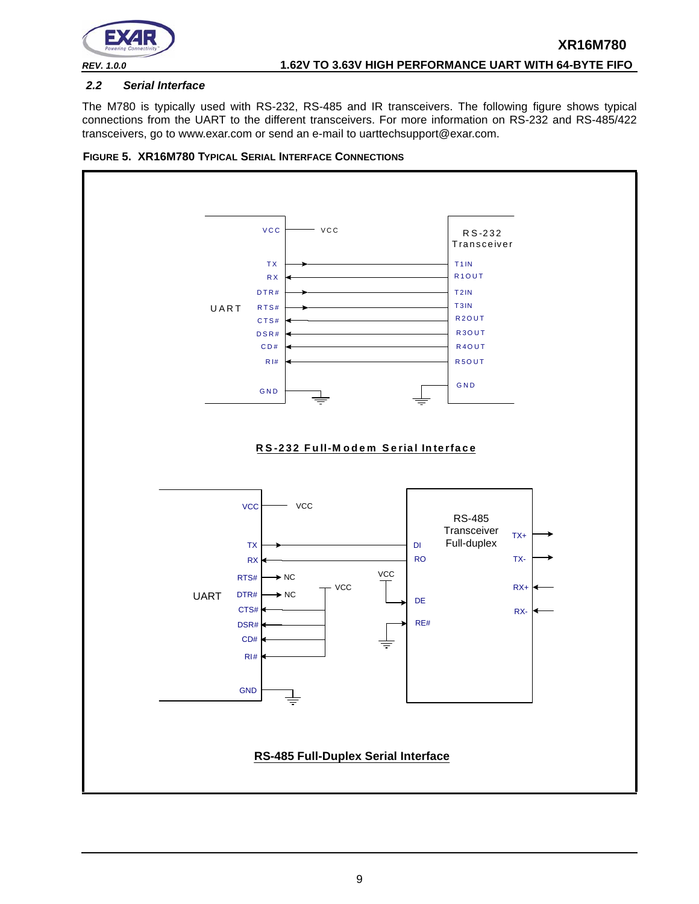## 2.2 Serial Interface

The M780 is typically used with RS-232, RS-485 and IR transceivers. The following figure shows typical connections from the UART to the different transceivers. For more information on RS-232 and RS-485/422 transceivers, go to www.exar.com or send an e-mail to uarttechsupport@exar.com.

**FIGURE 5. XR16M780 TYPICAL SERIAL INTERFACE CONNECTIONS**

**RS-232 Full-Modem Serial Interface**

**RS-485 Full-Duplex Serial Interface**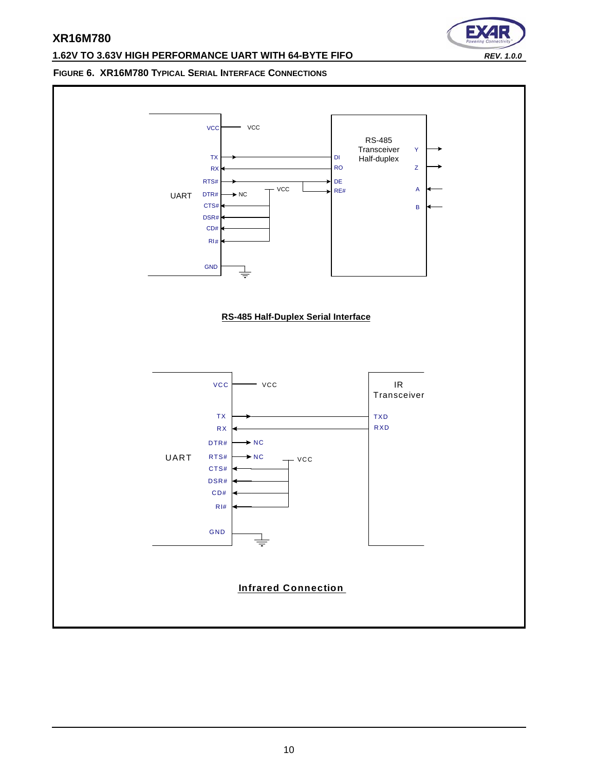**FIGURE 6. XR16M780 TYPICAL SERIAL INTERFACE CONNECTIONS**

UART

VCC — VCC

TX → DI

RX ← RO

RTS# → DE, RE#

DTR# → NC

CTS#, DSR#, CD#, RI# ← VCC

GND

RS-485 Transceiver Half-duplex

Y, Z, A, B

**RS-485 Half-Duplex Serial Interface**

UART

VCC — VCC

TX → TXD

RX ← RXD

DTR# → NC

RTS# → NC

CTS#, DSR#, CD#, RI# ← VCC

GND

IR Transceiver

**Infrared Connection**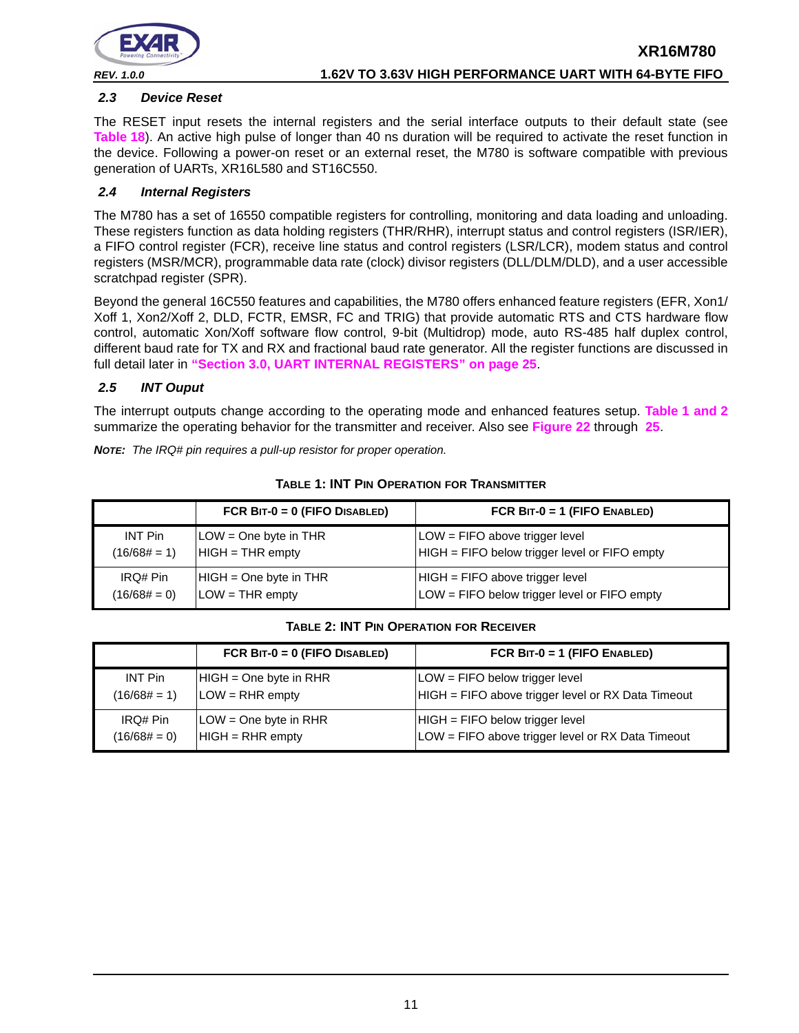### 2.3 Device Reset

The RESET input resets the internal registers and the serial interface outputs to their default state (see Table 18). An active high pulse of longer than 40 ns duration will be required to activate the reset function in the device. Following a power-on reset or an external reset, the M780 is software compatible with previous generation of UARTs, XR16L580 and ST16C550.

### 2.4 Internal Registers

The M780 has a set of 16550 compatible registers for controlling, monitoring and data loading and unloading. These registers function as data holding registers (THR/RHR), interrupt status and control registers (ISR/IER), a FIFO control register (FCR), receive line status and control registers (LSR/LCR), modem status and control registers (MSR/MCR), programmable data rate (clock) divisor registers (DLL/DLM/DLD), and a user accessible scratchpad register (SPR).

Beyond the general 16C550 features and capabilities, the M780 offers enhanced feature registers (EFR, Xon1/Xoff 1, Xon2/Xoff 2, DLD, FCTR, EMSR, FC and TRIG) that provide automatic RTS and CTS hardware flow control, automatic Xon/Xoff software flow control, 9-bit (Multidrop) mode, auto RS-485 half duplex control, different baud rate for TX and RX and fractional baud rate generator. All the register functions are discussed in full detail later in **"Section 3.0, UART INTERNAL REGISTERS" on page 25**.

### 2.5 INT Ouput

The interrupt outputs change according to the operating mode and enhanced features setup. Table 1 and 2 summarize the operating behavior for the transmitter and receiver. Also see Figure 22 through 25.

***NOTE:** The IRQ# pin requires a pull-up resistor for proper operation.*

**TABLE 1: INT PIN OPERATION FOR TRANSMITTER**

| | FCR BIT-0 = 0 (FIFO DISABLED) | FCR BIT-0 = 1 (FIFO ENABLED) |
|---|---|---|
| INT Pin (16/68# = 1) | LOW = One byte in THR<br>HIGH = THR empty | LOW = FIFO above trigger level<br>HIGH = FIFO below trigger level or FIFO empty |
| IRQ# Pin (16/68# = 0) | HIGH = One byte in THR<br>LOW = THR empty | HIGH = FIFO above trigger level<br>LOW = FIFO below trigger level or FIFO empty |

**TABLE 2: INT PIN OPERATION FOR RECEIVER**

| | FCR BIT-0 = 0 (FIFO DISABLED) | FCR BIT-0 = 1 (FIFO ENABLED) |
|---|---|---|
| INT Pin (16/68# = 1) | HIGH = One byte in RHR<br>LOW = RHR empty | LOW = FIFO below trigger level<br>HIGH = FIFO above trigger level or RX Data Timeout |
| IRQ# Pin (16/68# = 0) | LOW = One byte in RHR<br>HIGH = RHR empty | HIGH = FIFO below trigger level<br>LOW = FIFO above trigger level or RX Data Timeout |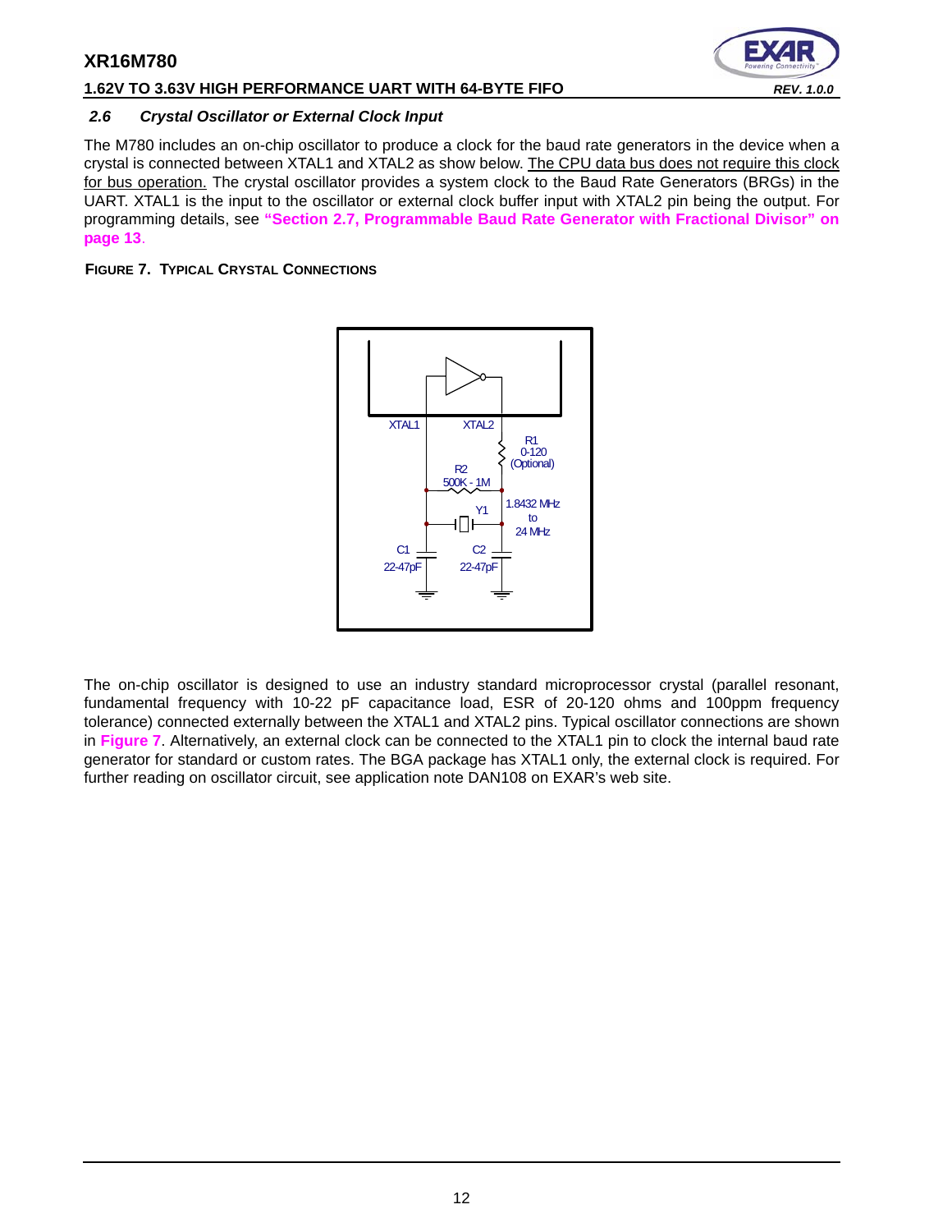### 2.6 Crystal Oscillator or External Clock Input

The M780 includes an on-chip oscillator to produce a clock for the baud rate generators in the device when a crystal is connected between XTAL1 and XTAL2 as show below. The CPU data bus does not require this clock for bus operation. The crystal oscillator provides a system clock to the Baud Rate Generators (BRGs) in the UART. XTAL1 is the input to the oscillator or external clock buffer input with XTAL2 pin being the output. For programming details, see **"Section 2.7, Programmable Baud Rate Generator with Fractional Divisor" on page 13**.

**FIGURE 7. TYPICAL CRYSTAL CONNECTIONS**

XTAL1 XTAL2 R1 0-120 (Optional) R2 500K - 1M Y1 1.8432 MHz to 24 MHz C1 22-47pF C2 22-47pF

The on-chip oscillator is designed to use an industry standard microprocessor crystal (parallel resonant, fundamental frequency with 10-22 pF capacitance load, ESR of 20-120 ohms and 100ppm frequency tolerance) connected externally between the XTAL1 and XTAL2 pins. Typical oscillator connections are shown in **Figure 7**. Alternatively, an external clock can be connected to the XTAL1 pin to clock the internal baud rate generator for standard or custom rates. The BGA package has XTAL1 only, the external clock is required. For further reading on oscillator circuit, see application note DAN108 on EXAR's web site.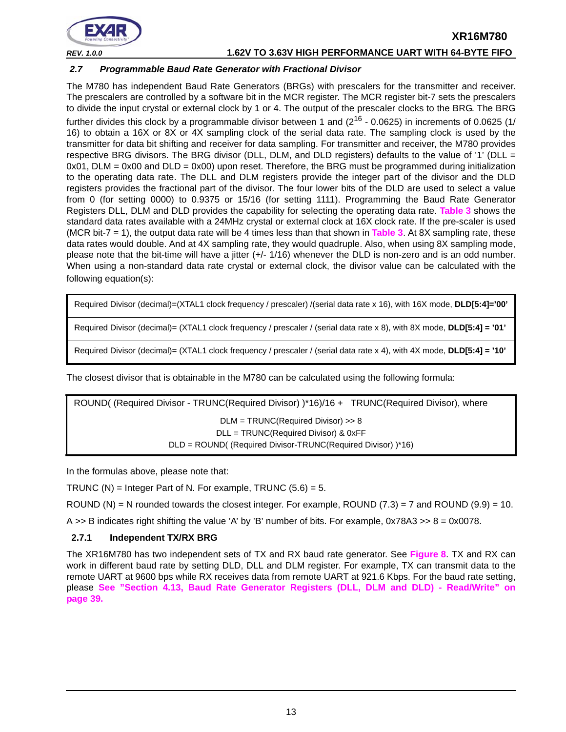### 2.7 Programmable Baud Rate Generator with Fractional Divisor

The M780 has independent Baud Rate Generators (BRGs) with prescalers for the transmitter and receiver. The prescalers are controlled by a software bit in the MCR register. The MCR register bit-7 sets the prescalers to divide the input crystal or external clock by 1 or 4. The output of the prescaler clocks to the BRG. The BRG further divides this clock by a programmable divisor between 1 and ($2^{16}$ - 0.0625) in increments of 0.0625 (1/16) to obtain a 16X or 8X or 4X sampling clock of the serial data rate. The sampling clock is used by the transmitter for data bit shifting and receiver for data sampling. For transmitter and receiver, the M780 provides respective BRG divisors. The BRG divisor (DLL, DLM, and DLD registers) defaults to the value of '1' (DLL = 0x01, DLM = 0x00 and DLD = 0x00) upon reset. Therefore, the BRG must be programmed during initialization to the operating data rate. The DLL and DLM registers provide the integer part of the divisor and the DLD registers provides the fractional part of the divisor. The four lower bits of the DLD are used to select a value from 0 (for setting 0000) to 0.9375 or 15/16 (for setting 1111). Programming the Baud Rate Generator Registers DLL, DLM and DLD provides the capability for selecting the operating data rate. Table 3 shows the standard data rates available with a 24MHz crystal or external clock at 16X clock rate. If the pre-scaler is used (MCR bit-7 = 1), the output data rate will be 4 times less than that shown in Table 3. At 8X sampling rate, these data rates would double. And at 4X sampling rate, they would quadruple. Also, when using 8X sampling mode, please note that the bit-time will have a jitter (+/- 1/16) whenever the DLD is non-zero and is an odd number. When using a non-standard data rate crystal or external clock, the divisor value can be calculated with the following equation(s):

| |
|---|
| Required Divisor (decimal)=(XTAL1 clock frequency / prescaler) /(serial data rate x 16), with 16X mode, **DLD[5:4]='00'** |
| Required Divisor (decimal)= (XTAL1 clock frequency / prescaler / (serial data rate x 8), with 8X mode, **DLD[5:4] = '01'** |
| Required Divisor (decimal)= (XTAL1 clock frequency / prescaler / (serial data rate x 4), with 4X mode, **DLD[5:4] = '10'** |

The closest divisor that is obtainable in the M780 can be calculated using the following formula:

```
ROUND( (Required Divisor - TRUNC(Required Divisor) )*16)/16 +   TRUNC(Required Divisor), where
DLM = TRUNC(Required Divisor) >> 8
DLL = TRUNC(Required Divisor) & 0xFF
DLD = ROUND( (Required Divisor-TRUNC(Required Divisor) )*16)
```

In the formulas above, please note that:

TRUNC (N) = Integer Part of N. For example, TRUNC (5.6) = 5.

ROUND (N) = N rounded towards the closest integer. For example, ROUND (7.3) = 7 and ROUND (9.9) = 10.

A >> B indicates right shifting the value 'A' by 'B' number of bits. For example, 0x78A3 >> 8 = 0x0078.

#### 2.7.1 Independent TX/RX BRG

The XR16M780 has two independent sets of TX and RX baud rate generator. See Figure 8. TX and RX can work in different baud rate by setting DLD, DLL and DLM register. For example, TX can transmit data to the remote UART at 9600 bps while RX receives data from remote UART at 921.6 Kbps. For the baud rate setting, please See "Section 4.13, Baud Rate Generator Registers (DLL, DLM and DLD) - Read/Write" on page 39.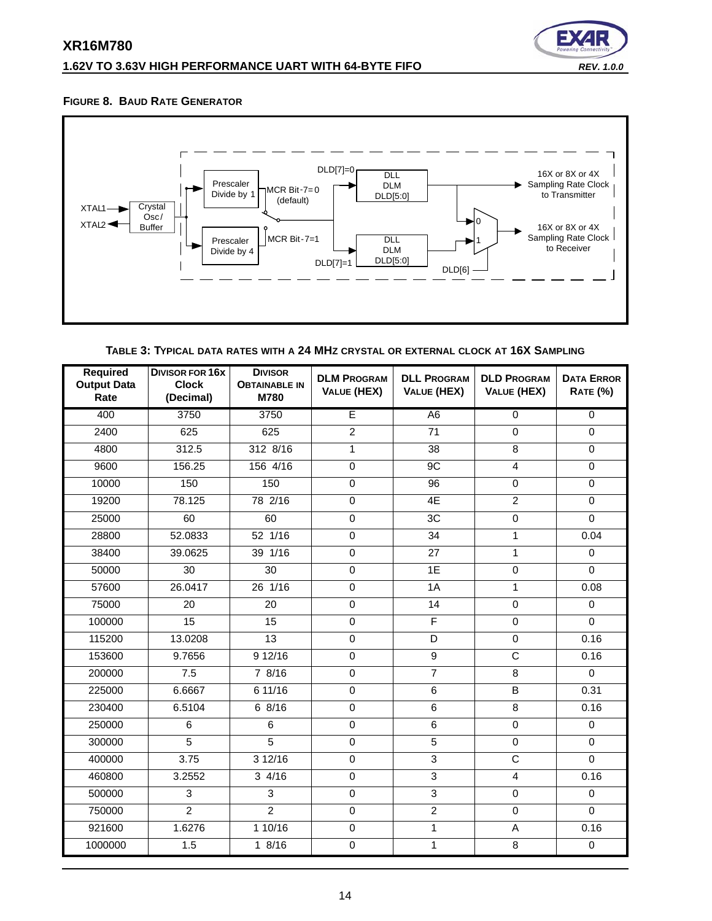**FIGURE 8. BAUD RATE GENERATOR**

XTAL1, XTAL2, Crystal Osc/ Buffer, Prescaler Divide by 1, Prescaler Divide by 4, MCR Bit-7=0 (default), MCR Bit-7=1, DLD[7]=0, DLD[7]=1, DLL DLM DLD[5:0], DLD[6], 16X or 8X or 4X Sampling Rate Clock to Transmitter, 16X or 8X or 4X Sampling Rate Clock to Receiver

**TABLE 3: TYPICAL DATA RATES WITH A 24 MHZ CRYSTAL OR EXTERNAL CLOCK AT 16X SAMPLING**

| Required Output Data Rate | DIVISOR FOR 16x Clock (Decimal) | DIVISOR OBTAINABLE IN M780 | DLM PROGRAM VALUE (HEX) | DLL PROGRAM VALUE (HEX) | DLD PROGRAM VALUE (HEX) | DATA ERROR RATE (%) |
|---|---|---|---|---|---|---|
| 400 | 3750 | 3750 | E | A6 | 0 | 0 |
| 2400 | 625 | 625 | 2 | 71 | 0 | 0 |
| 4800 | 312.5 | 312 8/16 | 1 | 38 | 8 | 0 |
| 9600 | 156.25 | 156 4/16 | 0 | 9C | 4 | 0 |
| 10000 | 150 | 150 | 0 | 96 | 0 | 0 |
| 19200 | 78.125 | 78 2/16 | 0 | 4E | 2 | 0 |
| 25000 | 60 | 60 | 0 | 3C | 0 | 0 |
| 28800 | 52.0833 | 52 1/16 | 0 | 34 | 1 | 0.04 |
| 38400 | 39.0625 | 39 1/16 | 0 | 27 | 1 | 0 |
| 50000 | 30 | 30 | 0 | 1E | 0 | 0 |
| 57600 | 26.0417 | 26 1/16 | 0 | 1A | 1 | 0.08 |
| 75000 | 20 | 20 | 0 | 14 | 0 | 0 |
| 100000 | 15 | 15 | 0 | F | 0 | 0 |
| 115200 | 13.0208 | 13 | 0 | D | 0 | 0.16 |
| 153600 | 9.7656 | 9 12/16 | 0 | 9 | C | 0.16 |
| 200000 | 7.5 | 7 8/16 | 0 | 7 | 8 | 0 |
| 225000 | 6.6667 | 6 11/16 | 0 | 6 | B | 0.31 |
| 230400 | 6.5104 | 6 8/16 | 0 | 6 | 8 | 0.16 |
| 250000 | 6 | 6 | 0 | 6 | 0 | 0 |
| 300000 | 5 | 5 | 0 | 5 | 0 | 0 |
| 400000 | 3.75 | 3 12/16 | 0 | 3 | C | 0 |
| 460800 | 3.2552 | 3 4/16 | 0 | 3 | 4 | 0.16 |
| 500000 | 3 | 3 | 0 | 3 | 0 | 0 |
| 750000 | 2 | 2 | 0 | 2 | 0 | 0 |
| 921600 | 1.6276 | 1 10/16 | 0 | 1 | A | 0.16 |
| 1000000 | 1.5 | 1 8/16 | 0 | 1 | 8 | 0 |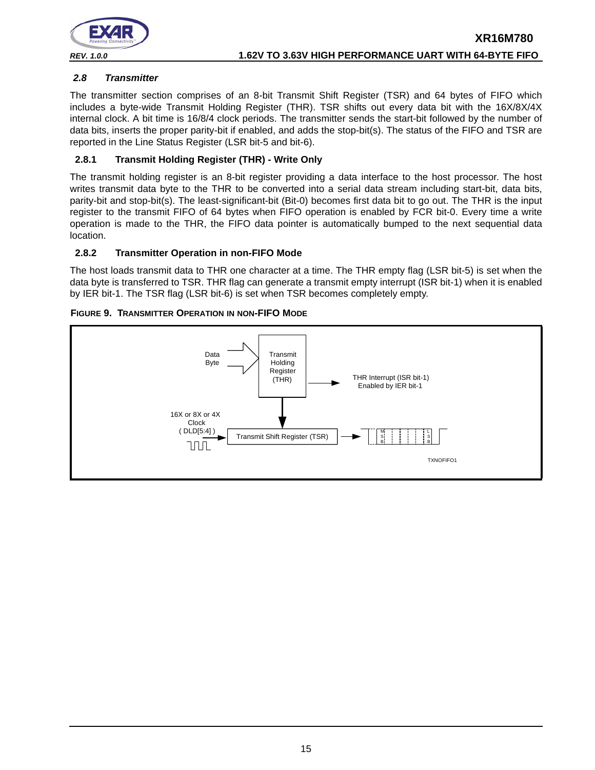### 2.8 Transmitter

The transmitter section comprises of an 8-bit Transmit Shift Register (TSR) and 64 bytes of FIFO which includes a byte-wide Transmit Holding Register (THR). TSR shifts out every data bit with the 16X/8X/4X internal clock. A bit time is 16/8/4 clock periods. The transmitter sends the start-bit followed by the number of data bits, inserts the proper parity-bit if enabled, and adds the stop-bit(s). The status of the FIFO and TSR are reported in the Line Status Register (LSR bit-5 and bit-6).

#### 2.8.1 Transmit Holding Register (THR) - Write Only

The transmit holding register is an 8-bit register providing a data interface to the host processor. The host writes transmit data byte to the THR to be converted into a serial data stream including start-bit, data bits, parity-bit and stop-bit(s). The least-significant-bit (Bit-0) becomes first data bit to go out. The THR is the input register to the transmit FIFO of 64 bytes when FIFO operation is enabled by FCR bit-0. Every time a write operation is made to the THR, the FIFO data pointer is automatically bumped to the next sequential data location.

#### 2.8.2 Transmitter Operation in non-FIFO Mode

The host loads transmit data to THR one character at a time. The THR empty flag (LSR bit-5) is set when the data byte is transferred to TSR. THR flag can generate a transmit empty interrupt (ISR bit-1) when it is enabled by IER bit-1. The TSR flag (LSR bit-6) is set when TSR becomes completely empty.

**FIGURE 9. TRANSMITTER OPERATION IN NON-FIFO MODE**

Data Byte → Transmit Holding Register (THR) → THR Interrupt (ISR bit-1) Enabled by IER bit-1

16X or 8X or 4X Clock ( DLD[5:4] ) → Transmit Shift Register (TSR) → MSB ... LSB

TXNOFIFO1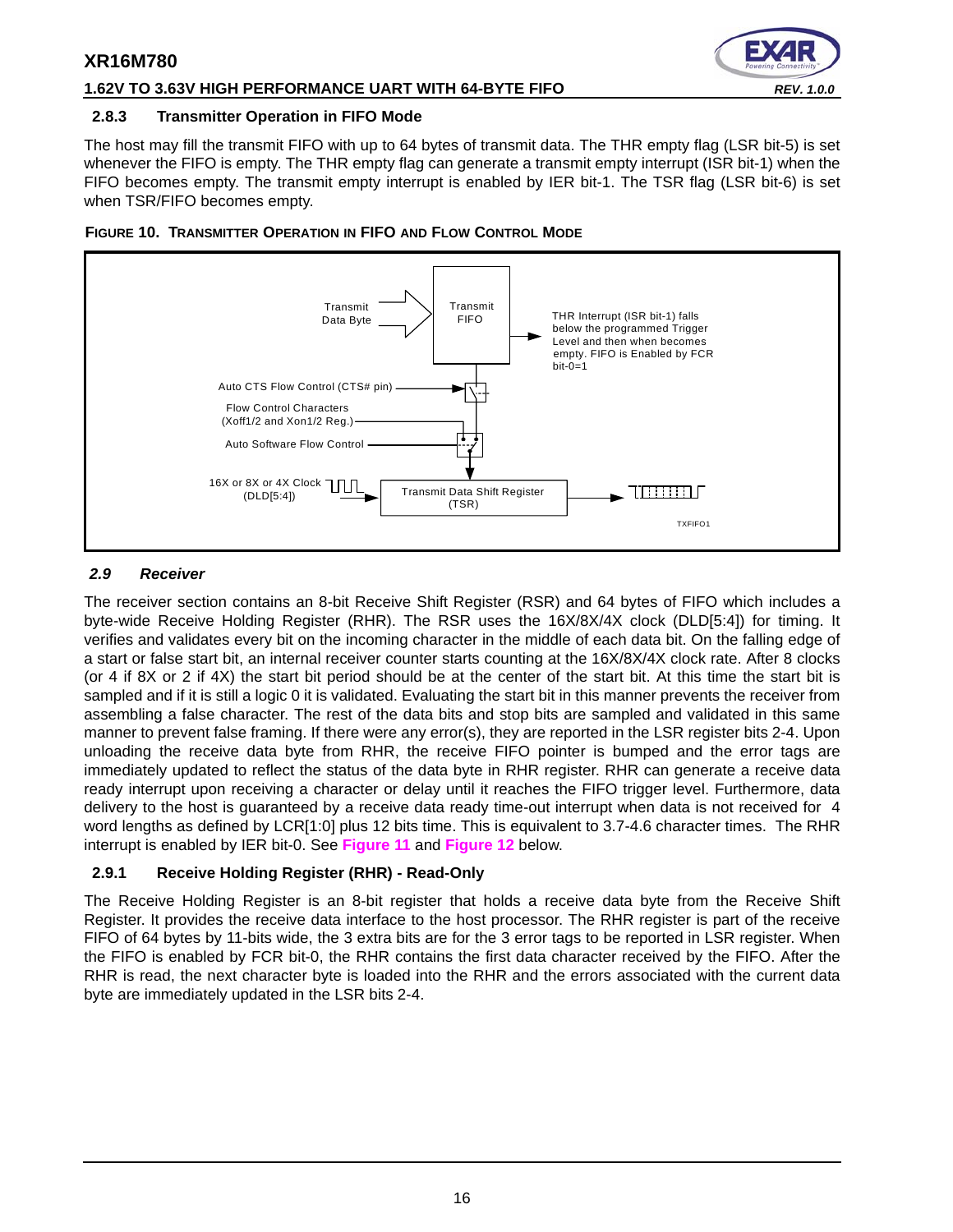### 2.8.3 Transmitter Operation in FIFO Mode

The host may fill the transmit FIFO with up to 64 bytes of transmit data. The THR empty flag (LSR bit-5) is set whenever the FIFO is empty. The THR empty flag can generate a transmit empty interrupt (ISR bit-1) when the FIFO becomes empty. The transmit empty interrupt is enabled by IER bit-1. The TSR flag (LSR bit-6) is set when TSR/FIFO becomes empty.

**FIGURE 10. TRANSMITTER OPERATION IN FIFO AND FLOW CONTROL MODE**

Transmit Data Byte → Transmit FIFO

THR Interrupt (ISR bit-1) falls below the programmed Trigger Level and then when becomes empty. FIFO is Enabled by FCR bit-0=1

Auto CTS Flow Control (CTS# pin)

Flow Control Characters (Xoff1/2 and Xon1/2 Reg.)

Auto Software Flow Control

16X or 8X or 4X Clock (DLD[5:4]) → Transmit Data Shift Register (TSR)

TXFIFO1

## 2.9 Receiver

The receiver section contains an 8-bit Receive Shift Register (RSR) and 64 bytes of FIFO which includes a byte-wide Receive Holding Register (RHR). The RSR uses the 16X/8X/4X clock (DLD[5:4]) for timing. It verifies and validates every bit on the incoming character in the middle of each data bit. On the falling edge of a start or false start bit, an internal receiver counter starts counting at the 16X/8X/4X clock rate. After 8 clocks (or 4 if 8X or 2 if 4X) the start bit period should be at the center of the start bit. At this time the start bit is sampled and if it is still a logic 0 it is validated. Evaluating the start bit in this manner prevents the receiver from assembling a false character. The rest of the data bits and stop bits are sampled and validated in this same manner to prevent false framing. If there were any error(s), they are reported in the LSR register bits 2-4. Upon unloading the receive data byte from RHR, the receive FIFO pointer is bumped and the error tags are immediately updated to reflect the status of the data byte in RHR register. RHR can generate a receive data ready interrupt upon receiving a character or delay until it reaches the FIFO trigger level. Furthermore, data delivery to the host is guaranteed by a receive data ready time-out interrupt when data is not received for 4 word lengths as defined by LCR[1:0] plus 12 bits time. This is equivalent to 3.7-4.6 character times. The RHR interrupt is enabled by IER bit-0. See **Figure 11** and **Figure 12** below.

### 2.9.1 Receive Holding Register (RHR) - Read-Only

The Receive Holding Register is an 8-bit register that holds a receive data byte from the Receive Shift Register. It provides the receive data interface to the host processor. The RHR register is part of the receive FIFO of 64 bytes by 11-bits wide, the 3 extra bits are for the 3 error tags to be reported in LSR register. When the FIFO is enabled by FCR bit-0, the RHR contains the first data character received by the FIFO. After the RHR is read, the next character byte is loaded into the RHR and the errors associated with the current data byte are immediately updated in the LSR bits 2-4.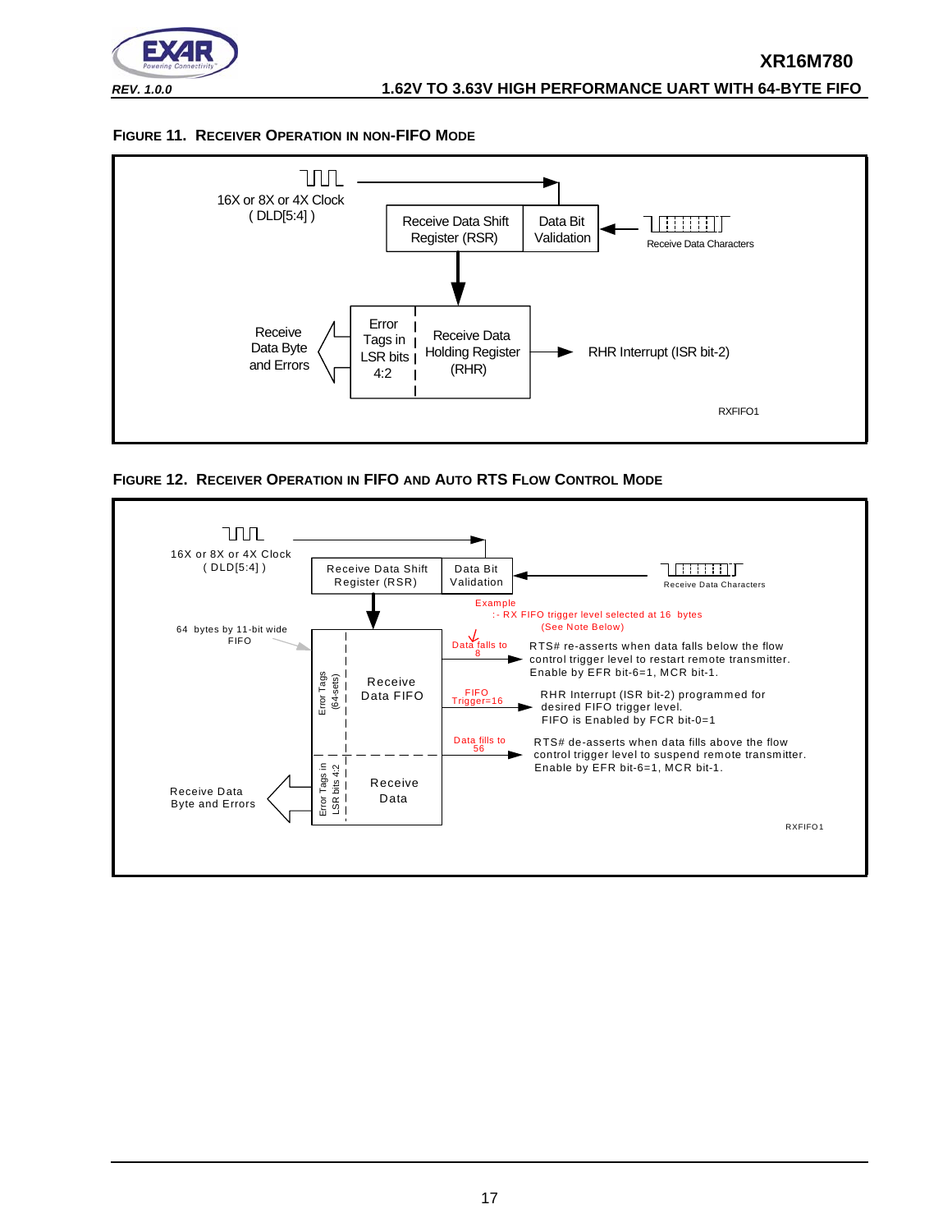### FIGURE 11. RECEIVER OPERATION IN NON-FIFO MODE

16X or 8X or 4X Clock
( DLD[5:4] )

Receive Data Shift Register (RSR)

Data Bit Validation

Receive Data Characters

Error Tags in LSR bits 4:2

Receive Data Holding Register (RHR)

Receive Data Byte and Errors

RHR Interrupt (ISR bit-2)

RXFIFO1

### FIGURE 12. RECEIVER OPERATION IN FIFO AND AUTO RTS FLOW CONTROL MODE

16X or 8X or 4X Clock
( DLD[5:4] )

Receive Data Shift Register (RSR)

Data Bit Validation

Receive Data Characters

64 bytes by 11-bit wide FIFO

Example
:- RX FIFO trigger level selected at 16 bytes
(See Note Below)

Error Tags (64-sets)

Receive Data FIFO

Data falls to 8 — RTS# re-asserts when data falls below the flow control trigger level to restart remote transmitter. Enable by EFR bit-6=1, MCR bit-1.

FIFO Trigger=16 — RHR Interrupt (ISR bit-2) programmed for desired FIFO trigger level. FIFO is Enabled by FCR bit-0=1

Data fills to 56 — RTS# de-asserts when data fills above the flow control trigger level to suspend remote transmitter. Enable by EFR bit-6=1, MCR bit-1.

Error Tags in LSR bits 4:2

Receive Data

Receive Data Byte and Errors

RXFIFO1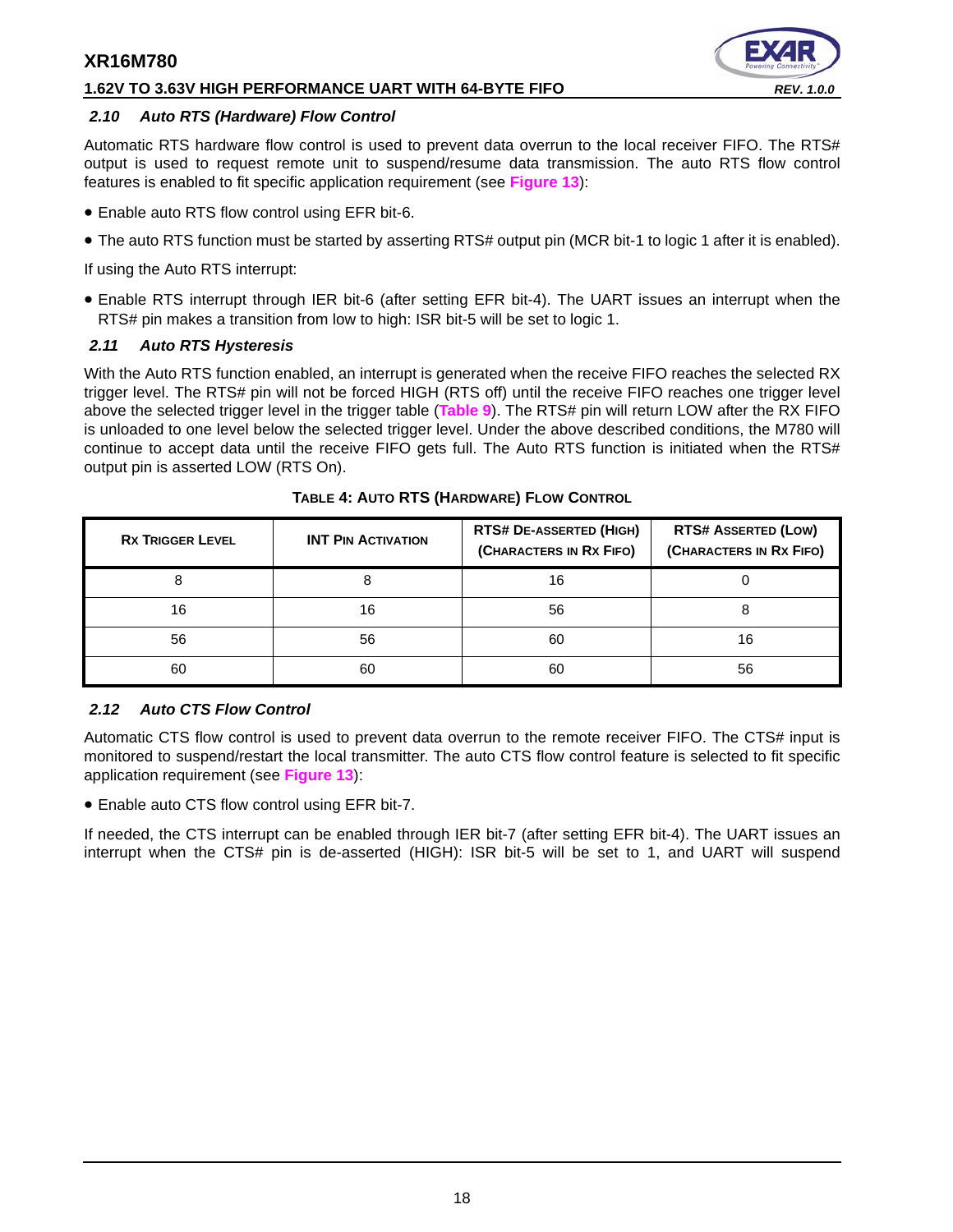### 2.10 Auto RTS (Hardware) Flow Control

Automatic RTS hardware flow control is used to prevent data overrun to the local receiver FIFO. The RTS# output is used to request remote unit to suspend/resume data transmission. The auto RTS flow control features is enabled to fit specific application requirement (see **Figure 13**):

- Enable auto RTS flow control using EFR bit-6.
- The auto RTS function must be started by asserting RTS# output pin (MCR bit-1 to logic 1 after it is enabled).

If using the Auto RTS interrupt:

- Enable RTS interrupt through IER bit-6 (after setting EFR bit-4). The UART issues an interrupt when the RTS# pin makes a transition from low to high: ISR bit-5 will be set to logic 1.

### 2.11 Auto RTS Hysteresis

With the Auto RTS function enabled, an interrupt is generated when the receive FIFO reaches the selected RX trigger level. The RTS# pin will not be forced HIGH (RTS off) until the receive FIFO reaches one trigger level above the selected trigger level in the trigger table (**Table 9**). The RTS# pin will return LOW after the RX FIFO is unloaded to one level below the selected trigger level. Under the above described conditions, the M780 will continue to accept data until the receive FIFO gets full. The Auto RTS function is initiated when the RTS# output pin is asserted LOW (RTS On).

**TABLE 4: AUTO RTS (HARDWARE) FLOW CONTROL**

| RX TRIGGER LEVEL | INT PIN ACTIVATION | RTS# DE-ASSERTED (HIGH) (CHARACTERS IN RX FIFO) | RTS# ASSERTED (LOW) (CHARACTERS IN RX FIFO) |
|---|---|---|---|
| 8 | 8 | 16 | 0 |
| 16 | 16 | 56 | 8 |
| 56 | 56 | 60 | 16 |
| 60 | 60 | 60 | 56 |

### 2.12 Auto CTS Flow Control

Automatic CTS flow control is used to prevent data overrun to the remote receiver FIFO. The CTS# input is monitored to suspend/restart the local transmitter. The auto CTS flow control feature is selected to fit specific application requirement (see **Figure 13**):

- Enable auto CTS flow control using EFR bit-7.

If needed, the CTS interrupt can be enabled through IER bit-7 (after setting EFR bit-4). The UART issues an interrupt when the CTS# pin is de-asserted (HIGH): ISR bit-5 will be set to 1, and UART will suspend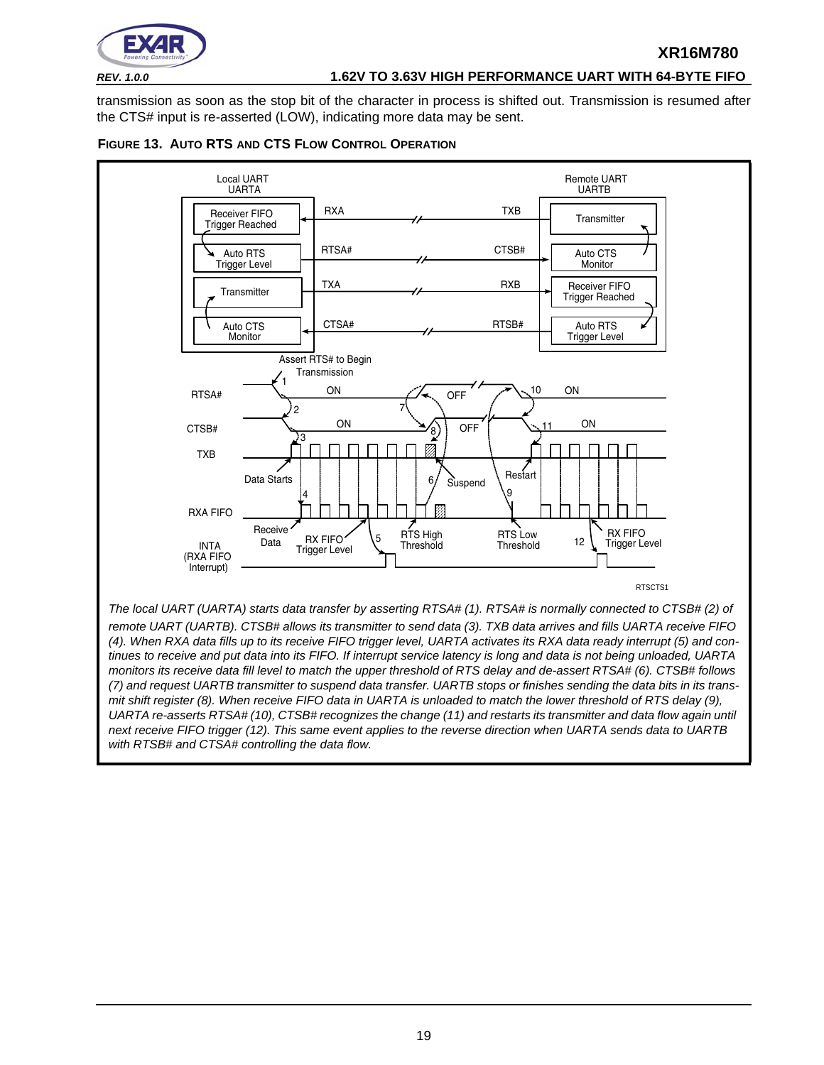transmission as soon as the stop bit of the character in process is shifted out. Transmission is resumed after the CTS# input is re-asserted (LOW), indicating more data may be sent.

**FIGURE 13. AUTO RTS AND CTS FLOW CONTROL OPERATION**

Local UART UARTA

Remote UART UARTB

Receiver FIFO Trigger Reached — RXA — TXB — Transmitter

Auto RTS Trigger Level — RTSA# — CTSB# — Auto CTS Monitor

Transmitter — TXA — RXB — Receiver FIFO Trigger Reached

Auto CTS Monitor — CTSA# — RTSB# — Auto RTS Trigger Level

Assert RTS# to Begin Transmission

RTSA#: 1 ON, 7 OFF, 10 ON

CTSB#: 2 ON, 8 OFF, 11 ON

TXB: 3 Data Starts, 6 Suspend, Restart

RXA FIFO: 4 Receive Data, RX FIFO Trigger Level, 5 RTS High Threshold, 9 RTS Low Threshold, 12 RX FIFO Trigger Level

INTA (RXA FIFO Interrupt)

RTSCTS1

*The local UART (UARTA) starts data transfer by asserting RTSA# (1). RTSA# is normally connected to CTSB# (2) of remote UART (UARTB). CTSB# allows its transmitter to send data (3). TXB data arrives and fills UARTA receive FIFO (4). When RXA data fills up to its receive FIFO trigger level, UARTA activates its RXA data ready interrupt (5) and continues to receive and put data into its FIFO. If interrupt service latency is long and data is not being unloaded, UARTA monitors its receive data fill level to match the upper threshold of RTS delay and de-assert RTSA# (6). CTSB# follows (7) and request UARTB transmitter to suspend data transfer. UARTB stops or finishes sending the data bits in its transmit shift register (8). When receive FIFO data in UARTA is unloaded to match the lower threshold of RTS delay (9), UARTA re-asserts RTSA# (10), CTSB# recognizes the change (11) and restarts its transmitter and data flow again until next receive FIFO trigger (12). This same event applies to the reverse direction when UARTA sends data to UARTB with RTSB# and CTSA# controlling the data flow.*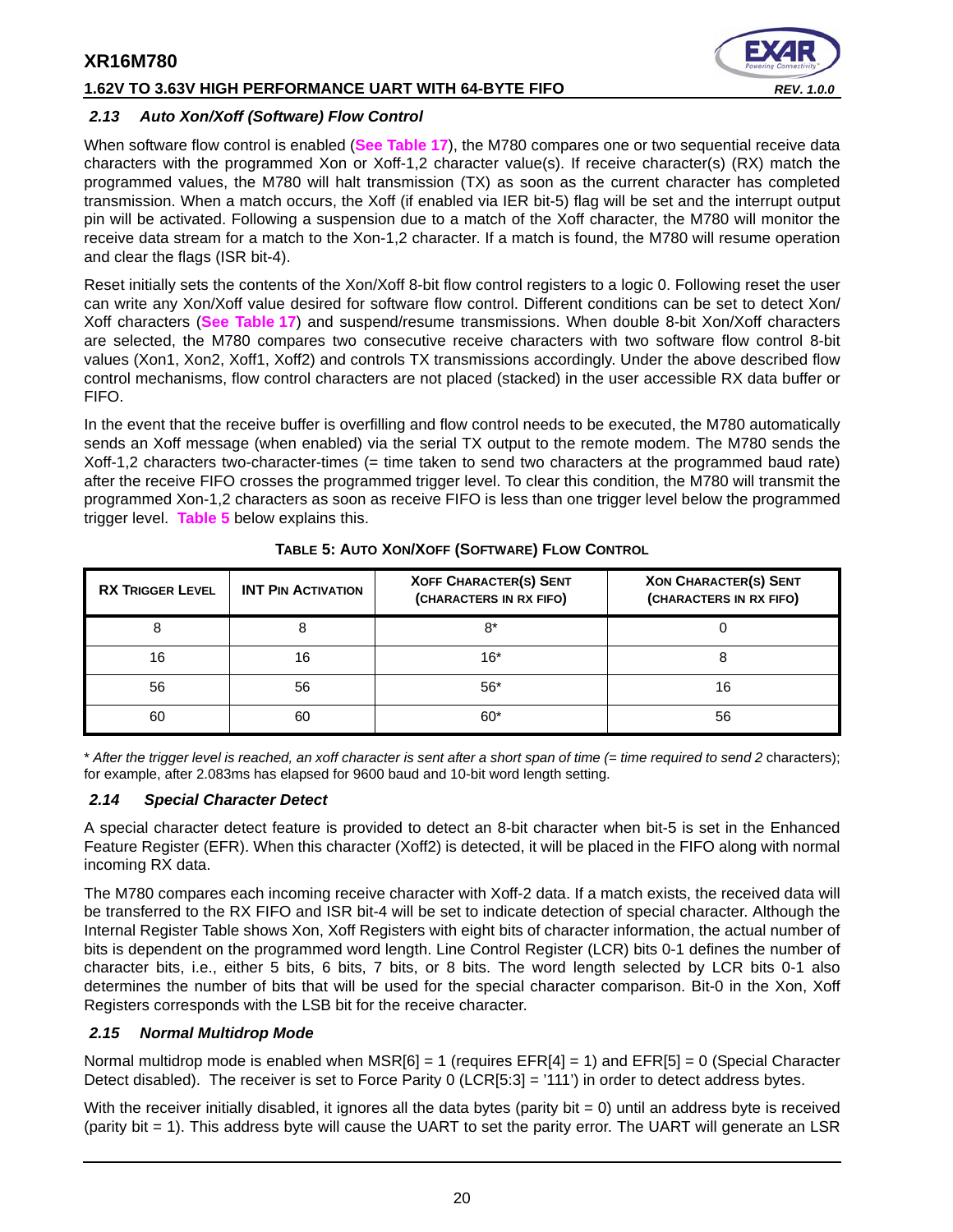### 2.13 Auto Xon/Xoff (Software) Flow Control

When software flow control is enabled (**See Table 17**), the M780 compares one or two sequential receive data characters with the programmed Xon or Xoff-1,2 character value(s). If receive character(s) (RX) match the programmed values, the M780 will halt transmission (TX) as soon as the current character has completed transmission. When a match occurs, the Xoff (if enabled via IER bit-5) flag will be set and the interrupt output pin will be activated. Following a suspension due to a match of the Xoff character, the M780 will monitor the receive data stream for a match to the Xon-1,2 character. If a match is found, the M780 will resume operation and clear the flags (ISR bit-4).

Reset initially sets the contents of the Xon/Xoff 8-bit flow control registers to a logic 0. Following reset the user can write any Xon/Xoff value desired for software flow control. Different conditions can be set to detect Xon/Xoff characters (**See Table 17**) and suspend/resume transmissions. When double 8-bit Xon/Xoff characters are selected, the M780 compares two consecutive receive characters with two software flow control 8-bit values (Xon1, Xon2, Xoff1, Xoff2) and controls TX transmissions accordingly. Under the above described flow control mechanisms, flow control characters are not placed (stacked) in the user accessible RX data buffer or FIFO.

In the event that the receive buffer is overfilling and flow control needs to be executed, the M780 automatically sends an Xoff message (when enabled) via the serial TX output to the remote modem. The M780 sends the Xoff-1,2 characters two-character-times (= time taken to send two characters at the programmed baud rate) after the receive FIFO crosses the programmed trigger level. To clear this condition, the M780 will transmit the programmed Xon-1,2 characters as soon as receive FIFO is less than one trigger level below the programmed trigger level. **Table 5** below explains this.

**TABLE 5: AUTO XON/XOFF (SOFTWARE) FLOW CONTROL**

| RX TRIGGER LEVEL | INT PIN ACTIVATION | XOFF CHARACTER(S) SENT (CHARACTERS IN RX FIFO) | XON CHARACTER(S) SENT (CHARACTERS IN RX FIFO) |
|---|---|---|---|
| 8 | 8 | 8* | 0 |
| 16 | 16 | 16* | 8 |
| 56 | 56 | 56* | 16 |
| 60 | 60 | 60* | 56 |

* *After the trigger level is reached, an xoff character is sent after a short span of time (= time required to send 2* characters); for example, after 2.083ms has elapsed for 9600 baud and 10-bit word length setting.

### 2.14 Special Character Detect

A special character detect feature is provided to detect an 8-bit character when bit-5 is set in the Enhanced Feature Register (EFR). When this character (Xoff2) is detected, it will be placed in the FIFO along with normal incoming RX data.

The M780 compares each incoming receive character with Xoff-2 data. If a match exists, the received data will be transferred to the RX FIFO and ISR bit-4 will be set to indicate detection of special character. Although the Internal Register Table shows Xon, Xoff Registers with eight bits of character information, the actual number of bits is dependent on the programmed word length. Line Control Register (LCR) bits 0-1 defines the number of character bits, i.e., either 5 bits, 6 bits, 7 bits, or 8 bits. The word length selected by LCR bits 0-1 also determines the number of bits that will be used for the special character comparison. Bit-0 in the Xon, Xoff Registers corresponds with the LSB bit for the receive character.

### 2.15 Normal Multidrop Mode

Normal multidrop mode is enabled when MSR[6] = 1 (requires EFR[4] = 1) and EFR[5] = 0 (Special Character Detect disabled). The receiver is set to Force Parity 0 (LCR[5:3] = '111') in order to detect address bytes.

With the receiver initially disabled, it ignores all the data bytes (parity bit = 0) until an address byte is received (parity bit = 1). This address byte will cause the UART to set the parity error. The UART will generate an LSR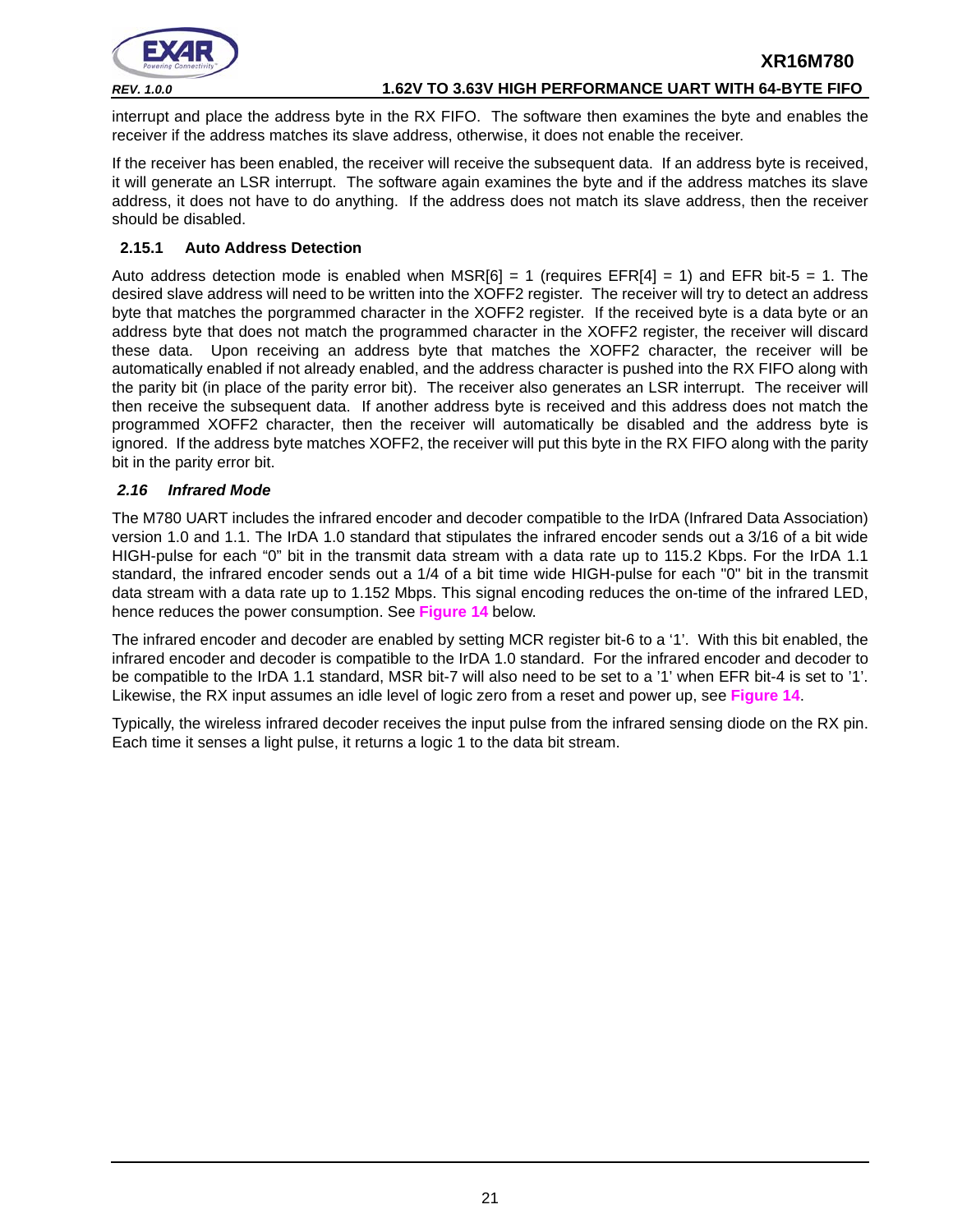interrupt and place the address byte in the RX FIFO. The software then examines the byte and enables the receiver if the address matches its slave address, otherwise, it does not enable the receiver.

If the receiver has been enabled, the receiver will receive the subsequent data. If an address byte is received, it will generate an LSR interrupt. The software again examines the byte and if the address matches its slave address, it does not have to do anything. If the address does not match its slave address, then the receiver should be disabled.

### 2.15.1 Auto Address Detection

Auto address detection mode is enabled when MSR[6] = 1 (requires EFR[4] = 1) and EFR bit-5 = 1. The desired slave address will need to be written into the XOFF2 register. The receiver will try to detect an address byte that matches the porgrammed character in the XOFF2 register. If the received byte is a data byte or an address byte that does not match the programmed character in the XOFF2 register, the receiver will discard these data. Upon receiving an address byte that matches the XOFF2 character, the receiver will be automatically enabled if not already enabled, and the address character is pushed into the RX FIFO along with the parity bit (in place of the parity error bit). The receiver also generates an LSR interrupt. The receiver will then receive the subsequent data. If another address byte is received and this address does not match the programmed XOFF2 character, then the receiver will automatically be disabled and the address byte is ignored. If the address byte matches XOFF2, the receiver will put this byte in the RX FIFO along with the parity bit in the parity error bit.

## *2.16 Infrared Mode*

The M780 UART includes the infrared encoder and decoder compatible to the IrDA (Infrared Data Association) version 1.0 and 1.1. The IrDA 1.0 standard that stipulates the infrared encoder sends out a 3/16 of a bit wide HIGH-pulse for each “0” bit in the transmit data stream with a data rate up to 115.2 Kbps. For the IrDA 1.1 standard, the infrared encoder sends out a 1/4 of a bit time wide HIGH-pulse for each "0" bit in the transmit data stream with a data rate up to 1.152 Mbps. This signal encoding reduces the on-time of the infrared LED, hence reduces the power consumption. See **Figure 14** below.

The infrared encoder and decoder are enabled by setting MCR register bit-6 to a ‘1’. With this bit enabled, the infrared encoder and decoder is compatible to the IrDA 1.0 standard. For the infrared encoder and decoder to be compatible to the IrDA 1.1 standard, MSR bit-7 will also need to be set to a ’1’ when EFR bit-4 is set to ’1’. Likewise, the RX input assumes an idle level of logic zero from a reset and power up, see **Figure 14**.

Typically, the wireless infrared decoder receives the input pulse from the infrared sensing diode on the RX pin. Each time it senses a light pulse, it returns a logic 1 to the data bit stream.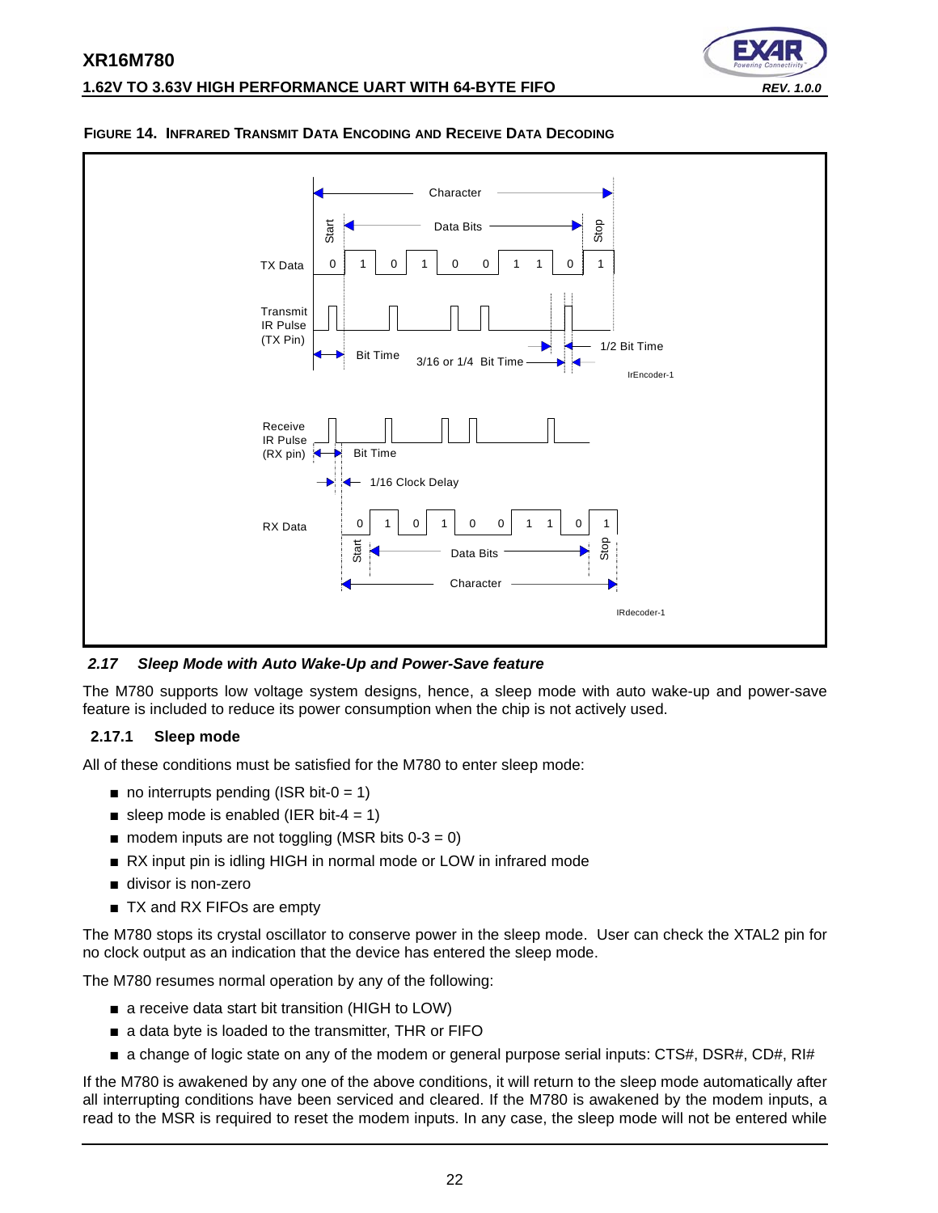**FIGURE 14. INFRARED TRANSMIT DATA ENCODING AND RECEIVE DATA DECODING**

### *2.17 Sleep Mode with Auto Wake-Up and Power-Save feature*

The M780 supports low voltage system designs, hence, a sleep mode with auto wake-up and power-save feature is included to reduce its power consumption when the chip is not actively used.

#### 2.17.1 Sleep mode

All of these conditions must be satisfied for the M780 to enter sleep mode:

- no interrupts pending (ISR bit-0 = 1)
- sleep mode is enabled (IER bit-4 = 1)
- modem inputs are not toggling (MSR bits 0-3 = 0)
- RX input pin is idling HIGH in normal mode or LOW in infrared mode
- divisor is non-zero
- TX and RX FIFOs are empty

The M780 stops its crystal oscillator to conserve power in the sleep mode. User can check the XTAL2 pin for no clock output as an indication that the device has entered the sleep mode.

The M780 resumes normal operation by any of the following:

- a receive data start bit transition (HIGH to LOW)
- a data byte is loaded to the transmitter, THR or FIFO
- a change of logic state on any of the modem or general purpose serial inputs: CTS#, DSR#, CD#, RI#

If the M780 is awakened by any one of the above conditions, it will return to the sleep mode automatically after all interrupting conditions have been serviced and cleared. If the M780 is awakened by the modem inputs, a read to the MSR is required to reset the modem inputs. In any case, the sleep mode will not be entered while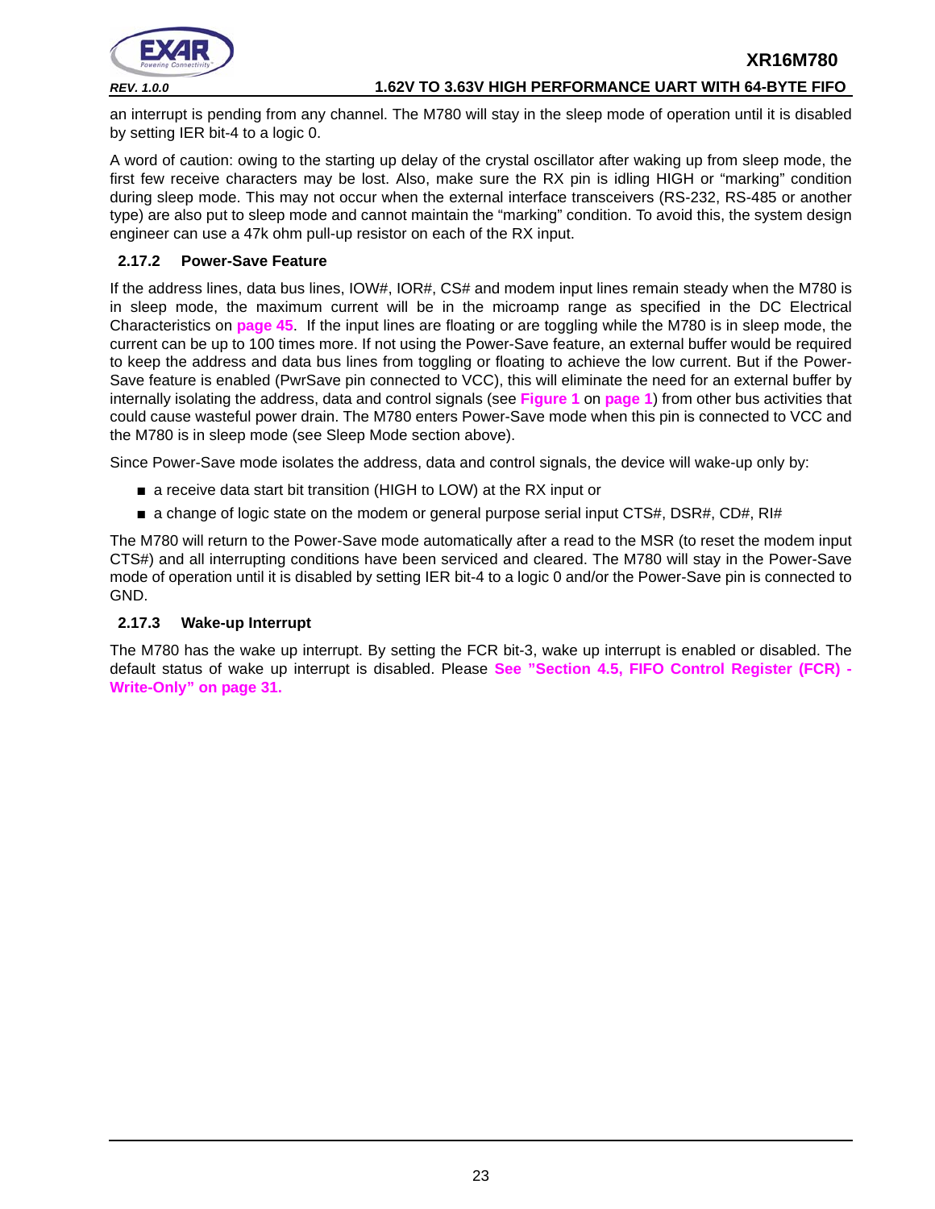an interrupt is pending from any channel. The M780 will stay in the sleep mode of operation until it is disabled by setting IER bit-4 to a logic 0.

A word of caution: owing to the starting up delay of the crystal oscillator after waking up from sleep mode, the first few receive characters may be lost. Also, make sure the RX pin is idling HIGH or "marking" condition during sleep mode. This may not occur when the external interface transceivers (RS-232, RS-485 or another type) are also put to sleep mode and cannot maintain the "marking" condition. To avoid this, the system design engineer can use a 47k ohm pull-up resistor on each of the RX input.

### 2.17.2 Power-Save Feature

If the address lines, data bus lines, IOW#, IOR#, CS# and modem input lines remain steady when the M780 is in sleep mode, the maximum current will be in the microamp range as specified in the DC Electrical Characteristics on **page 45**. If the input lines are floating or are toggling while the M780 is in sleep mode, the current can be up to 100 times more. If not using the Power-Save feature, an external buffer would be required to keep the address and data bus lines from toggling or floating to achieve the low current. But if the Power-Save feature is enabled (PwrSave pin connected to VCC), this will eliminate the need for an external buffer by internally isolating the address, data and control signals (see **Figure 1** on **page 1**) from other bus activities that could cause wasteful power drain. The M780 enters Power-Save mode when this pin is connected to VCC and the M780 is in sleep mode (see Sleep Mode section above).

Since Power-Save mode isolates the address, data and control signals, the device will wake-up only by:

- a receive data start bit transition (HIGH to LOW) at the RX input or
- a change of logic state on the modem or general purpose serial input CTS#, DSR#, CD#, RI#

The M780 will return to the Power-Save mode automatically after a read to the MSR (to reset the modem input CTS#) and all interrupting conditions have been serviced and cleared. The M780 will stay in the Power-Save mode of operation until it is disabled by setting IER bit-4 to a logic 0 and/or the Power-Save pin is connected to GND.

### 2.17.3 Wake-up Interrupt

The M780 has the wake up interrupt. By setting the FCR bit-3, wake up interrupt is enabled or disabled. The default status of wake up interrupt is disabled. Please **See "Section 4.5, FIFO Control Register (FCR) - Write-Only" on page 31.**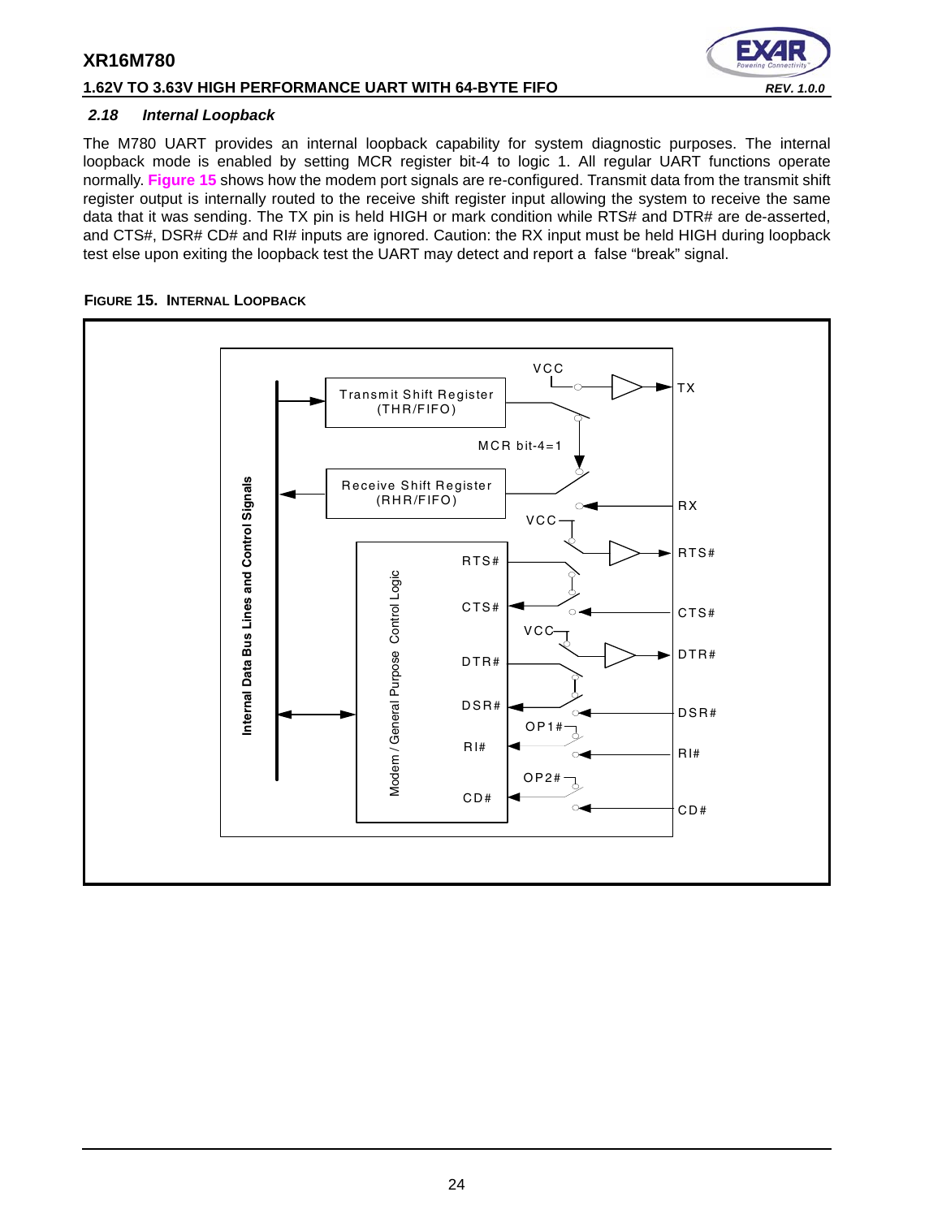### 2.18 Internal Loopback

The M780 UART provides an internal loopback capability for system diagnostic purposes. The internal loopback mode is enabled by setting MCR register bit-4 to logic 1. All regular UART functions operate normally. **Figure 15** shows how the modem port signals are re-configured. Transmit data from the transmit shift register output is internally routed to the receive shift register input allowing the system to receive the same data that it was sending. The TX pin is held HIGH or mark condition while RTS# and DTR# are de-asserted, and CTS#, DSR# CD# and RI# inputs are ignored. Caution: the RX input must be held HIGH during loopback test else upon exiting the loopback test the UART may detect and report a false "break" signal.

**FIGURE 15. INTERNAL LOOPBACK**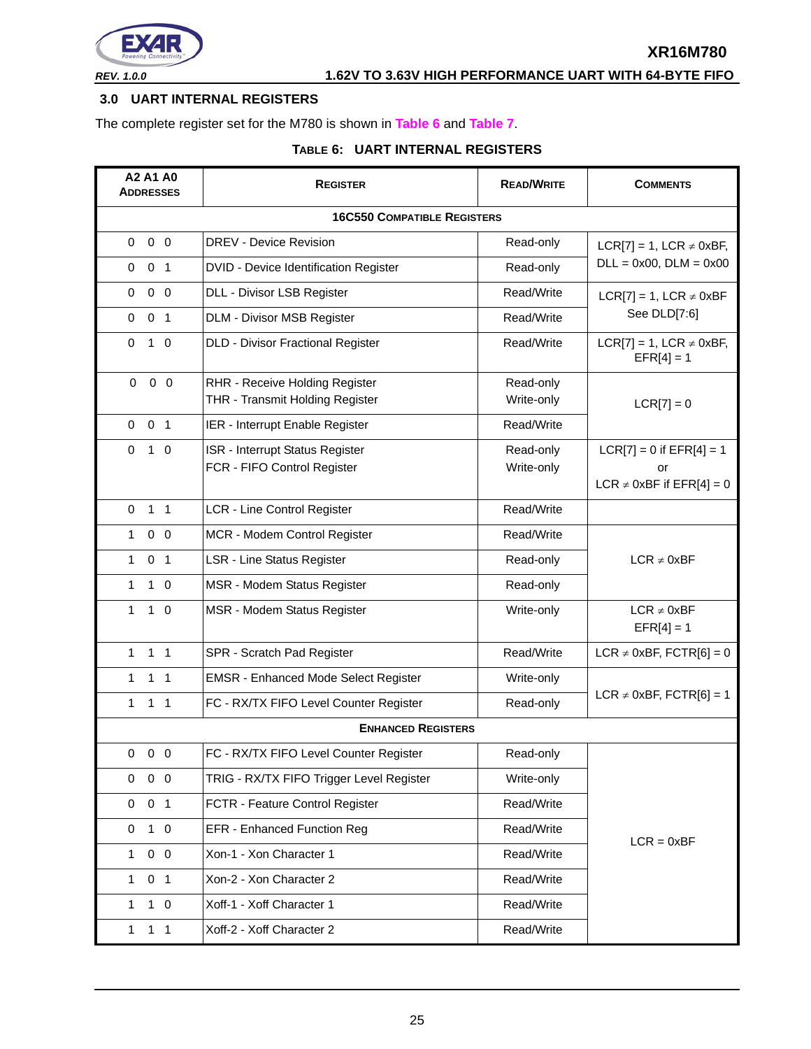## 3.0 UART INTERNAL REGISTERS

The complete register set for the M780 is shown in Table 6 and Table 7.

**TABLE 6: UART INTERNAL REGISTERS**

| A2 A1 A0 ADDRESSES | REGISTER | READ/WRITE | COMMENTS |
|---|---|---|---|
| **16C550 COMPATIBLE REGISTERS** | | | |
| 0 0 0 | DREV - Device Revision | Read-only | LCR[7] = 1, LCR ≠ 0xBF, DLL = 0x00, DLM = 0x00 |
| 0 0 1 | DVID - Device Identification Register | Read-only | |
| 0 0 0 | DLL - Divisor LSB Register | Read/Write | LCR[7] = 1, LCR ≠ 0xBF See DLD[7:6] |
| 0 0 1 | DLM - Divisor MSB Register | Read/Write | |
| 0 1 0 | DLD - Divisor Fractional Register | Read/Write | LCR[7] = 1, LCR ≠ 0xBF, EFR[4] = 1 |
| 0 0 0 | RHR - Receive Holding Register<br>THR - Transmit Holding Register | Read-only<br>Write-only | LCR[7] = 0 |
| 0 0 1 | IER - Interrupt Enable Register | Read/Write | |
| 0 1 0 | ISR - Interrupt Status Register<br>FCR - FIFO Control Register | Read-only<br>Write-only | LCR[7] = 0 if EFR[4] = 1<br>or<br>LCR ≠ 0xBF if EFR[4] = 0 |
| 0 1 1 | LCR - Line Control Register | Read/Write | |
| 1 0 0 | MCR - Modem Control Register | Read/Write | LCR ≠ 0xBF |
| 1 0 1 | LSR - Line Status Register | Read-only | |
| 1 1 0 | MSR - Modem Status Register | Read-only | |
| 1 1 0 | MSR - Modem Status Register | Write-only | LCR ≠ 0xBF<br>EFR[4] = 1 |
| 1 1 1 | SPR - Scratch Pad Register | Read/Write | LCR ≠ 0xBF, FCTR[6] = 0 |
| 1 1 1 | EMSR - Enhanced Mode Select Register | Write-only | LCR ≠ 0xBF, FCTR[6] = 1 |
| 1 1 1 | FC - RX/TX FIFO Level Counter Register | Read-only | |
| **ENHANCED REGISTERS** | | | |
| 0 0 0 | FC - RX/TX FIFO Level Counter Register | Read-only | LCR = 0xBF |
| 0 0 0 | TRIG - RX/TX FIFO Trigger Level Register | Write-only | |
| 0 0 1 | FCTR - Feature Control Register | Read/Write | |
| 0 1 0 | EFR - Enhanced Function Reg | Read/Write | |
| 1 0 0 | Xon-1 - Xon Character 1 | Read/Write | |
| 1 0 1 | Xon-2 - Xon Character 2 | Read/Write | |
| 1 1 0 | Xoff-1 - Xoff Character 1 | Read/Write | |
| 1 1 1 | Xoff-2 - Xoff Character 2 | Read/Write | |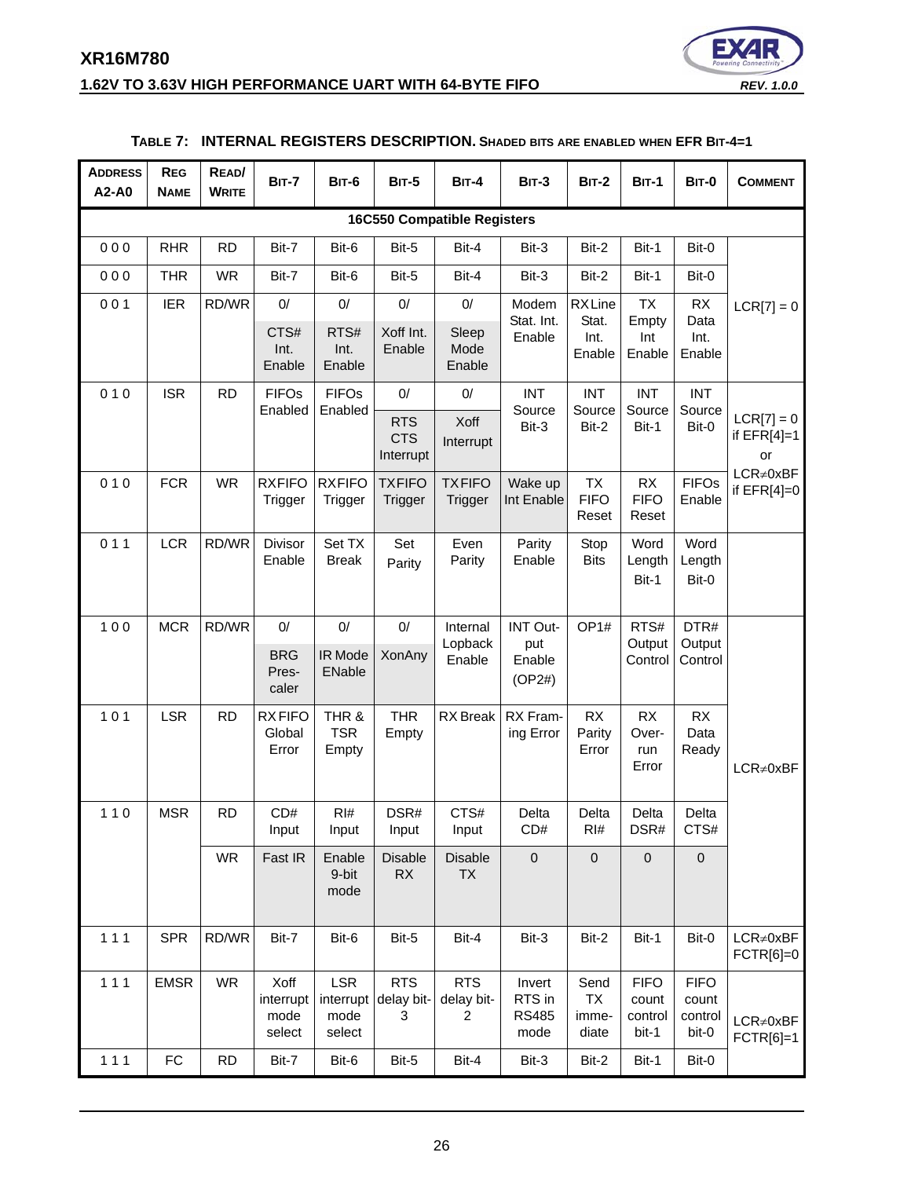**TABLE 7: INTERNAL REGISTERS DESCRIPTION. SHADED BITS ARE ENABLED WHEN EFR BIT-4=1**

| ADDRESS A2-A0 | REG NAME | READ/ WRITE | BIT-7 | BIT-6 | BIT-5 | BIT-4 | BIT-3 | BIT-2 | BIT-1 | BIT-0 | COMMENT |
|---|---|---|---|---|---|---|---|---|---|---|---|
| **16C550 Compatible Registers** | | | | | | | | | | | |
| 0 0 0 | RHR | RD | Bit-7 | Bit-6 | Bit-5 | Bit-4 | Bit-3 | Bit-2 | Bit-1 | Bit-0 | LCR[7] = 0 |
| 0 0 0 | THR | WR | Bit-7 | Bit-6 | Bit-5 | Bit-4 | Bit-3 | Bit-2 | Bit-1 | Bit-0 | LCR[7] = 0 |
| 0 0 1 | IER | RD/WR | 0/ CTS# Int. Enable | 0/ RTS# Int. Enable | 0/ Xoff Int. Enable | 0/ Sleep Mode Enable | Modem Stat. Int. Enable | RX Line Stat. Int. Enable | TX Empty Int Enable | RX Data Int. Enable | LCR[7] = 0 |
| 0 1 0 | ISR | RD | FIFOs Enabled | FIFOs Enabled | 0/ RTS CTS Interrupt | 0/ Xoff Interrupt | INT Source Bit-3 | INT Source Bit-2 | INT Source Bit-1 | INT Source Bit-0 | LCR[7] = 0 if EFR[4]=1 or LCR≠0xBF if EFR[4]=0 |
| 0 1 0 | FCR | WR | RXFIFO Trigger | RXFIFO Trigger | TXFIFO Trigger | TXFIFO Trigger | Wake up Int Enable | TX FIFO Reset | RX FIFO Reset | FIFOs Enable | LCR[7] = 0 if EFR[4]=1 or LCR≠0xBF if EFR[4]=0 |
| 0 1 1 | LCR | RD/WR | Divisor Enable | Set TX Break | Set Parity | Even Parity | Parity Enable | Stop Bits | Word Length Bit-1 | Word Length Bit-0 | |
| 1 0 0 | MCR | RD/WR | 0/ BRG Pres-caler | 0/ IR Mode ENable | 0/ XonAny | Internal Lopback Enable | INT Output Enable (OP2#) | OP1# | RTS# Output Control | DTR# Output Control | LCR≠0xBF |
| 1 0 1 | LSR | RD | RX FIFO Global Error | THR & TSR Empty | THR Empty | RX Break | RX Framing Error | RX Parity Error | RX Overrun Error | RX Data Ready | LCR≠0xBF |
| 1 1 0 | MSR | RD | CD# Input | RI# Input | DSR# Input | CTS# Input | Delta CD# | Delta RI# | Delta DSR# | Delta CTS# | LCR≠0xBF |
| | | WR | Fast IR | Enable 9-bit mode | Disable RX | Disable TX | 0 | 0 | 0 | 0 | LCR≠0xBF |
| 1 1 1 | SPR | RD/WR | Bit-7 | Bit-6 | Bit-5 | Bit-4 | Bit-3 | Bit-2 | Bit-1 | Bit-0 | LCR≠0xBF FCTR[6]=0 |
| 1 1 1 | EMSR | WR | Xoff interrupt mode select | LSR interrupt mode select | RTS delay bit-3 | RTS delay bit-2 | Invert RTS in RS485 mode | Send TX immediate | FIFO count control bit-1 | FIFO count control bit-0 | LCR≠0xBF FCTR[6]=1 |
| 1 1 1 | FC | RD | Bit-7 | Bit-6 | Bit-5 | Bit-4 | Bit-3 | Bit-2 | Bit-1 | Bit-0 | LCR≠0xBF FCTR[6]=1 |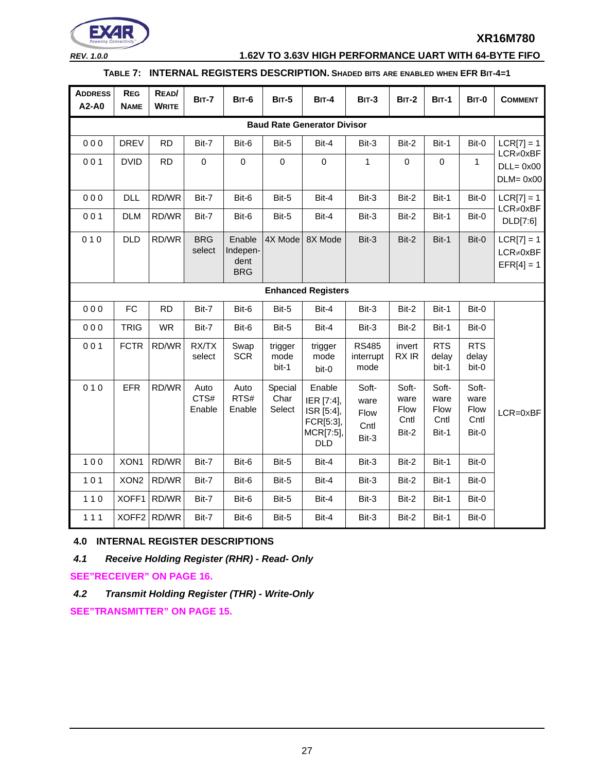**TABLE 7: INTERNAL REGISTERS DESCRIPTION.** SHADED BITS ARE ENABLED WHEN EFR BIT-4=1

| ADDRESS A2-A0 | REG NAME | READ/ WRITE | BIT-7 | BIT-6 | BIT-5 | BIT-4 | BIT-3 | BIT-2 | BIT-1 | BIT-0 | COMMENT |
|---|---|---|---|---|---|---|---|---|---|---|---|
| **Baud Rate Generator Divisor** | | | | | | | | | | | |
| 0 0 0 | DREV | RD | Bit-7 | Bit-6 | Bit-5 | Bit-4 | Bit-3 | Bit-2 | Bit-1 | Bit-0 | LCR[7] = 1 LCR≠0xBF DLL= 0x00 DLM= 0x00 |
| 0 0 1 | DVID | RD | 0 | 0 | 0 | 0 | 1 | 0 | 0 | 1 | |
| 0 0 0 | DLL | RD/WR | Bit-7 | Bit-6 | Bit-5 | Bit-4 | Bit-3 | Bit-2 | Bit-1 | Bit-0 | LCR[7] = 1 LCR≠0xBF DLD[7:6] |
| 0 0 1 | DLM | RD/WR | Bit-7 | Bit-6 | Bit-5 | Bit-4 | Bit-3 | Bit-2 | Bit-1 | Bit-0 | |
| 0 1 0 | DLD | RD/WR | BRG select | Enable Independent BRG | 4X Mode | 8X Mode | Bit-3 | Bit-2 | Bit-1 | Bit-0 | LCR[7] = 1 LCR≠0xBF EFR[4] = 1 |
| **Enhanced Registers** | | | | | | | | | | | |
| 0 0 0 | FC | RD | Bit-7 | Bit-6 | Bit-5 | Bit-4 | Bit-3 | Bit-2 | Bit-1 | Bit-0 | LCR=0xBF |
| 0 0 0 | TRIG | WR | Bit-7 | Bit-6 | Bit-5 | Bit-4 | Bit-3 | Bit-2 | Bit-1 | Bit-0 | |
| 0 0 1 | FCTR | RD/WR | RX/TX select | Swap SCR | trigger mode bit-1 | trigger mode bit-0 | RS485 interrupt mode | invert RX IR | RTS delay bit-1 | RTS delay bit-0 | |
| 0 1 0 | EFR | RD/WR | Auto CTS# Enable | Auto RTS# Enable | Special Char Select | Enable IER [7:4], ISR [5:4], FCR[5:3], MCR[7:5], DLD | Software Flow Cntl Bit-3 | Software Flow Cntl Bit-2 | Software Flow Cntl Bit-1 | Software Flow Cntl Bit-0 | |
| 1 0 0 | XON1 | RD/WR | Bit-7 | Bit-6 | Bit-5 | Bit-4 | Bit-3 | Bit-2 | Bit-1 | Bit-0 | |
| 1 0 1 | XON2 | RD/WR | Bit-7 | Bit-6 | Bit-5 | Bit-4 | Bit-3 | Bit-2 | Bit-1 | Bit-0 | |
| 1 1 0 | XOFF1 | RD/WR | Bit-7 | Bit-6 | Bit-5 | Bit-4 | Bit-3 | Bit-2 | Bit-1 | Bit-0 | |
| 1 1 1 | XOFF2 | RD/WR | Bit-7 | Bit-6 | Bit-5 | Bit-4 | Bit-3 | Bit-2 | Bit-1 | Bit-0 | |

# 4.0 INTERNAL REGISTER DESCRIPTIONS

## *4.1 Receive Holding Register (RHR) - Read- Only*

**SEE"RECEIVER" ON PAGE 16.**

## *4.2 Transmit Holding Register (THR) - Write-Only*

**SEE"TRANSMITTER" ON PAGE 15.**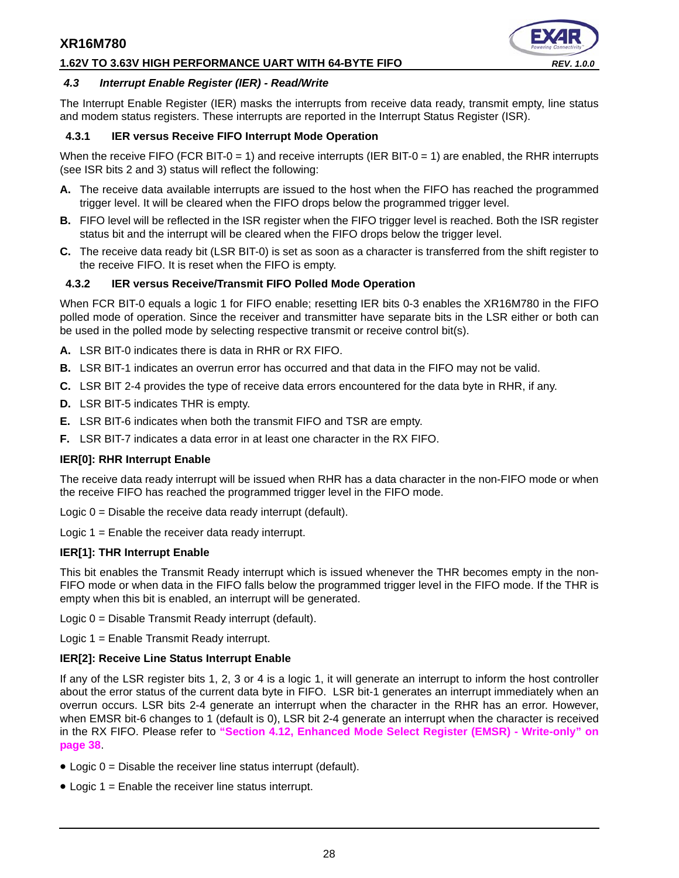### *4.3 Interrupt Enable Register (IER) - Read/Write*

The Interrupt Enable Register (IER) masks the interrupts from receive data ready, transmit empty, line status and modem status registers. These interrupts are reported in the Interrupt Status Register (ISR).

#### 4.3.1 IER versus Receive FIFO Interrupt Mode Operation

When the receive FIFO (FCR BIT-0 = 1) and receive interrupts (IER BIT-0 = 1) are enabled, the RHR interrupts (see ISR bits 2 and 3) status will reflect the following:

**A.** The receive data available interrupts are issued to the host when the FIFO has reached the programmed trigger level. It will be cleared when the FIFO drops below the programmed trigger level.

**B.** FIFO level will be reflected in the ISR register when the FIFO trigger level is reached. Both the ISR register status bit and the interrupt will be cleared when the FIFO drops below the trigger level.

**C.** The receive data ready bit (LSR BIT-0) is set as soon as a character is transferred from the shift register to the receive FIFO. It is reset when the FIFO is empty.

#### 4.3.2 IER versus Receive/Transmit FIFO Polled Mode Operation

When FCR BIT-0 equals a logic 1 for FIFO enable; resetting IER bits 0-3 enables the XR16M780 in the FIFO polled mode of operation. Since the receiver and transmitter have separate bits in the LSR either or both can be used in the polled mode by selecting respective transmit or receive control bit(s).

**A.** LSR BIT-0 indicates there is data in RHR or RX FIFO.

**B.** LSR BIT-1 indicates an overrun error has occurred and that data in the FIFO may not be valid.

**C.** LSR BIT 2-4 provides the type of receive data errors encountered for the data byte in RHR, if any.

**D.** LSR BIT-5 indicates THR is empty.

**E.** LSR BIT-6 indicates when both the transmit FIFO and TSR are empty.

**F.** LSR BIT-7 indicates a data error in at least one character in the RX FIFO.

**IER[0]: RHR Interrupt Enable**

The receive data ready interrupt will be issued when RHR has a data character in the non-FIFO mode or when the receive FIFO has reached the programmed trigger level in the FIFO mode.

Logic 0 = Disable the receive data ready interrupt (default).

Logic 1 = Enable the receiver data ready interrupt.

**IER[1]: THR Interrupt Enable**

This bit enables the Transmit Ready interrupt which is issued whenever the THR becomes empty in the non-FIFO mode or when data in the FIFO falls below the programmed trigger level in the FIFO mode. If the THR is empty when this bit is enabled, an interrupt will be generated.

Logic 0 = Disable Transmit Ready interrupt (default).

Logic 1 = Enable Transmit Ready interrupt.

**IER[2]: Receive Line Status Interrupt Enable**

If any of the LSR register bits 1, 2, 3 or 4 is a logic 1, it will generate an interrupt to inform the host controller about the error status of the current data byte in FIFO. LSR bit-1 generates an interrupt immediately when an overrun occurs. LSR bits 2-4 generate an interrupt when the character in the RHR has an error. However, when EMSR bit-6 changes to 1 (default is 0), LSR bit 2-4 generate an interrupt when the character is received in the RX FIFO. Please refer to **"Section 4.12, Enhanced Mode Select Register (EMSR) - Write-only" on page 38**.

- Logic 0 = Disable the receiver line status interrupt (default).
- Logic 1 = Enable the receiver line status interrupt.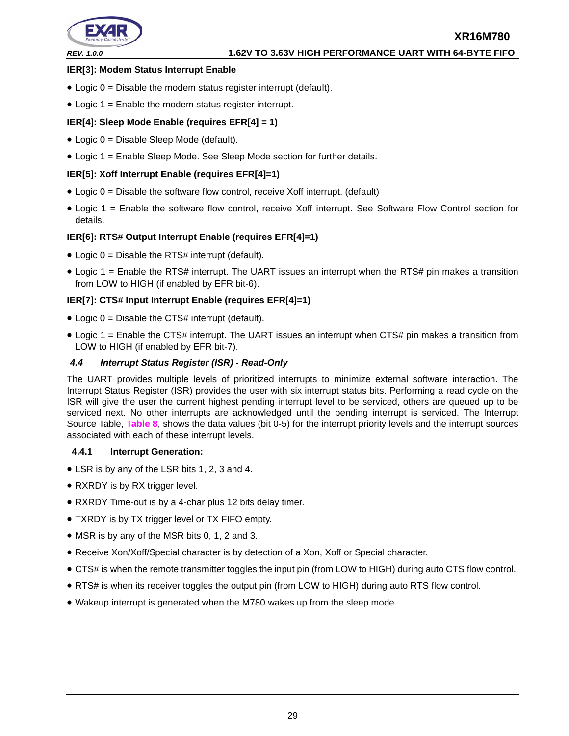**IER[3]: Modem Status Interrupt Enable**

- Logic 0 = Disable the modem status register interrupt (default).
- Logic 1 = Enable the modem status register interrupt.

**IER[4]: Sleep Mode Enable (requires EFR[4] = 1)**

- Logic 0 = Disable Sleep Mode (default).
- Logic 1 = Enable Sleep Mode. See Sleep Mode section for further details.

**IER[5]: Xoff Interrupt Enable (requires EFR[4]=1)**

- Logic 0 = Disable the software flow control, receive Xoff interrupt. (default)
- Logic 1 = Enable the software flow control, receive Xoff interrupt. See Software Flow Control section for details.

**IER[6]: RTS# Output Interrupt Enable (requires EFR[4]=1)**

- Logic 0 = Disable the RTS# interrupt (default).
- Logic 1 = Enable the RTS# interrupt. The UART issues an interrupt when the RTS# pin makes a transition from LOW to HIGH (if enabled by EFR bit-6).

**IER[7]: CTS# Input Interrupt Enable (requires EFR[4]=1)**

- Logic 0 = Disable the CTS# interrupt (default).
- Logic 1 = Enable the CTS# interrupt. The UART issues an interrupt when CTS# pin makes a transition from LOW to HIGH (if enabled by EFR bit-7).

### *4.4 Interrupt Status Register (ISR) - Read-Only*

The UART provides multiple levels of prioritized interrupts to minimize external software interaction. The Interrupt Status Register (ISR) provides the user with six interrupt status bits. Performing a read cycle on the ISR will give the user the current highest pending interrupt level to be serviced, others are queued up to be serviced next. No other interrupts are acknowledged until the pending interrupt is serviced. The Interrupt Source Table, Table 8, shows the data values (bit 0-5) for the interrupt priority levels and the interrupt sources associated with each of these interrupt levels.

#### 4.4.1 Interrupt Generation:

- LSR is by any of the LSR bits 1, 2, 3 and 4.
- RXRDY is by RX trigger level.
- RXRDY Time-out is by a 4-char plus 12 bits delay timer.
- TXRDY is by TX trigger level or TX FIFO empty.
- MSR is by any of the MSR bits 0, 1, 2 and 3.
- Receive Xon/Xoff/Special character is by detection of a Xon, Xoff or Special character.
- CTS# is when the remote transmitter toggles the input pin (from LOW to HIGH) during auto CTS flow control.
- RTS# is when its receiver toggles the output pin (from LOW to HIGH) during auto RTS flow control.
- Wakeup interrupt is generated when the M780 wakes up from the sleep mode.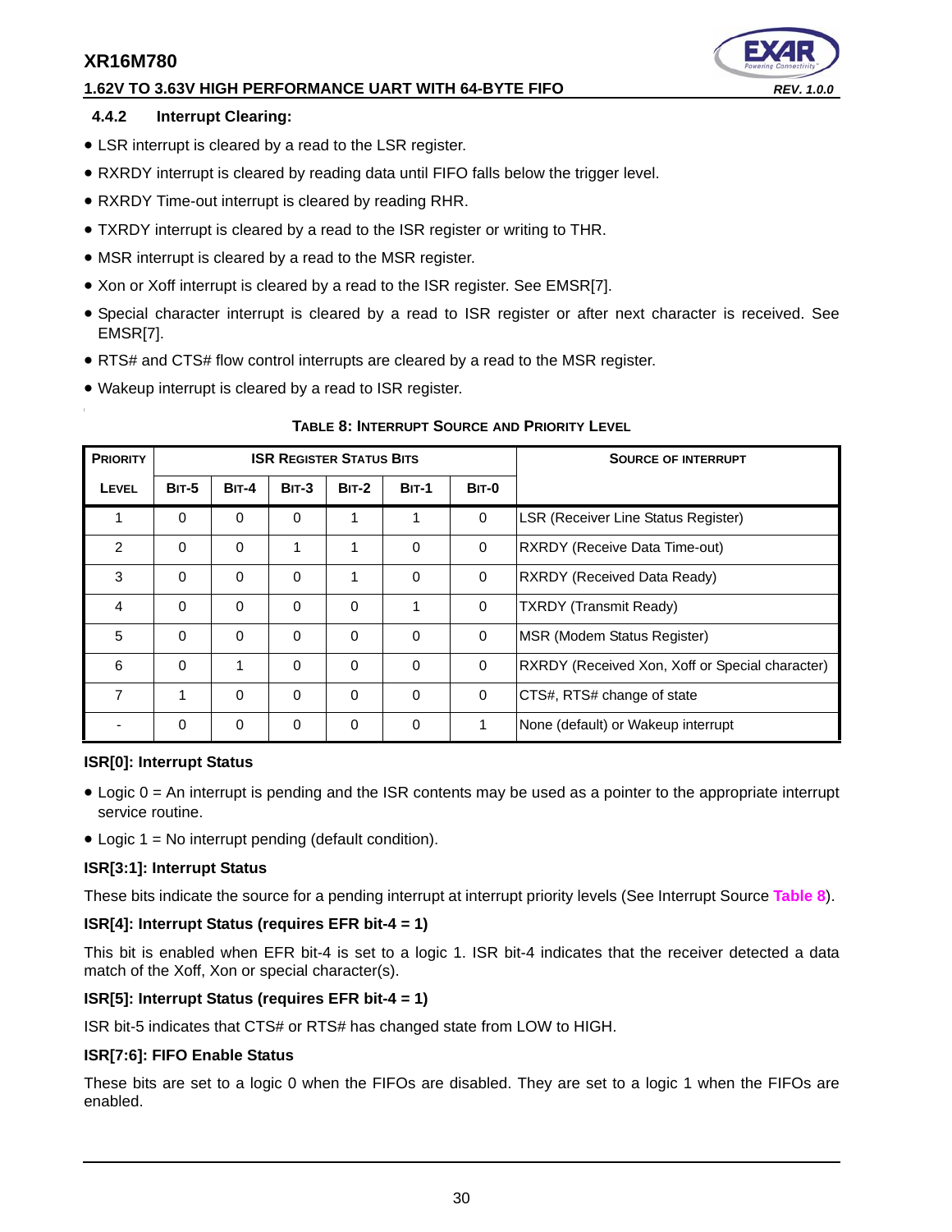### 4.4.2 Interrupt Clearing:

- LSR interrupt is cleared by a read to the LSR register.
- RXRDY interrupt is cleared by reading data until FIFO falls below the trigger level.
- RXRDY Time-out interrupt is cleared by reading RHR.
- TXRDY interrupt is cleared by a read to the ISR register or writing to THR.
- MSR interrupt is cleared by a read to the MSR register.
- Xon or Xoff interrupt is cleared by a read to the ISR register. See EMSR[7].
- Special character interrupt is cleared by a read to ISR register or after next character is received. See EMSR[7].
- RTS# and CTS# flow control interrupts are cleared by a read to the MSR register.
- Wakeup interrupt is cleared by a read to ISR register.

**TABLE 8: INTERRUPT SOURCE AND PRIORITY LEVEL**

| PRIORITY | ISR REGISTER STATUS BITS | | | | | | SOURCE OF INTERRUPT |
|---|---|---|---|---|---|---|---|
| LEVEL | BIT-5 | BIT-4 | BIT-3 | BIT-2 | BIT-1 | BIT-0 | |
| 1 | 0 | 0 | 0 | 1 | 1 | 0 | LSR (Receiver Line Status Register) |
| 2 | 0 | 0 | 1 | 1 | 0 | 0 | RXRDY (Receive Data Time-out) |
| 3 | 0 | 0 | 0 | 1 | 0 | 0 | RXRDY (Received Data Ready) |
| 4 | 0 | 0 | 0 | 0 | 1 | 0 | TXRDY (Transmit Ready) |
| 5 | 0 | 0 | 0 | 0 | 0 | 0 | MSR (Modem Status Register) |
| 6 | 0 | 1 | 0 | 0 | 0 | 0 | RXRDY (Received Xon, Xoff or Special character) |
| 7 | 1 | 0 | 0 | 0 | 0 | 0 | CTS#, RTS# change of state |
| - | 0 | 0 | 0 | 0 | 0 | 1 | None (default) or Wakeup interrupt |

**ISR[0]: Interrupt Status**

- Logic 0 = An interrupt is pending and the ISR contents may be used as a pointer to the appropriate interrupt service routine.
- Logic 1 = No interrupt pending (default condition).

**ISR[3:1]: Interrupt Status**

These bits indicate the source for a pending interrupt at interrupt priority levels (See Interrupt Source Table 8).

**ISR[4]: Interrupt Status (requires EFR bit-4 = 1)**

This bit is enabled when EFR bit-4 is set to a logic 1. ISR bit-4 indicates that the receiver detected a data match of the Xoff, Xon or special character(s).

**ISR[5]: Interrupt Status (requires EFR bit-4 = 1)**

ISR bit-5 indicates that CTS# or RTS# has changed state from LOW to HIGH.

**ISR[7:6]: FIFO Enable Status**

These bits are set to a logic 0 when the FIFOs are disabled. They are set to a logic 1 when the FIFOs are enabled.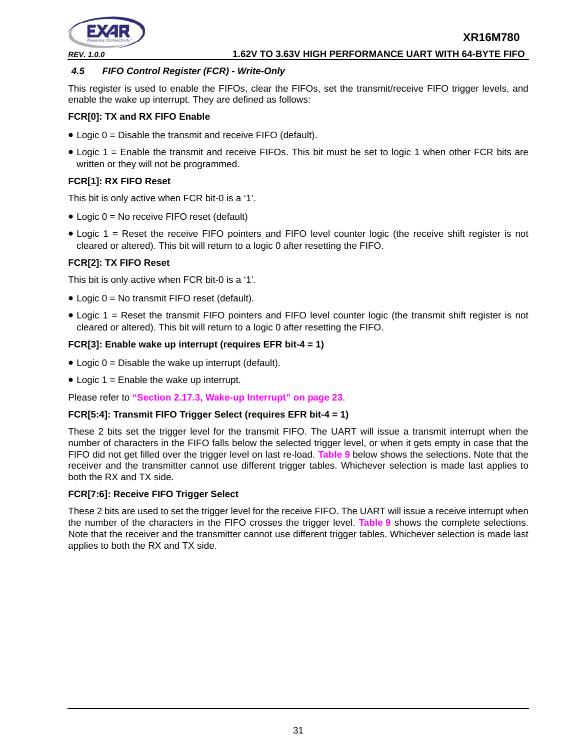### 4.5 FIFO Control Register (FCR) - Write-Only

This register is used to enable the FIFOs, clear the FIFOs, set the transmit/receive FIFO trigger levels, and enable the wake up interrupt. They are defined as follows:

**FCR[0]: TX and RX FIFO Enable**

- Logic 0 = Disable the transmit and receive FIFO (default).
- Logic 1 = Enable the transmit and receive FIFOs. This bit must be set to logic 1 when other FCR bits are written or they will not be programmed.

**FCR[1]: RX FIFO Reset**

This bit is only active when FCR bit-0 is a '1'.

- Logic 0 = No receive FIFO reset (default)
- Logic 1 = Reset the receive FIFO pointers and FIFO level counter logic (the receive shift register is not cleared or altered). This bit will return to a logic 0 after resetting the FIFO.

**FCR[2]: TX FIFO Reset**

This bit is only active when FCR bit-0 is a '1'.

- Logic 0 = No transmit FIFO reset (default).
- Logic 1 = Reset the transmit FIFO pointers and FIFO level counter logic (the transmit shift register is not cleared or altered). This bit will return to a logic 0 after resetting the FIFO.

**FCR[3]: Enable wake up interrupt (requires EFR bit-4 = 1)**

- Logic 0 = Disable the wake up interrupt (default).
- Logic 1 = Enable the wake up interrupt.

Please refer to **"Section 2.17.3, Wake-up Interrupt" on page 23**.

**FCR[5:4]: Transmit FIFO Trigger Select (requires EFR bit-4 = 1)**

These 2 bits set the trigger level for the transmit FIFO. The UART will issue a transmit interrupt when the number of characters in the FIFO falls below the selected trigger level, or when it gets empty in case that the FIFO did not get filled over the trigger level on last re-load. **Table 9** below shows the selections. Note that the receiver and the transmitter cannot use different trigger tables. Whichever selection is made last applies to both the RX and TX side.

**FCR[7:6]: Receive FIFO Trigger Select**

These 2 bits are used to set the trigger level for the receive FIFO. The UART will issue a receive interrupt when the number of the characters in the FIFO crosses the trigger level. **Table 9** shows the complete selections. Note that the receiver and the transmitter cannot use different trigger tables. Whichever selection is made last applies to both the RX and TX side.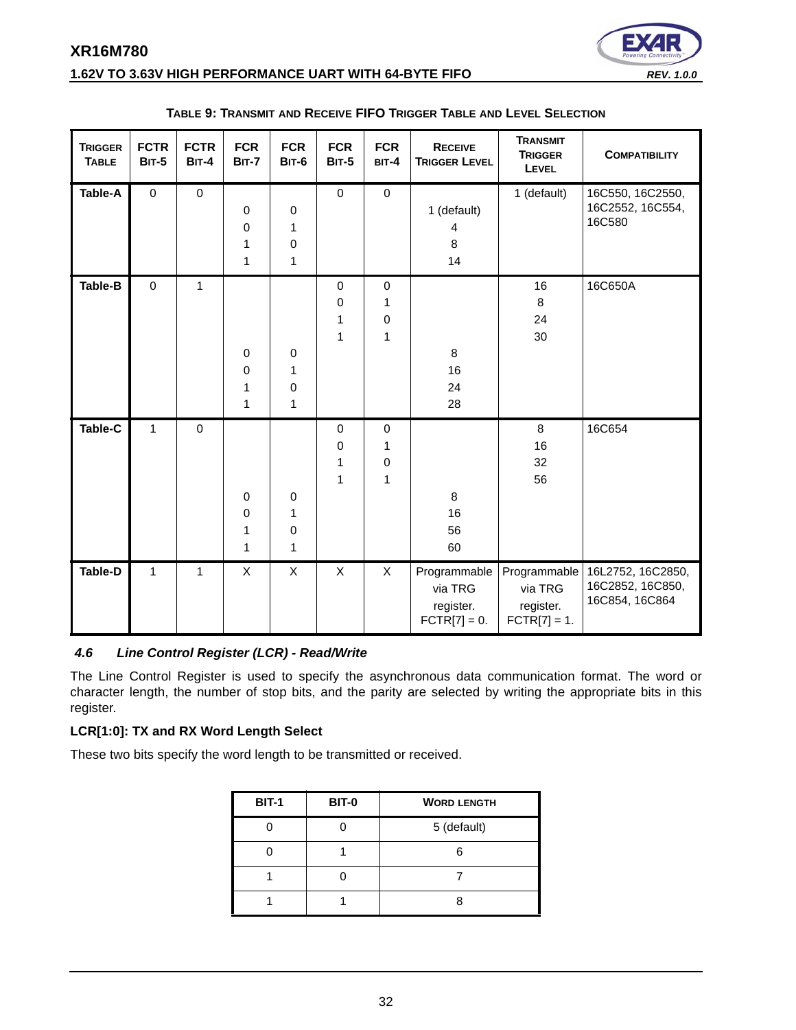**TABLE 9: TRANSMIT AND RECEIVE FIFO TRIGGER TABLE AND LEVEL SELECTION**

| TRIGGER TABLE | FCTR BIT-5 | FCTR BIT-4 | FCR BIT-7 | FCR BIT-6 | FCR BIT-5 | FCR BIT-4 | RECEIVE TRIGGER LEVEL | TRANSMIT TRIGGER LEVEL | COMPATIBILITY |
|---|---|---|---|---|---|---|---|---|---|
| Table-A | 0 | 0 | | | 0 | 0 | | 1 (default) | 16C550, 16C2550, 16C2552, 16C554, 16C580 |
| | | | 0 | 0 | | | 1 (default) | | |
| | | | 0 | 1 | | | 4 | | |
| | | | 1 | 0 | | | 8 | | |
| | | | 1 | 1 | | | 14 | | |
| Table-B | 0 | 1 | | | 0 | 0 | | 16 | 16C650A |
| | | | | | 0 | 1 | | 8 | |
| | | | | | 1 | 0 | | 24 | |
| | | | | | 1 | 1 | | 30 | |
| | | | 0 | 0 | | | 8 | | |
| | | | 0 | 1 | | | 16 | | |
| | | | 1 | 0 | | | 24 | | |
| | | | 1 | 1 | | | 28 | | |
| Table-C | 1 | 0 | | | 0 | 0 | | 8 | 16C654 |
| | | | | | 0 | 1 | | 16 | |
| | | | | | 1 | 0 | | 32 | |
| | | | | | 1 | 1 | | 56 | |
| | | | 0 | 0 | | | 8 | | |
| | | | 0 | 1 | | | 16 | | |
| | | | 1 | 0 | | | 56 | | |
| | | | 1 | 1 | | | 60 | | |
| Table-D | 1 | 1 | X | X | X | X | Programmable via TRG register. FCTR[7] = 0. | Programmable via TRG register. FCTR[7] = 1. | 16L2752, 16C2850, 16C2852, 16C850, 16C854, 16C864 |

### *4.6 Line Control Register (LCR) - Read/Write*

The Line Control Register is used to specify the asynchronous data communication format. The word or character length, the number of stop bits, and the parity are selected by writing the appropriate bits in this register.

**LCR[1:0]: TX and RX Word Length Select**

These two bits specify the word length to be transmitted or received.

| BIT-1 | BIT-0 | WORD LENGTH |
|---|---|---|
| 0 | 0 | 5 (default) |
| 0 | 1 | 6 |
| 1 | 0 | 7 |
| 1 | 1 | 8 |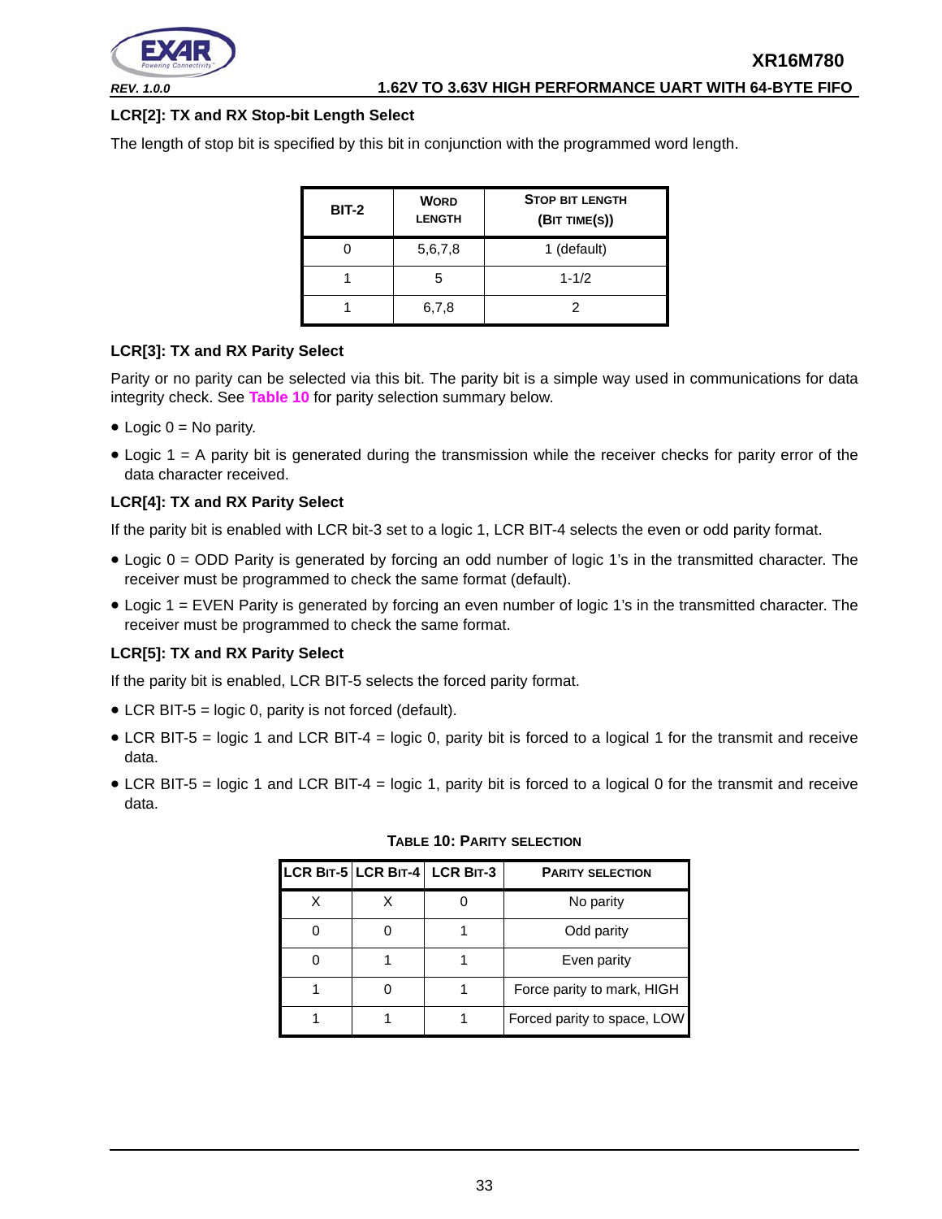#### LCR[2]: TX and RX Stop-bit Length Select

The length of stop bit is specified by this bit in conjunction with the programmed word length.

| BIT-2 | WORD LENGTH | STOP BIT LENGTH (BIT TIME(S)) |
|---|---|---|
| 0 | 5,6,7,8 | 1 (default) |
| 1 | 5 | 1-1/2 |
| 1 | 6,7,8 | 2 |

#### LCR[3]: TX and RX Parity Select

Parity or no parity can be selected via this bit. The parity bit is a simple way used in communications for data integrity check. See **Table 10** for parity selection summary below.

- Logic 0 = No parity.
- Logic 1 = A parity bit is generated during the transmission while the receiver checks for parity error of the data character received.

#### LCR[4]: TX and RX Parity Select

If the parity bit is enabled with LCR bit-3 set to a logic 1, LCR BIT-4 selects the even or odd parity format.

- Logic 0 = ODD Parity is generated by forcing an odd number of logic 1's in the transmitted character. The receiver must be programmed to check the same format (default).
- Logic 1 = EVEN Parity is generated by forcing an even number of logic 1's in the transmitted character. The receiver must be programmed to check the same format.

#### LCR[5]: TX and RX Parity Select

If the parity bit is enabled, LCR BIT-5 selects the forced parity format.

- LCR BIT-5 = logic 0, parity is not forced (default).
- LCR BIT-5 = logic 1 and LCR BIT-4 = logic 0, parity bit is forced to a logical 1 for the transmit and receive data.
- LCR BIT-5 = logic 1 and LCR BIT-4 = logic 1, parity bit is forced to a logical 0 for the transmit and receive data.

**TABLE 10: PARITY SELECTION**

| LCR BIT-5 | LCR BIT-4 | LCR BIT-3 | PARITY SELECTION |
|---|---|---|---|
| X | X | 0 | No parity |
| 0 | 0 | 1 | Odd parity |
| 0 | 1 | 1 | Even parity |
| 1 | 0 | 1 | Force parity to mark, HIGH |
| 1 | 1 | 1 | Forced parity to space, LOW |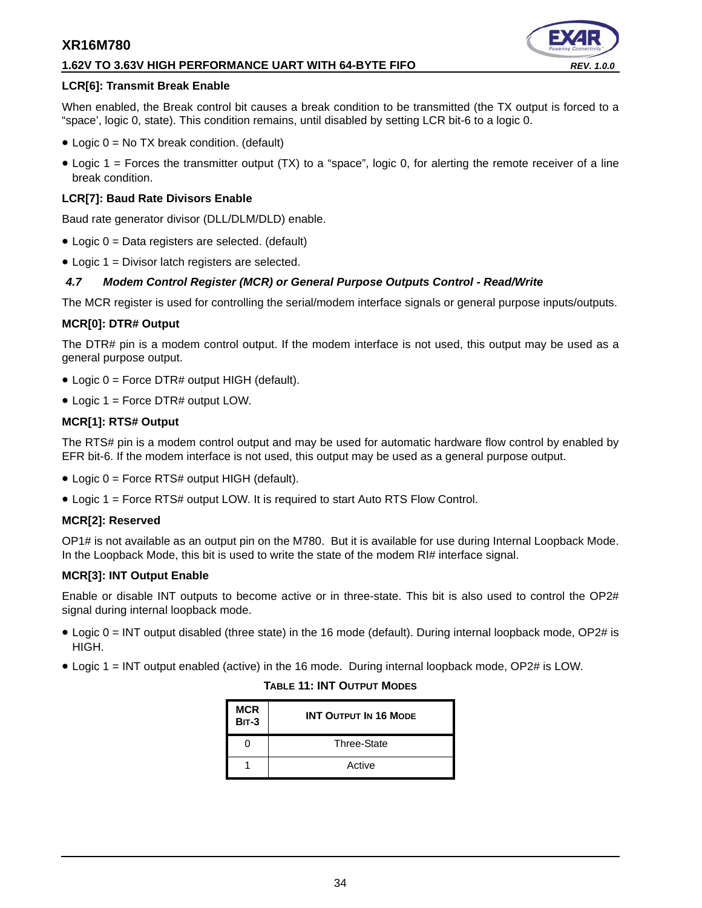#### LCR[6]: Transmit Break Enable

When enabled, the Break control bit causes a break condition to be transmitted (the TX output is forced to a "space', logic 0, state). This condition remains, until disabled by setting LCR bit-6 to a logic 0.

- Logic 0 = No TX break condition. (default)
- Logic 1 = Forces the transmitter output (TX) to a "space", logic 0, for alerting the remote receiver of a line break condition.

#### LCR[7]: Baud Rate Divisors Enable

Baud rate generator divisor (DLL/DLM/DLD) enable.

- Logic 0 = Data registers are selected. (default)
- Logic 1 = Divisor latch registers are selected.

### *4.7 Modem Control Register (MCR) or General Purpose Outputs Control - Read/Write*

The MCR register is used for controlling the serial/modem interface signals or general purpose inputs/outputs.

#### MCR[0]: DTR# Output

The DTR# pin is a modem control output. If the modem interface is not used, this output may be used as a general purpose output.

- Logic 0 = Force DTR# output HIGH (default).
- Logic 1 = Force DTR# output LOW.

#### MCR[1]: RTS# Output

The RTS# pin is a modem control output and may be used for automatic hardware flow control by enabled by EFR bit-6. If the modem interface is not used, this output may be used as a general purpose output.

- Logic 0 = Force RTS# output HIGH (default).
- Logic 1 = Force RTS# output LOW. It is required to start Auto RTS Flow Control.

#### MCR[2]: Reserved

OP1# is not available as an output pin on the M780. But it is available for use during Internal Loopback Mode. In the Loopback Mode, this bit is used to write the state of the modem RI# interface signal.

#### MCR[3]: INT Output Enable

Enable or disable INT outputs to become active or in three-state. This bit is also used to control the OP2# signal during internal loopback mode.

- Logic 0 = INT output disabled (three state) in the 16 mode (default). During internal loopback mode, OP2# is HIGH.
- Logic 1 = INT output enabled (active) in the 16 mode. During internal loopback mode, OP2# is LOW.

**TABLE 11: INT OUTPUT MODES**

| MCR BIT-3 | INT OUTPUT IN 16 MODE |
|---|---|
| 0 | Three-State |
| 1 | Active |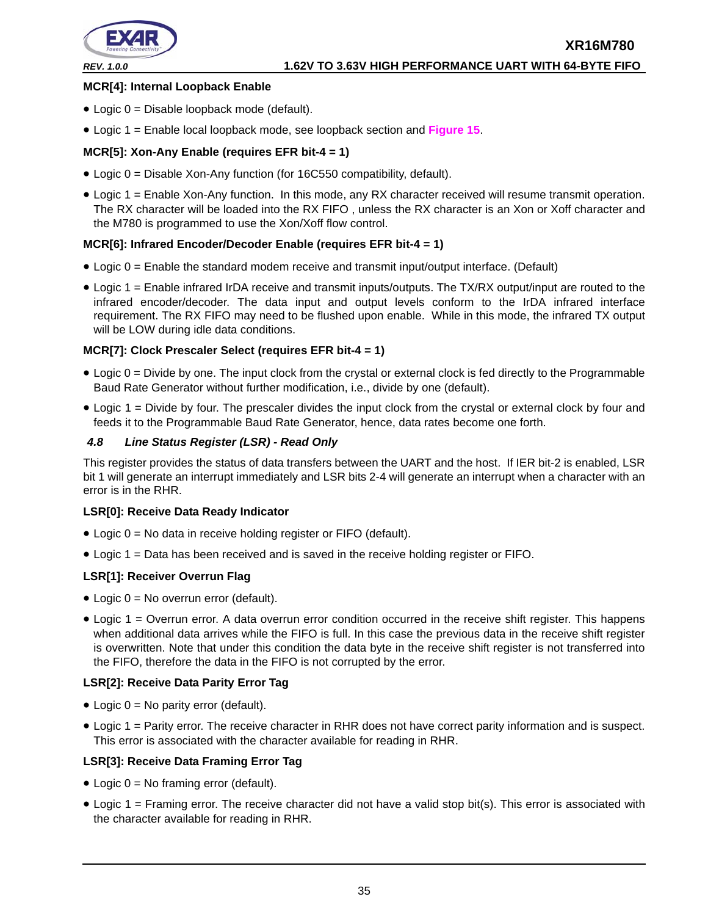**MCR[4]: Internal Loopback Enable**

- Logic 0 = Disable loopback mode (default).
- Logic 1 = Enable local loopback mode, see loopback section and Figure 15.

**MCR[5]: Xon-Any Enable (requires EFR bit-4 = 1)**

- Logic 0 = Disable Xon-Any function (for 16C550 compatibility, default).
- Logic 1 = Enable Xon-Any function. In this mode, any RX character received will resume transmit operation. The RX character will be loaded into the RX FIFO , unless the RX character is an Xon or Xoff character and the M780 is programmed to use the Xon/Xoff flow control.

**MCR[6]: Infrared Encoder/Decoder Enable (requires EFR bit-4 = 1)**

- Logic 0 = Enable the standard modem receive and transmit input/output interface. (Default)
- Logic 1 = Enable infrared IrDA receive and transmit inputs/outputs. The TX/RX output/input are routed to the infrared encoder/decoder. The data input and output levels conform to the IrDA infrared interface requirement. The RX FIFO may need to be flushed upon enable. While in this mode, the infrared TX output will be LOW during idle data conditions.

**MCR[7]: Clock Prescaler Select (requires EFR bit-4 = 1)**

- Logic 0 = Divide by one. The input clock from the crystal or external clock is fed directly to the Programmable Baud Rate Generator without further modification, i.e., divide by one (default).
- Logic 1 = Divide by four. The prescaler divides the input clock from the crystal or external clock by four and feeds it to the Programmable Baud Rate Generator, hence, data rates become one forth.

### *4.8 Line Status Register (LSR) - Read Only*

This register provides the status of data transfers between the UART and the host. If IER bit-2 is enabled, LSR bit 1 will generate an interrupt immediately and LSR bits 2-4 will generate an interrupt when a character with an error is in the RHR.

**LSR[0]: Receive Data Ready Indicator**

- Logic 0 = No data in receive holding register or FIFO (default).
- Logic 1 = Data has been received and is saved in the receive holding register or FIFO.

**LSR[1]: Receiver Overrun Flag**

- Logic 0 = No overrun error (default).
- Logic 1 = Overrun error. A data overrun error condition occurred in the receive shift register. This happens when additional data arrives while the FIFO is full. In this case the previous data in the receive shift register is overwritten. Note that under this condition the data byte in the receive shift register is not transferred into the FIFO, therefore the data in the FIFO is not corrupted by the error.

**LSR[2]: Receive Data Parity Error Tag**

- Logic 0 = No parity error (default).
- Logic 1 = Parity error. The receive character in RHR does not have correct parity information and is suspect. This error is associated with the character available for reading in RHR.

**LSR[3]: Receive Data Framing Error Tag**

- Logic 0 = No framing error (default).
- Logic 1 = Framing error. The receive character did not have a valid stop bit(s). This error is associated with the character available for reading in RHR.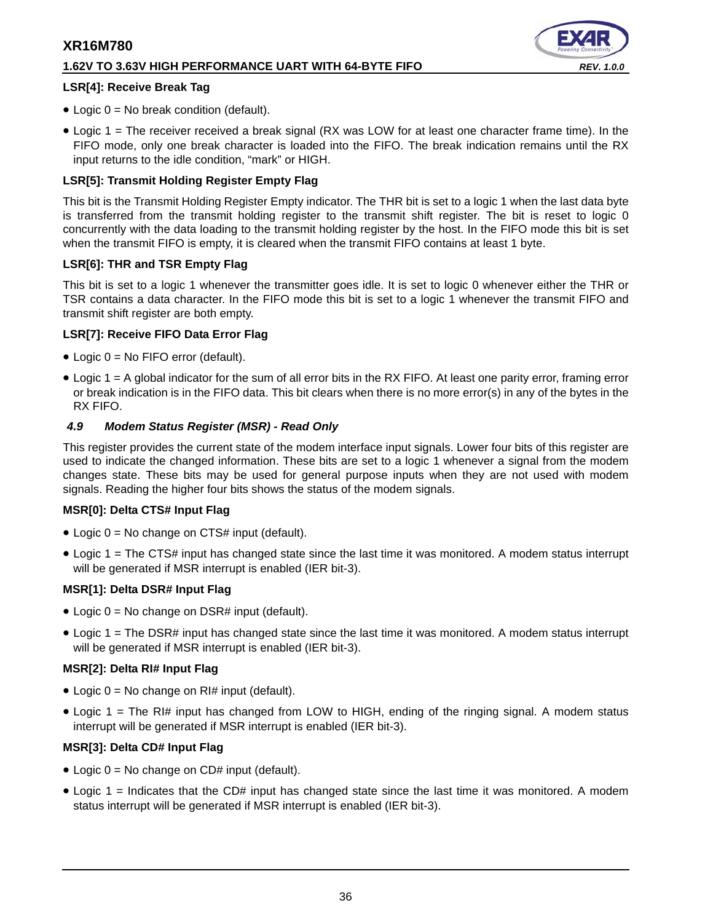#### LSR[4]: Receive Break Tag

- Logic 0 = No break condition (default).
- Logic 1 = The receiver received a break signal (RX was LOW for at least one character frame time). In the FIFO mode, only one break character is loaded into the FIFO. The break indication remains until the RX input returns to the idle condition, “mark” or HIGH.

#### LSR[5]: Transmit Holding Register Empty Flag

This bit is the Transmit Holding Register Empty indicator. The THR bit is set to a logic 1 when the last data byte is transferred from the transmit holding register to the transmit shift register. The bit is reset to logic 0 concurrently with the data loading to the transmit holding register by the host. In the FIFO mode this bit is set when the transmit FIFO is empty, it is cleared when the transmit FIFO contains at least 1 byte.

#### LSR[6]: THR and TSR Empty Flag

This bit is set to a logic 1 whenever the transmitter goes idle. It is set to logic 0 whenever either the THR or TSR contains a data character. In the FIFO mode this bit is set to a logic 1 whenever the transmit FIFO and transmit shift register are both empty.

#### LSR[7]: Receive FIFO Data Error Flag

- Logic 0 = No FIFO error (default).
- Logic 1 = A global indicator for the sum of all error bits in the RX FIFO. At least one parity error, framing error or break indication is in the FIFO data. This bit clears when there is no more error(s) in any of the bytes in the RX FIFO.

### *4.9 Modem Status Register (MSR) - Read Only*

This register provides the current state of the modem interface input signals. Lower four bits of this register are used to indicate the changed information. These bits are set to a logic 1 whenever a signal from the modem changes state. These bits may be used for general purpose inputs when they are not used with modem signals. Reading the higher four bits shows the status of the modem signals.

#### MSR[0]: Delta CTS# Input Flag

- Logic 0 = No change on CTS# input (default).
- Logic 1 = The CTS# input has changed state since the last time it was monitored. A modem status interrupt will be generated if MSR interrupt is enabled (IER bit-3).

#### MSR[1]: Delta DSR# Input Flag

- Logic 0 = No change on DSR# input (default).
- Logic 1 = The DSR# input has changed state since the last time it was monitored. A modem status interrupt will be generated if MSR interrupt is enabled (IER bit-3).

#### MSR[2]: Delta RI# Input Flag

- Logic 0 = No change on RI# input (default).
- Logic 1 = The RI# input has changed from LOW to HIGH, ending of the ringing signal. A modem status interrupt will be generated if MSR interrupt is enabled (IER bit-3).

#### MSR[3]: Delta CD# Input Flag

- Logic 0 = No change on CD# input (default).
- Logic 1 = Indicates that the CD# input has changed state since the last time it was monitored. A modem status interrupt will be generated if MSR interrupt is enabled (IER bit-3).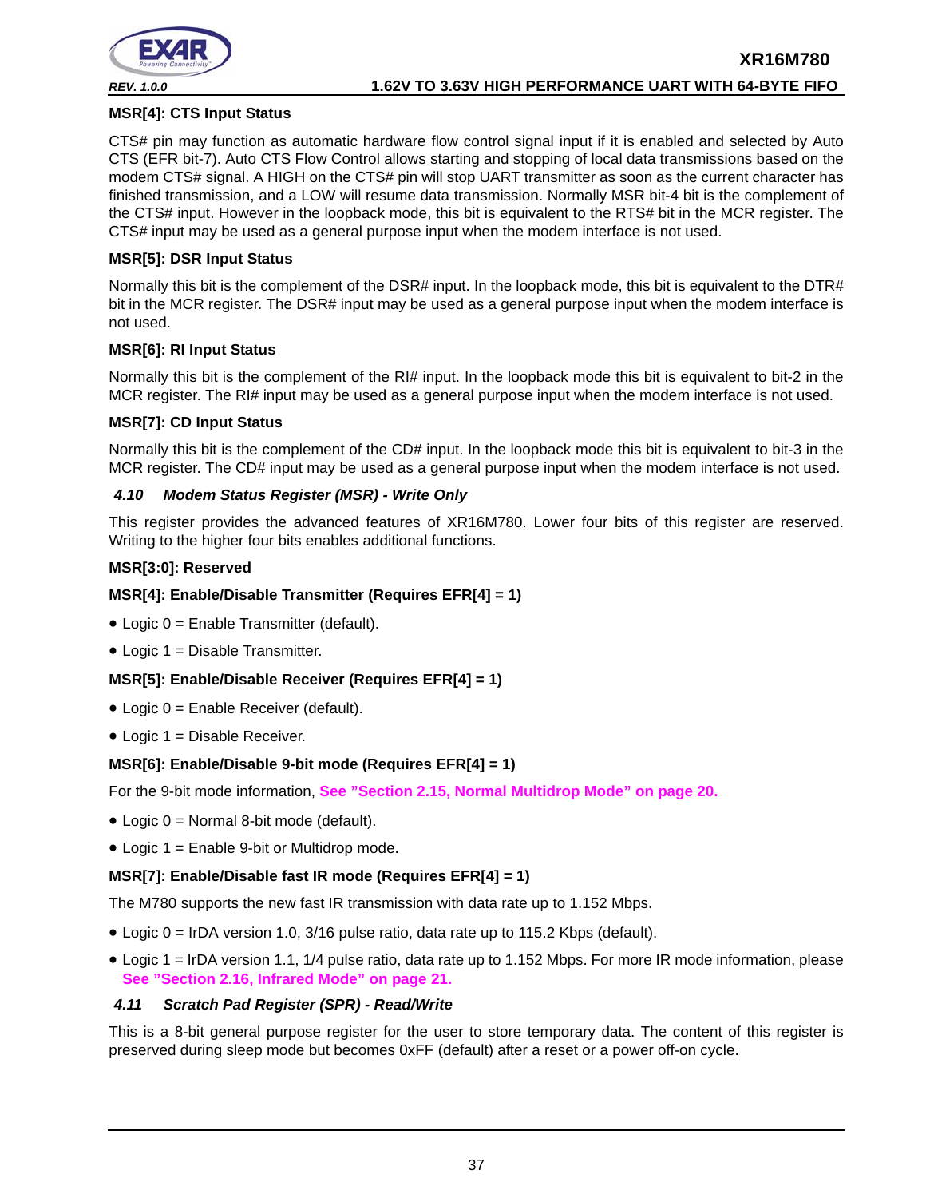**MSR[4]: CTS Input Status**

CTS# pin may function as automatic hardware flow control signal input if it is enabled and selected by Auto CTS (EFR bit-7). Auto CTS Flow Control allows starting and stopping of local data transmissions based on the modem CTS# signal. A HIGH on the CTS# pin will stop UART transmitter as soon as the current character has finished transmission, and a LOW will resume data transmission. Normally MSR bit-4 bit is the complement of the CTS# input. However in the loopback mode, this bit is equivalent to the RTS# bit in the MCR register. The CTS# input may be used as a general purpose input when the modem interface is not used.

**MSR[5]: DSR Input Status**

Normally this bit is the complement of the DSR# input. In the loopback mode, this bit is equivalent to the DTR# bit in the MCR register. The DSR# input may be used as a general purpose input when the modem interface is not used.

**MSR[6]: RI Input Status**

Normally this bit is the complement of the RI# input. In the loopback mode this bit is equivalent to bit-2 in the MCR register. The RI# input may be used as a general purpose input when the modem interface is not used.

**MSR[7]: CD Input Status**

Normally this bit is the complement of the CD# input. In the loopback mode this bit is equivalent to bit-3 in the MCR register. The CD# input may be used as a general purpose input when the modem interface is not used.

### 4.10 Modem Status Register (MSR) - Write Only

This register provides the advanced features of XR16M780. Lower four bits of this register are reserved. Writing to the higher four bits enables additional functions.

**MSR[3:0]: Reserved**

**MSR[4]: Enable/Disable Transmitter (Requires EFR[4] = 1)**

- Logic 0 = Enable Transmitter (default).
- Logic 1 = Disable Transmitter.

**MSR[5]: Enable/Disable Receiver (Requires EFR[4] = 1)**

- Logic 0 = Enable Receiver (default).
- Logic 1 = Disable Receiver.

**MSR[6]: Enable/Disable 9-bit mode (Requires EFR[4] = 1)**

For the 9-bit mode information, **See "Section 2.15, Normal Multidrop Mode" on page 20.**

- Logic 0 = Normal 8-bit mode (default).
- Logic 1 = Enable 9-bit or Multidrop mode.

**MSR[7]: Enable/Disable fast IR mode (Requires EFR[4] = 1)**

The M780 supports the new fast IR transmission with data rate up to 1.152 Mbps.

- Logic 0 = IrDA version 1.0, 3/16 pulse ratio, data rate up to 115.2 Kbps (default).
- Logic 1 = IrDA version 1.1, 1/4 pulse ratio, data rate up to 1.152 Mbps. For more IR mode information, please **See "Section 2.16, Infrared Mode" on page 21.**

### 4.11 Scratch Pad Register (SPR) - Read/Write

This is a 8-bit general purpose register for the user to store temporary data. The content of this register is preserved during sleep mode but becomes 0xFF (default) after a reset or a power off-on cycle.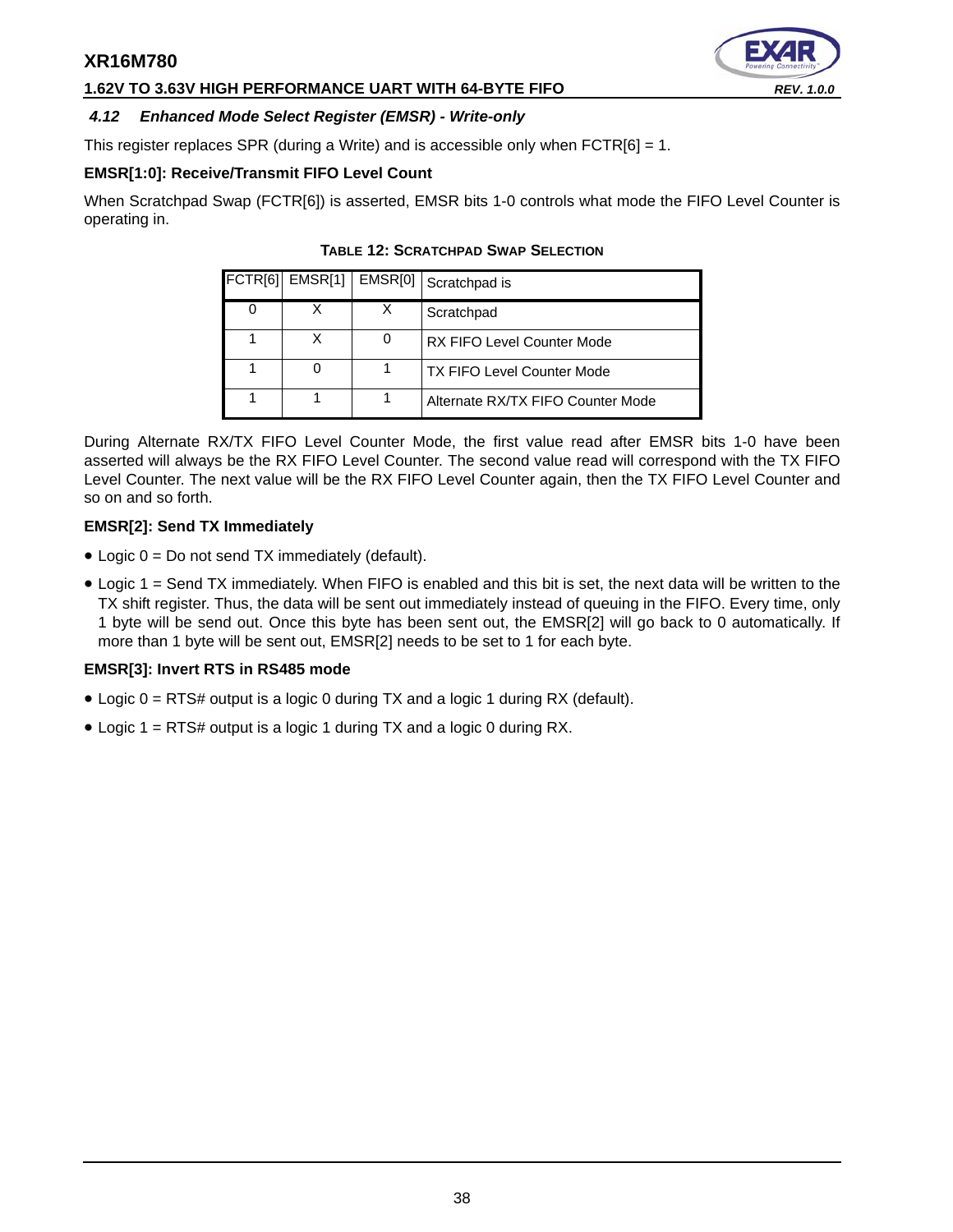### 4.12 Enhanced Mode Select Register (EMSR) - Write-only

This register replaces SPR (during a Write) and is accessible only when FCTR[6] = 1.

**EMSR[1:0]: Receive/Transmit FIFO Level Count**

When Scratchpad Swap (FCTR[6]) is asserted, EMSR bits 1-0 controls what mode the FIFO Level Counter is operating in.

**TABLE 12: SCRATCHPAD SWAP SELECTION**

| FCTR[6] | EMSR[1] | EMSR[0] | Scratchpad is |
|---|---|---|---|
| 0 | X | X | Scratchpad |
| 1 | X | 0 | RX FIFO Level Counter Mode |
| 1 | 0 | 1 | TX FIFO Level Counter Mode |
| 1 | 1 | 1 | Alternate RX/TX FIFO Counter Mode |

During Alternate RX/TX FIFO Level Counter Mode, the first value read after EMSR bits 1-0 have been asserted will always be the RX FIFO Level Counter. The second value read will correspond with the TX FIFO Level Counter. The next value will be the RX FIFO Level Counter again, then the TX FIFO Level Counter and so on and so forth.

**EMSR[2]: Send TX Immediately**

- Logic 0 = Do not send TX immediately (default).
- Logic 1 = Send TX immediately. When FIFO is enabled and this bit is set, the next data will be written to the TX shift register. Thus, the data will be sent out immediately instead of queuing in the FIFO. Every time, only 1 byte will be send out. Once this byte has been sent out, the EMSR[2] will go back to 0 automatically. If more than 1 byte will be sent out, EMSR[2] needs to be set to 1 for each byte.

**EMSR[3]: Invert RTS in RS485 mode**

- Logic 0 = RTS# output is a logic 0 during TX and a logic 1 during RX (default).
- Logic 1 = RTS# output is a logic 1 during TX and a logic 0 during RX.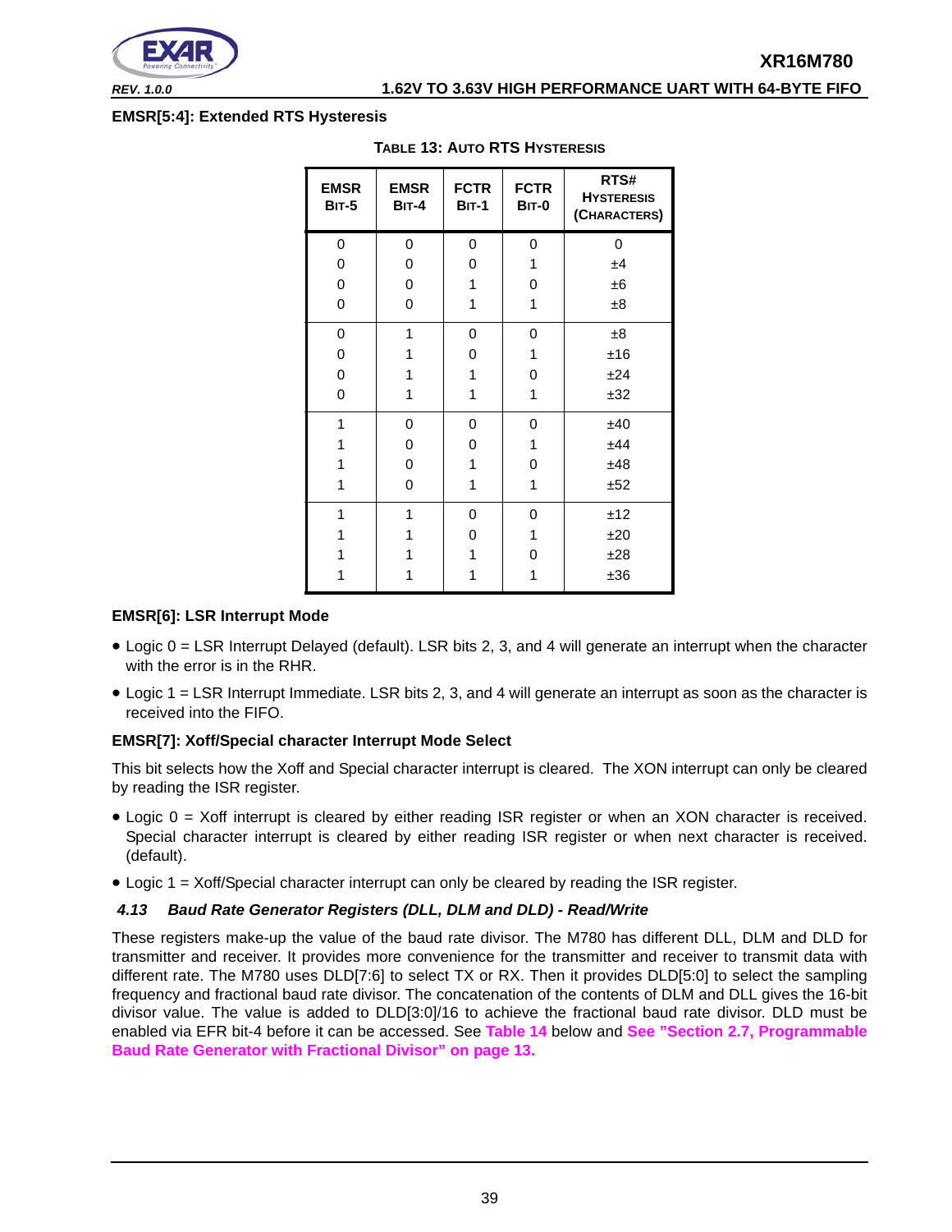**EMSR[5:4]: Extended RTS Hysteresis**

**TABLE 13: AUTO RTS HYSTERESIS**

| EMSR BIT-5 | EMSR BIT-4 | FCTR BIT-1 | FCTR BIT-0 | RTS# HYSTERESIS (CHARACTERS) |
|---|---|---|---|---|
| 0 | 0 | 0 | 0 | 0 |
| 0 | 0 | 0 | 1 | ±4 |
| 0 | 0 | 1 | 0 | ±6 |
| 0 | 0 | 1 | 1 | ±8 |
| 0 | 1 | 0 | 0 | ±8 |
| 0 | 1 | 0 | 1 | ±16 |
| 0 | 1 | 1 | 0 | ±24 |
| 0 | 1 | 1 | 1 | ±32 |
| 1 | 0 | 0 | 0 | ±40 |
| 1 | 0 | 0 | 1 | ±44 |
| 1 | 0 | 1 | 0 | ±48 |
| 1 | 0 | 1 | 1 | ±52 |
| 1 | 1 | 0 | 0 | ±12 |
| 1 | 1 | 0 | 1 | ±20 |
| 1 | 1 | 1 | 0 | ±28 |
| 1 | 1 | 1 | 1 | ±36 |

**EMSR[6]: LSR Interrupt Mode**

- Logic 0 = LSR Interrupt Delayed (default). LSR bits 2, 3, and 4 will generate an interrupt when the character with the error is in the RHR.
- Logic 1 = LSR Interrupt Immediate. LSR bits 2, 3, and 4 will generate an interrupt as soon as the character is received into the FIFO.

**EMSR[7]: Xoff/Special character Interrupt Mode Select**

This bit selects how the Xoff and Special character interrupt is cleared. The XON interrupt can only be cleared by reading the ISR register.

- Logic 0 = Xoff interrupt is cleared by either reading ISR register or when an XON character is received. Special character interrupt is cleared by either reading ISR register or when next character is received. (default).
- Logic 1 = Xoff/Special character interrupt can only be cleared by reading the ISR register.

### *4.13 Baud Rate Generator Registers (DLL, DLM and DLD) - Read/Write*

These registers make-up the value of the baud rate divisor. The M780 has different DLL, DLM and DLD for transmitter and receiver. It provides more convenience for the transmitter and receiver to transmit data with different rate. The M780 uses DLD[7:6] to select TX or RX. Then it provides DLD[5:0] to select the sampling frequency and fractional baud rate divisor. The concatenation of the contents of DLM and DLL gives the 16-bit divisor value. The value is added to DLD[3:0]/16 to achieve the fractional baud rate divisor. DLD must be enabled via EFR bit-4 before it can be accessed. See **Table 14** below and **See "Section 2.7, Programmable Baud Rate Generator with Fractional Divisor" on page 13.**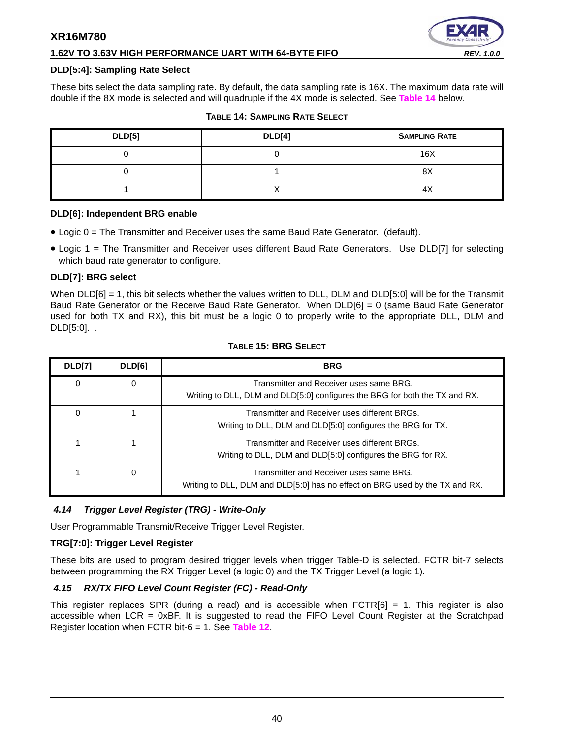**DLD[5:4]: Sampling Rate Select**

These bits select the data sampling rate. By default, the data sampling rate is 16X. The maximum data rate will double if the 8X mode is selected and will quadruple if the 4X mode is selected. See Table 14 below.

**TABLE 14: SAMPLING RATE SELECT**

| DLD[5] | DLD[4] | SAMPLING RATE |
|---|---|---|
| 0 | 0 | 16X |
| 0 | 1 | 8X |
| 1 | X | 4X |

**DLD[6]: Independent BRG enable**

- Logic 0 = The Transmitter and Receiver uses the same Baud Rate Generator. (default).
- Logic 1 = The Transmitter and Receiver uses different Baud Rate Generators. Use DLD[7] for selecting which baud rate generator to configure.

**DLD[7]: BRG select**

When DLD[6] = 1, this bit selects whether the values written to DLL, DLM and DLD[5:0] will be for the Transmit Baud Rate Generator or the Receive Baud Rate Generator. When DLD[6] = 0 (same Baud Rate Generator used for both TX and RX), this bit must be a logic 0 to properly write to the appropriate DLL, DLM and DLD[5:0]. .

**TABLE 15: BRG SELECT**

| DLD[7] | DLD[6] | BRG |
|---|---|---|
| 0 | 0 | Transmitter and Receiver uses same BRG. Writing to DLL, DLM and DLD[5:0] configures the BRG for both the TX and RX. |
| 0 | 1 | Transmitter and Receiver uses different BRGs. Writing to DLL, DLM and DLD[5:0] configures the BRG for TX. |
| 1 | 1 | Transmitter and Receiver uses different BRGs. Writing to DLL, DLM and DLD[5:0] configures the BRG for RX. |
| 1 | 0 | Transmitter and Receiver uses same BRG. Writing to DLL, DLM and DLD[5:0] has no effect on BRG used by the TX and RX. |

### *4.14 Trigger Level Register (TRG) - Write-Only*

User Programmable Transmit/Receive Trigger Level Register.

**TRG[7:0]: Trigger Level Register**

These bits are used to program desired trigger levels when trigger Table-D is selected. FCTR bit-7 selects between programming the RX Trigger Level (a logic 0) and the TX Trigger Level (a logic 1).

### *4.15 RX/TX FIFO Level Count Register (FC) - Read-Only*

This register replaces SPR (during a read) and is accessible when FCTR[6] = 1. This register is also accessible when LCR = 0xBF. It is suggested to read the FIFO Level Count Register at the Scratchpad Register location when FCTR bit-6 = 1. See Table 12.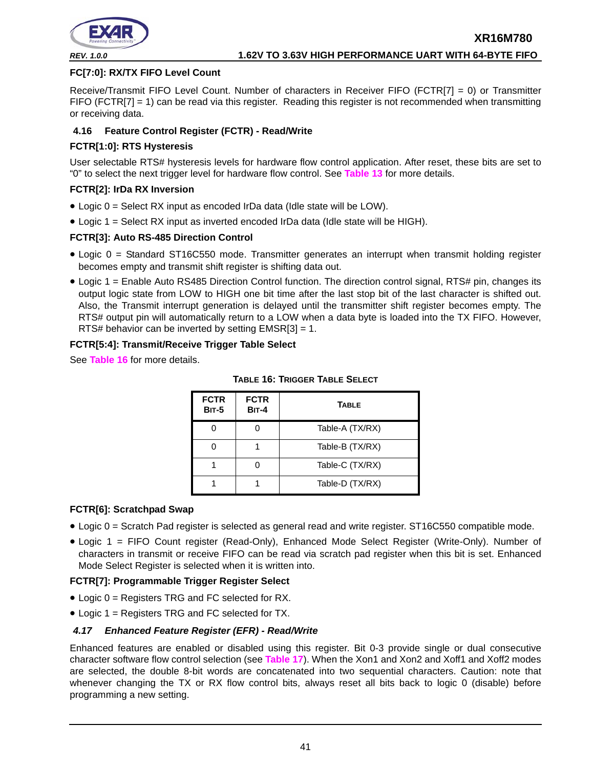**FC[7:0]: RX/TX FIFO Level Count**

Receive/Transmit FIFO Level Count. Number of characters in Receiver FIFO (FCTR[7] = 0) or Transmitter FIFO (FCTR[7] = 1) can be read via this register. Reading this register is not recommended when transmitting or receiving data.

### 4.16 Feature Control Register (FCTR) - Read/Write

**FCTR[1:0]: RTS Hysteresis**

User selectable RTS# hysteresis levels for hardware flow control application. After reset, these bits are set to "0" to select the next trigger level for hardware flow control. See Table 13 for more details.

**FCTR[2]: IrDa RX Inversion**

- Logic 0 = Select RX input as encoded IrDa data (Idle state will be LOW).
- Logic 1 = Select RX input as inverted encoded IrDa data (Idle state will be HIGH).

**FCTR[3]: Auto RS-485 Direction Control**

- Logic 0 = Standard ST16C550 mode. Transmitter generates an interrupt when transmit holding register becomes empty and transmit shift register is shifting data out.
- Logic 1 = Enable Auto RS485 Direction Control function. The direction control signal, RTS# pin, changes its output logic state from LOW to HIGH one bit time after the last stop bit of the last character is shifted out. Also, the Transmit interrupt generation is delayed until the transmitter shift register becomes empty. The RTS# output pin will automatically return to a LOW when a data byte is loaded into the TX FIFO. However, RTS# behavior can be inverted by setting EMSR[3] = 1.

**FCTR[5:4]: Transmit/Receive Trigger Table Select**

See Table 16 for more details.

**TABLE 16: TRIGGER TABLE SELECT**

| FCTR BIT-5 | FCTR BIT-4 | TABLE |
|---|---|---|
| 0 | 0 | Table-A (TX/RX) |
| 0 | 1 | Table-B (TX/RX) |
| 1 | 0 | Table-C (TX/RX) |
| 1 | 1 | Table-D (TX/RX) |

**FCTR[6]: Scratchpad Swap**

- Logic 0 = Scratch Pad register is selected as general read and write register. ST16C550 compatible mode.
- Logic 1 = FIFO Count register (Read-Only), Enhanced Mode Select Register (Write-Only). Number of characters in transmit or receive FIFO can be read via scratch pad register when this bit is set. Enhanced Mode Select Register is selected when it is written into.

**FCTR[7]: Programmable Trigger Register Select**

- Logic 0 = Registers TRG and FC selected for RX.
- Logic 1 = Registers TRG and FC selected for TX.

### *4.17 Enhanced Feature Register (EFR) - Read/Write*

Enhanced features are enabled or disabled using this register. Bit 0-3 provide single or dual consecutive character software flow control selection (see Table 17). When the Xon1 and Xon2 and Xoff1 and Xoff2 modes are selected, the double 8-bit words are concatenated into two sequential characters. Caution: note that whenever changing the TX or RX flow control bits, always reset all bits back to logic 0 (disable) before programming a new setting.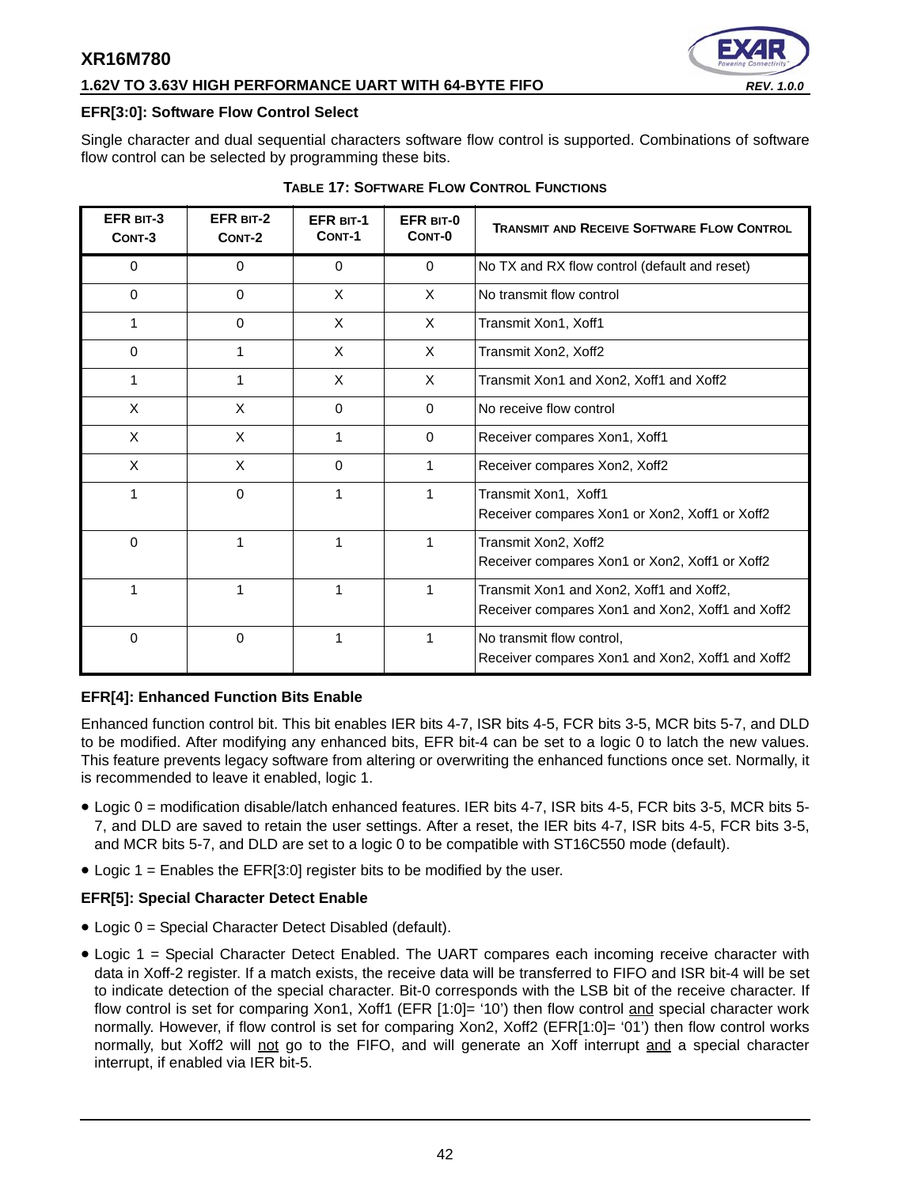### EFR[3:0]: Software Flow Control Select

Single character and dual sequential characters software flow control is supported. Combinations of software flow control can be selected by programming these bits.

**TABLE 17: SOFTWARE FLOW CONTROL FUNCTIONS**

| EFR BIT-3 CONT-3 | EFR BIT-2 CONT-2 | EFR BIT-1 CONT-1 | EFR BIT-0 CONT-0 | TRANSMIT AND RECEIVE SOFTWARE FLOW CONTROL |
|---|---|---|---|---|
| 0 | 0 | 0 | 0 | No TX and RX flow control (default and reset) |
| 0 | 0 | X | X | No transmit flow control |
| 1 | 0 | X | X | Transmit Xon1, Xoff1 |
| 0 | 1 | X | X | Transmit Xon2, Xoff2 |
| 1 | 1 | X | X | Transmit Xon1 and Xon2, Xoff1 and Xoff2 |
| X | X | 0 | 0 | No receive flow control |
| X | X | 1 | 0 | Receiver compares Xon1, Xoff1 |
| X | X | 0 | 1 | Receiver compares Xon2, Xoff2 |
| 1 | 0 | 1 | 1 | Transmit Xon1, Xoff1<br>Receiver compares Xon1 or Xon2, Xoff1 or Xoff2 |
| 0 | 1 | 1 | 1 | Transmit Xon2, Xoff2<br>Receiver compares Xon1 or Xon2, Xoff1 or Xoff2 |
| 1 | 1 | 1 | 1 | Transmit Xon1 and Xon2, Xoff1 and Xoff2,<br>Receiver compares Xon1 and Xon2, Xoff1 and Xoff2 |
| 0 | 0 | 1 | 1 | No transmit flow control,<br>Receiver compares Xon1 and Xon2, Xoff1 and Xoff2 |

### EFR[4]: Enhanced Function Bits Enable

Enhanced function control bit. This bit enables IER bits 4-7, ISR bits 4-5, FCR bits 3-5, MCR bits 5-7, and DLD to be modified. After modifying any enhanced bits, EFR bit-4 can be set to a logic 0 to latch the new values. This feature prevents legacy software from altering or overwriting the enhanced functions once set. Normally, it is recommended to leave it enabled, logic 1.

- Logic 0 = modification disable/latch enhanced features. IER bits 4-7, ISR bits 4-5, FCR bits 3-5, MCR bits 5-7, and DLD are saved to retain the user settings. After a reset, the IER bits 4-7, ISR bits 4-5, FCR bits 3-5, and MCR bits 5-7, and DLD are set to a logic 0 to be compatible with ST16C550 mode (default).
- Logic 1 = Enables the EFR[3:0] register bits to be modified by the user.

### EFR[5]: Special Character Detect Enable

- Logic 0 = Special Character Detect Disabled (default).
- Logic 1 = Special Character Detect Enabled. The UART compares each incoming receive character with data in Xoff-2 register. If a match exists, the receive data will be transferred to FIFO and ISR bit-4 will be set to indicate detection of the special character. Bit-0 corresponds with the LSB bit of the receive character. If flow control is set for comparing Xon1, Xoff1 (EFR [1:0]= '10') then flow control <u>and</u> special character work normally. However, if flow control is set for comparing Xon2, Xoff2 (EFR[1:0]= '01') then flow control works normally, but Xoff2 will <u>not</u> go to the FIFO, and will generate an Xoff interrupt <u>and</u> a special character interrupt, if enabled via IER bit-5.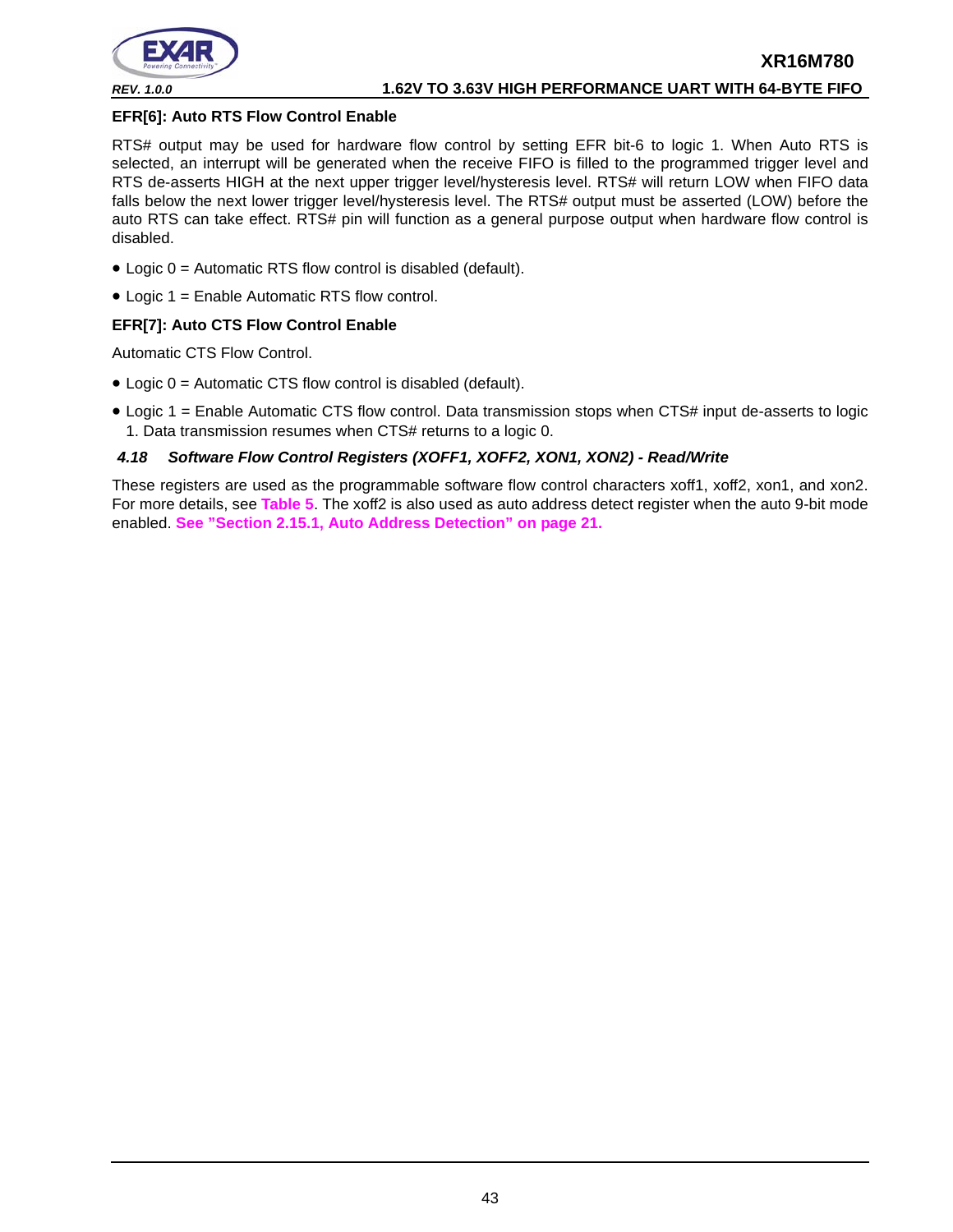**EFR[6]: Auto RTS Flow Control Enable**

RTS# output may be used for hardware flow control by setting EFR bit-6 to logic 1. When Auto RTS is selected, an interrupt will be generated when the receive FIFO is filled to the programmed trigger level and RTS de-asserts HIGH at the next upper trigger level/hysteresis level. RTS# will return LOW when FIFO data falls below the next lower trigger level/hysteresis level. The RTS# output must be asserted (LOW) before the auto RTS can take effect. RTS# pin will function as a general purpose output when hardware flow control is disabled.

- Logic 0 = Automatic RTS flow control is disabled (default).
- Logic 1 = Enable Automatic RTS flow control.

**EFR[7]: Auto CTS Flow Control Enable**

Automatic CTS Flow Control.

- Logic 0 = Automatic CTS flow control is disabled (default).
- Logic 1 = Enable Automatic CTS flow control. Data transmission stops when CTS# input de-asserts to logic 1. Data transmission resumes when CTS# returns to a logic 0.

### *4.18 Software Flow Control Registers (XOFF1, XOFF2, XON1, XON2) - Read/Write*

These registers are used as the programmable software flow control characters xoff1, xoff2, xon1, and xon2. For more details, see **Table 5**. The xoff2 is also used as auto address detect register when the auto 9-bit mode enabled. **See "Section 2.15.1, Auto Address Detection" on page 21.**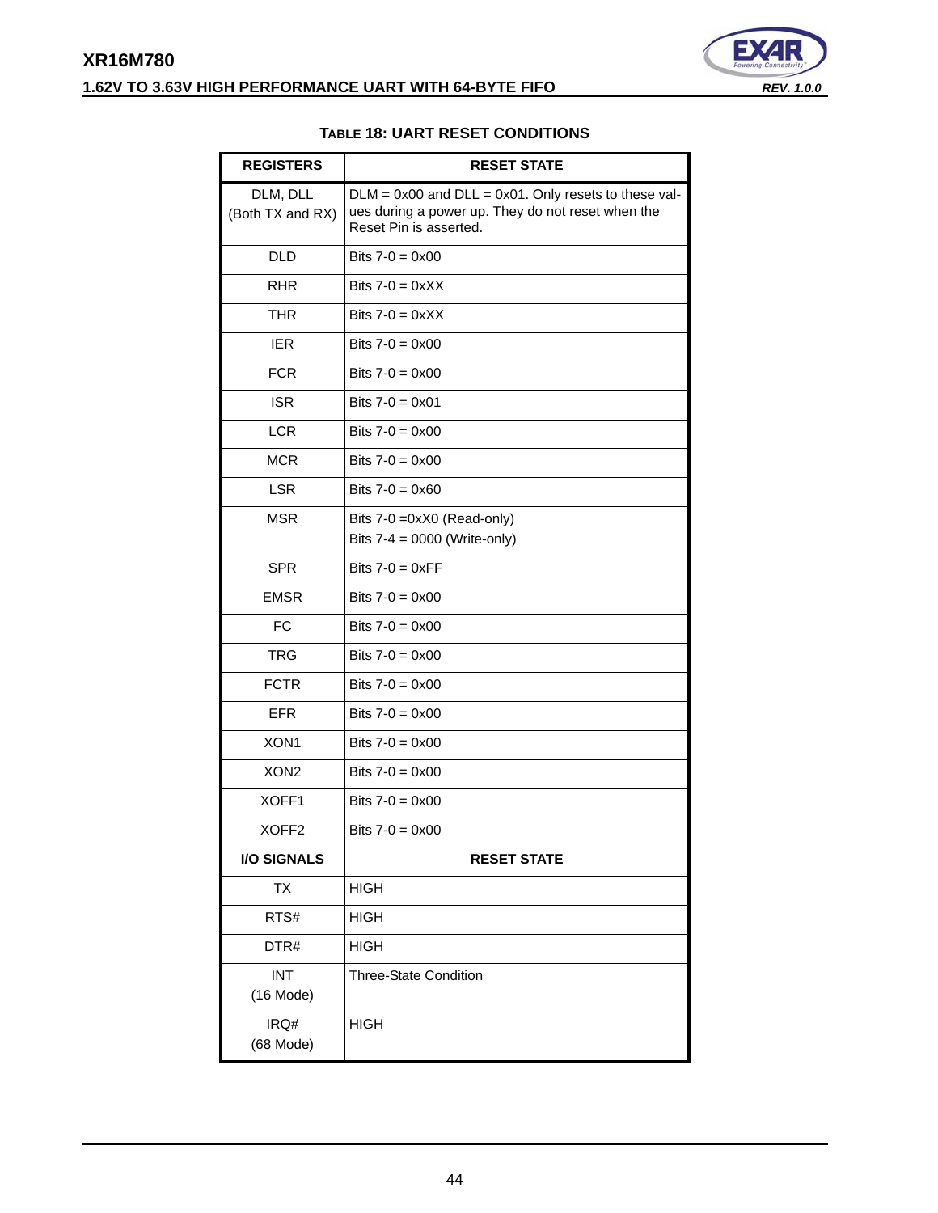**TABLE 18: UART RESET CONDITIONS**

| REGISTERS | RESET STATE |
|---|---|
| DLM, DLL (Both TX and RX) | DLM = 0x00 and DLL = 0x01. Only resets to these values during a power up. They do not reset when the Reset Pin is asserted. |
| DLD | Bits 7-0 = 0x00 |
| RHR | Bits 7-0 = 0xXX |
| THR | Bits 7-0 = 0xXX |
| IER | Bits 7-0 = 0x00 |
| FCR | Bits 7-0 = 0x00 |
| ISR | Bits 7-0 = 0x01 |
| LCR | Bits 7-0 = 0x00 |
| MCR | Bits 7-0 = 0x00 |
| LSR | Bits 7-0 = 0x60 |
| MSR | Bits 7-0 =0xX0 (Read-only)<br>Bits 7-4 = 0000 (Write-only) |
| SPR | Bits 7-0 = 0xFF |
| EMSR | Bits 7-0 = 0x00 |
| FC | Bits 7-0 = 0x00 |
| TRG | Bits 7-0 = 0x00 |
| FCTR | Bits 7-0 = 0x00 |
| EFR | Bits 7-0 = 0x00 |
| XON1 | Bits 7-0 = 0x00 |
| XON2 | Bits 7-0 = 0x00 |
| XOFF1 | Bits 7-0 = 0x00 |
| XOFF2 | Bits 7-0 = 0x00 |
| **I/O SIGNALS** | **RESET STATE** |
| TX | HIGH |
| RTS# | HIGH |
| DTR# | HIGH |
| INT (16 Mode) | Three-State Condition |
| IRQ# (68 Mode) | HIGH |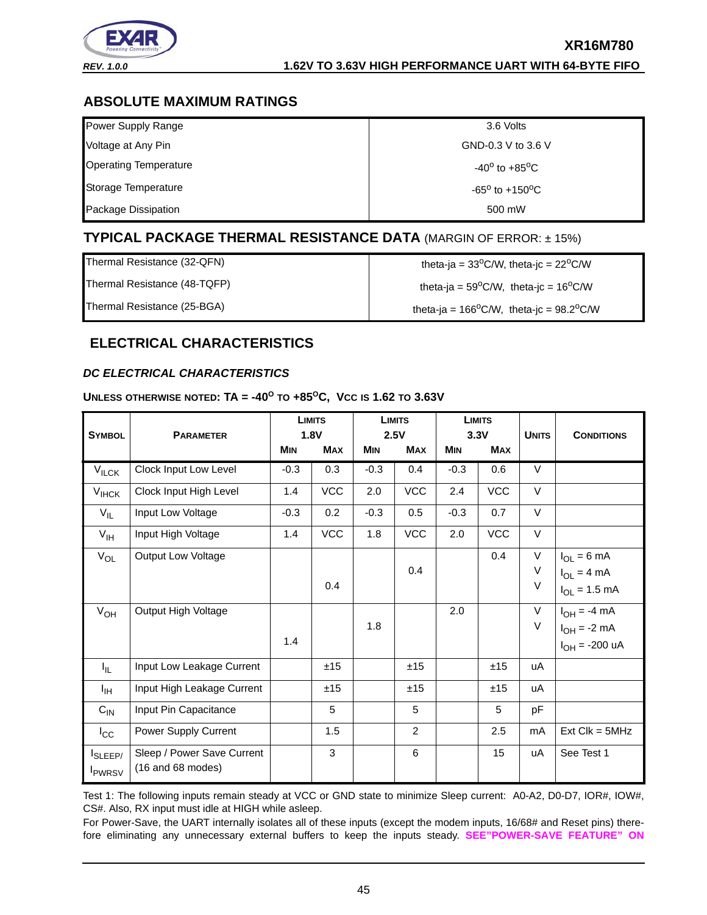## ABSOLUTE MAXIMUM RATINGS

| | |
|---|---|
| Power Supply Range | 3.6 Volts |
| Voltage at Any Pin | GND-0.3 V to 3.6 V |
| Operating Temperature | $-40^o$ to $+85^oC$ |
| Storage Temperature | $-65^o$ to $+150^oC$ |
| Package Dissipation | 500 mW |

## TYPICAL PACKAGE THERMAL RESISTANCE DATA (MARGIN OF ERROR: ± 15%)

| | |
|---|---|
| Thermal Resistance (32-QFN) | theta-ja = $33^oC/W$, theta-jc = $22^oC/W$ |
| Thermal Resistance (48-TQFP) | theta-ja = $59^oC/W$, theta-jc = $16^oC/W$ |
| Thermal Resistance (25-BGA) | theta-ja = $166^oC/W$, theta-jc = $98.2^oC/W$ |

## ELECTRICAL CHARACTERISTICS

### *DC ELECTRICAL CHARACTERISTICS*

**UNLESS OTHERWISE NOTED: TA = $-40^o$ TO $+85^oC$, VCC IS 1.62 TO 3.63V**

| SYMBOL | PARAMETER | LIMITS 1.8V | | LIMITS 2.5V | | LIMITS 3.3V | | UNITS | CONDITIONS |
|---|---|---|---|---|---|---|---|---|---|
| | | MIN | MAX | MIN | MAX | MIN | MAX | | |
| $V_{ILCK}$ | Clock Input Low Level | -0.3 | 0.3 | -0.3 | 0.4 | -0.3 | 0.6 | V | |
| $V_{IHCK}$ | Clock Input High Level | 1.4 | VCC | 2.0 | VCC | 2.4 | VCC | V | |
| $V_{IL}$ | Input Low Voltage | -0.3 | 0.2 | -0.3 | 0.5 | -0.3 | 0.7 | V | |
| $V_{IH}$ | Input High Voltage | 1.4 | VCC | 1.8 | VCC | 2.0 | VCC | V | |
| $V_{OL}$ | Output Low Voltage | | | | | | 0.4 | V | $I_{OL}$ = 6 mA |
| | | | | | 0.4 | | | V | $I_{OL}$ = 4 mA |
| | | | 0.4 | | | | | V | $I_{OL}$ = 1.5 mA |
| $V_{OH}$ | Output High Voltage | | | | | 2.0 | | V | $I_{OH}$ = -4 mA |
| | | | | 1.8 | | | | V | $I_{OH}$ = -2 mA |
| | | 1.4 | | | | | | | $I_{OH}$ = -200 uA |
| $I_{IL}$ | Input Low Leakage Current | | ±15 | | ±15 | | ±15 | uA | |
| $I_{IH}$ | Input High Leakage Current | | ±15 | | ±15 | | ±15 | uA | |
| $C_{IN}$ | Input Pin Capacitance | | 5 | | 5 | | 5 | pF | |
| $I_{CC}$ | Power Supply Current | | 1.5 | | 2 | | 2.5 | mA | Ext Clk = 5MHz |
| $I_{SLEEP}$/ $I_{PWRSV}$ | Sleep / Power Save Current (16 and 68 modes) | | 3 | | 6 | | 15 | uA | See Test 1 |

Test 1: The following inputs remain steady at VCC or GND state to minimize Sleep current: A0-A2, D0-D7, IOR#, IOW#, CS#. Also, RX input must idle at HIGH while asleep.

For Power-Save, the UART internally isolates all of these inputs (except the modem inputs, 16/68# and Reset pins) therefore eliminating any unnecessary external buffers to keep the inputs steady. **SEE"POWER-SAVE FEATURE" ON**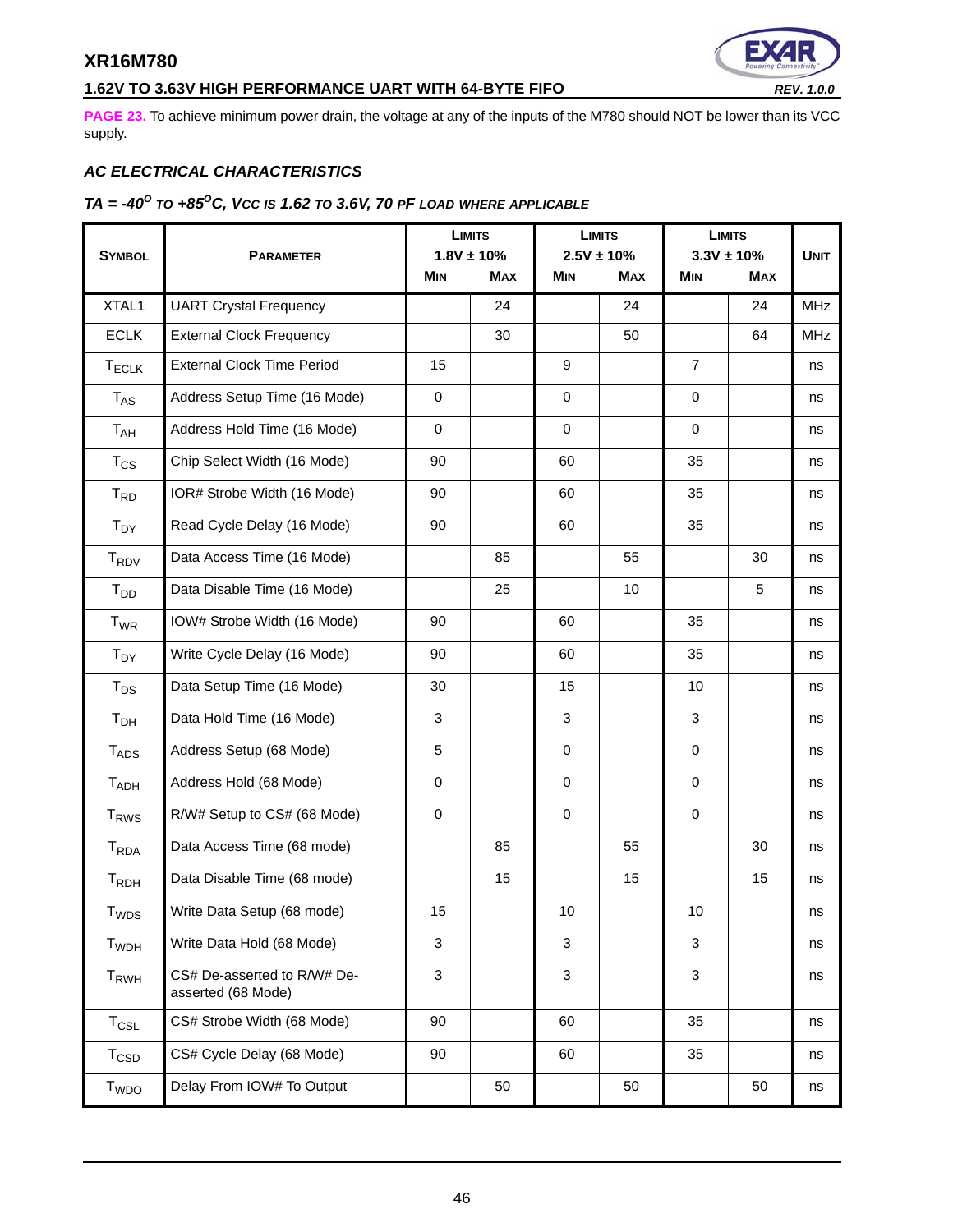**PAGE 23.** To achieve minimum power drain, the voltage at any of the inputs of the M780 should NOT be lower than its VCC supply.

### *AC ELECTRICAL CHARACTERISTICS*

***TA = -40$^{O}$ TO +85$^{O}$C, Vcc IS 1.62 TO 3.6V, 70 pF LOAD WHERE APPLICABLE***

| SYMBOL | PARAMETER | LIMITS 1.8V ± 10% | | LIMITS 2.5V ± 10% | | LIMITS 3.3V ± 10% | | UNIT |
|---|---|---|---|---|---|---|---|---|
| | | MIN | MAX | MIN | MAX | MIN | MAX | |
| XTAL1 | UART Crystal Frequency | | 24 | | 24 | | 24 | MHz |
| ECLK | External Clock Frequency | | 30 | | 50 | | 64 | MHz |
| $T_{ECLK}$ | External Clock Time Period | 15 | | 9 | | 7 | | ns |
| $T_{AS}$ | Address Setup Time (16 Mode) | 0 | | 0 | | 0 | | ns |
| $T_{AH}$ | Address Hold Time (16 Mode) | 0 | | 0 | | 0 | | ns |
| $T_{CS}$ | Chip Select Width (16 Mode) | 90 | | 60 | | 35 | | ns |
| $T_{RD}$ | IOR# Strobe Width (16 Mode) | 90 | | 60 | | 35 | | ns |
| $T_{DY}$ | Read Cycle Delay (16 Mode) | 90 | | 60 | | 35 | | ns |
| $T_{RDV}$ | Data Access Time (16 Mode) | | 85 | | 55 | | 30 | ns |
| $T_{DD}$ | Data Disable Time (16 Mode) | | 25 | | 10 | | 5 | ns |
| $T_{WR}$ | IOW# Strobe Width (16 Mode) | 90 | | 60 | | 35 | | ns |
| $T_{DY}$ | Write Cycle Delay (16 Mode) | 90 | | 60 | | 35 | | ns |
| $T_{DS}$ | Data Setup Time (16 Mode) | 30 | | 15 | | 10 | | ns |
| $T_{DH}$ | Data Hold Time (16 Mode) | 3 | | 3 | | 3 | | ns |
| $T_{ADS}$ | Address Setup (68 Mode) | 5 | | 0 | | 0 | | ns |
| $T_{ADH}$ | Address Hold (68 Mode) | 0 | | 0 | | 0 | | ns |
| $T_{RWS}$ | R/W# Setup to CS# (68 Mode) | 0 | | 0 | | 0 | | ns |
| $T_{RDA}$ | Data Access Time (68 mode) | | 85 | | 55 | | 30 | ns |
| $T_{RDH}$ | Data Disable Time (68 mode) | | 15 | | 15 | | 15 | ns |
| $T_{WDS}$ | Write Data Setup (68 mode) | 15 | | 10 | | 10 | | ns |
| $T_{WDH}$ | Write Data Hold (68 Mode) | 3 | | 3 | | 3 | | ns |
| $T_{RWH}$ | CS# De-asserted to R/W# De-asserted (68 Mode) | 3 | | 3 | | 3 | | ns |
| $T_{CSL}$ | CS# Strobe Width (68 Mode) | 90 | | 60 | | 35 | | ns |
| $T_{CSD}$ | CS# Cycle Delay (68 Mode) | 90 | | 60 | | 35 | | ns |
| $T_{WDO}$ | Delay From IOW# To Output | | 50 | | 50 | | 50 | ns |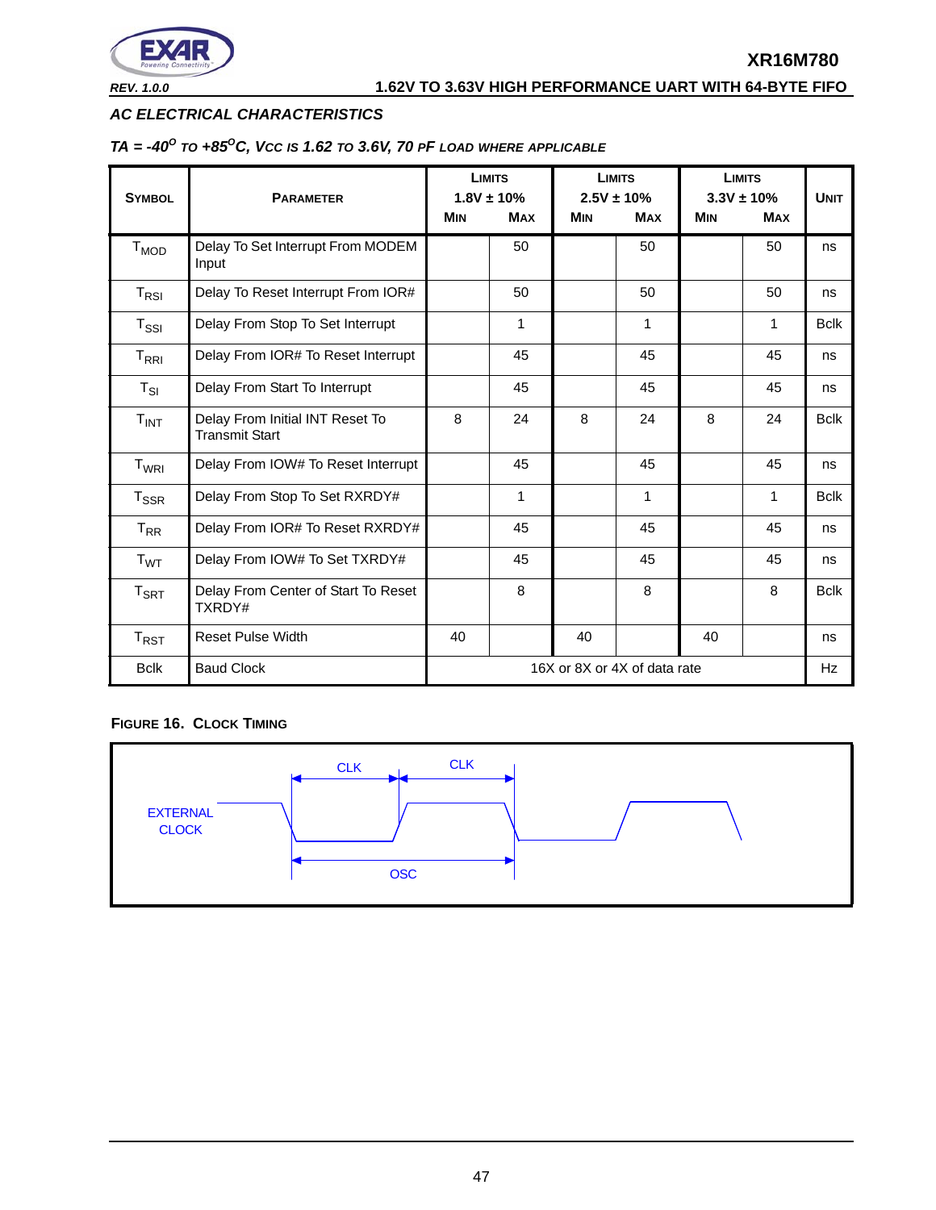## AC ELECTRICAL CHARACTERISTICS

### TA = -40$^{O}$ TO +85$^{O}$C, VCC IS 1.62 TO 3.6V, 70 PF LOAD WHERE APPLICABLE

| SYMBOL | PARAMETER | LIMITS 1.8V ± 10% | | LIMITS 2.5V ± 10% | | LIMITS 3.3V ± 10% | | UNIT |
|---|---|---|---|---|---|---|---|---|
| | | MIN | MAX | MIN | MAX | MIN | MAX | |
| $T_{MOD}$ | Delay To Set Interrupt From MODEM Input | | 50 | | 50 | | 50 | ns |
| $T_{RSI}$ | Delay To Reset Interrupt From IOR# | | 50 | | 50 | | 50 | ns |
| $T_{SSI}$ | Delay From Stop To Set Interrupt | | 1 | | 1 | | 1 | Bclk |
| $T_{RRI}$ | Delay From IOR# To Reset Interrupt | | 45 | | 45 | | 45 | ns |
| $T_{SI}$ | Delay From Start To Interrupt | | 45 | | 45 | | 45 | ns |
| $T_{INT}$ | Delay From Initial INT Reset To Transmit Start | 8 | 24 | 8 | 24 | 8 | 24 | Bclk |
| $T_{WRI}$ | Delay From IOW# To Reset Interrupt | | 45 | | 45 | | 45 | ns |
| $T_{SSR}$ | Delay From Stop To Set RXRDY# | | 1 | | 1 | | 1 | Bclk |
| $T_{RR}$ | Delay From IOR# To Reset RXRDY# | | 45 | | 45 | | 45 | ns |
| $T_{WT}$ | Delay From IOW# To Set TXRDY# | | 45 | | 45 | | 45 | ns |
| $T_{SRT}$ | Delay From Center of Start To Reset TXRDY# | | 8 | | 8 | | 8 | Bclk |
| $T_{RST}$ | Reset Pulse Width | 40 | | 40 | | 40 | | ns |
| Bclk | Baud Clock | 16X or 8X or 4X of data rate | | | | | | Hz |

**FIGURE 16. CLOCK TIMING**

EXTERNAL CLOCK

CLK CLK

OSC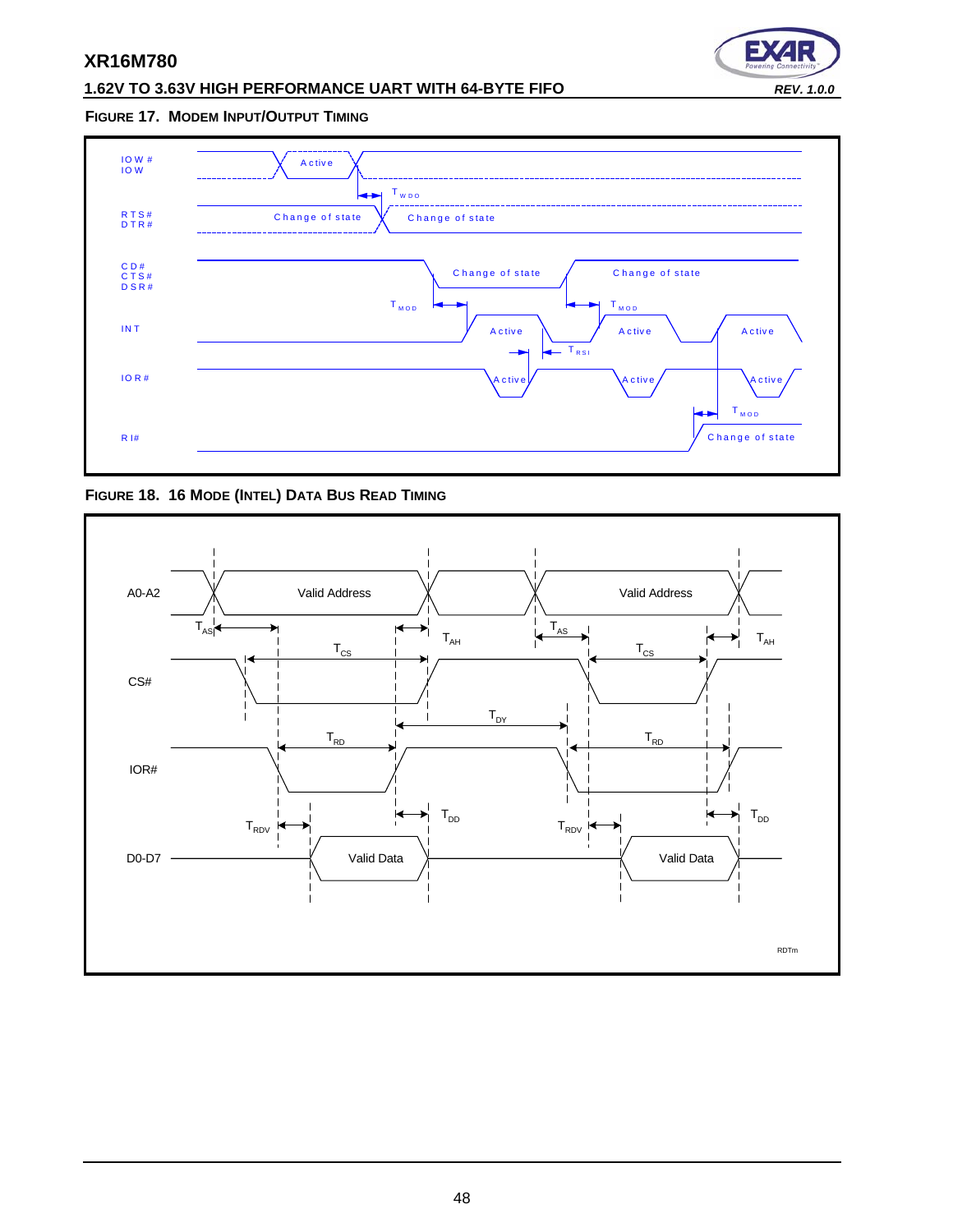**FIGURE 17. MODEM INPUT/OUTPUT TIMING**

IOW#
IOW

Active

$T_{WDO}$

RTS#
DTR#

Change of state

Change of state

CD#
CTS#
DSR#

Change of state

Change of state

$T_{MOD}$

$T_{MOD}$

INT

Active

Active

Active

$T_{RSI}$

IOR#

Active

Active

Active

$T_{MOD}$

RI#

Change of state

**FIGURE 18. 16 MODE (INTEL) DATA BUS READ TIMING**

A0-A2

Valid Address

Valid Address

$T_{AS}$

$T_{AH}$

$T_{AS}$

$T_{AH}$

$T_{CS}$

$T_{CS}$

CS#

$T_{DY}$

$T_{RD}$

$T_{RD}$

IOR#

$T_{DD}$

$T_{DD}$

$T_{RDV}$

$T_{RDV}$

D0-D7

Valid Data

Valid Data

RDTm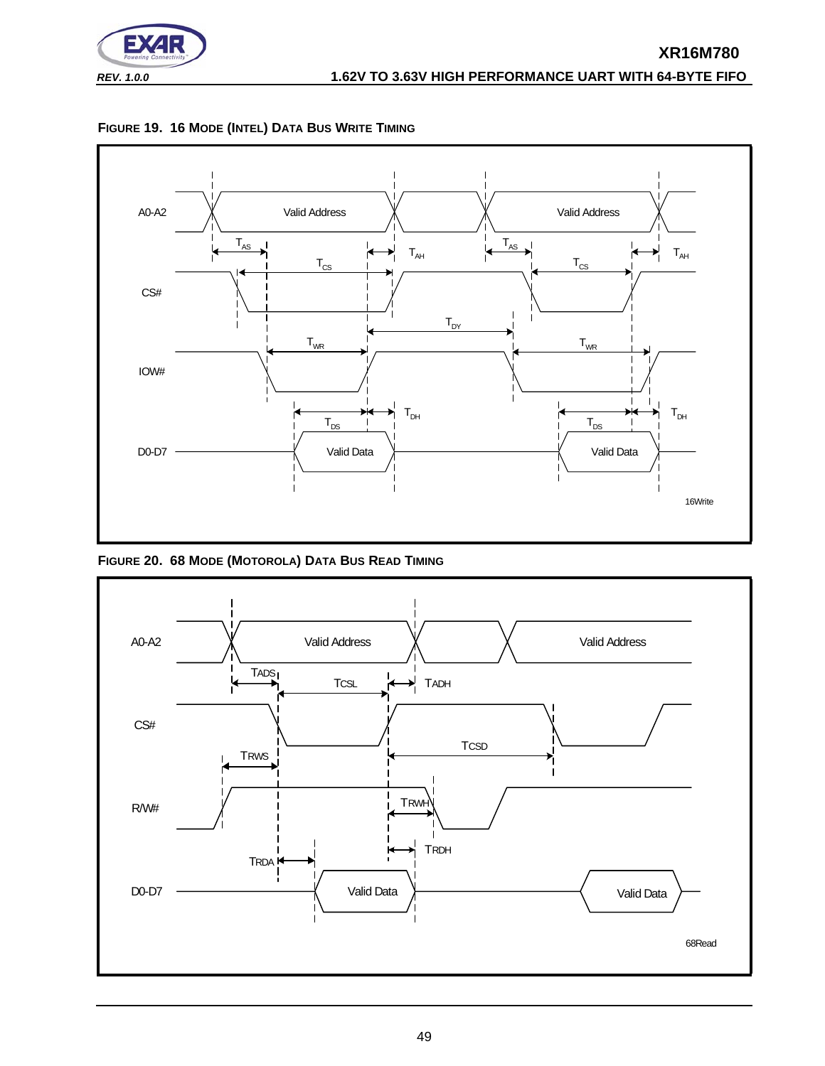**FIGURE 19. 16 MODE (INTEL) DATA BUS WRITE TIMING**

A0-A2 — Valid Address — Valid Address

$T_{AS}$ $T_{AH}$ $T_{AS}$ $T_{AH}$

$T_{CS}$ $T_{CS}$

CS#

$T_{DY}$

$T_{WR}$ $T_{WR}$

IOW#

$T_{DH}$ $T_{DH}$

$T_{DS}$ $T_{DS}$

D0-D7 — Valid Data — Valid Data

16Write

**FIGURE 20. 68 MODE (MOTOROLA) DATA BUS READ TIMING**

A0-A2 — Valid Address — Valid Address

TADS TCSL TADH

CS#

TCSD

TRWS

R/W#

TRWH

TRDH

TRDA

D0-D7 — Valid Data — Valid Data

68Read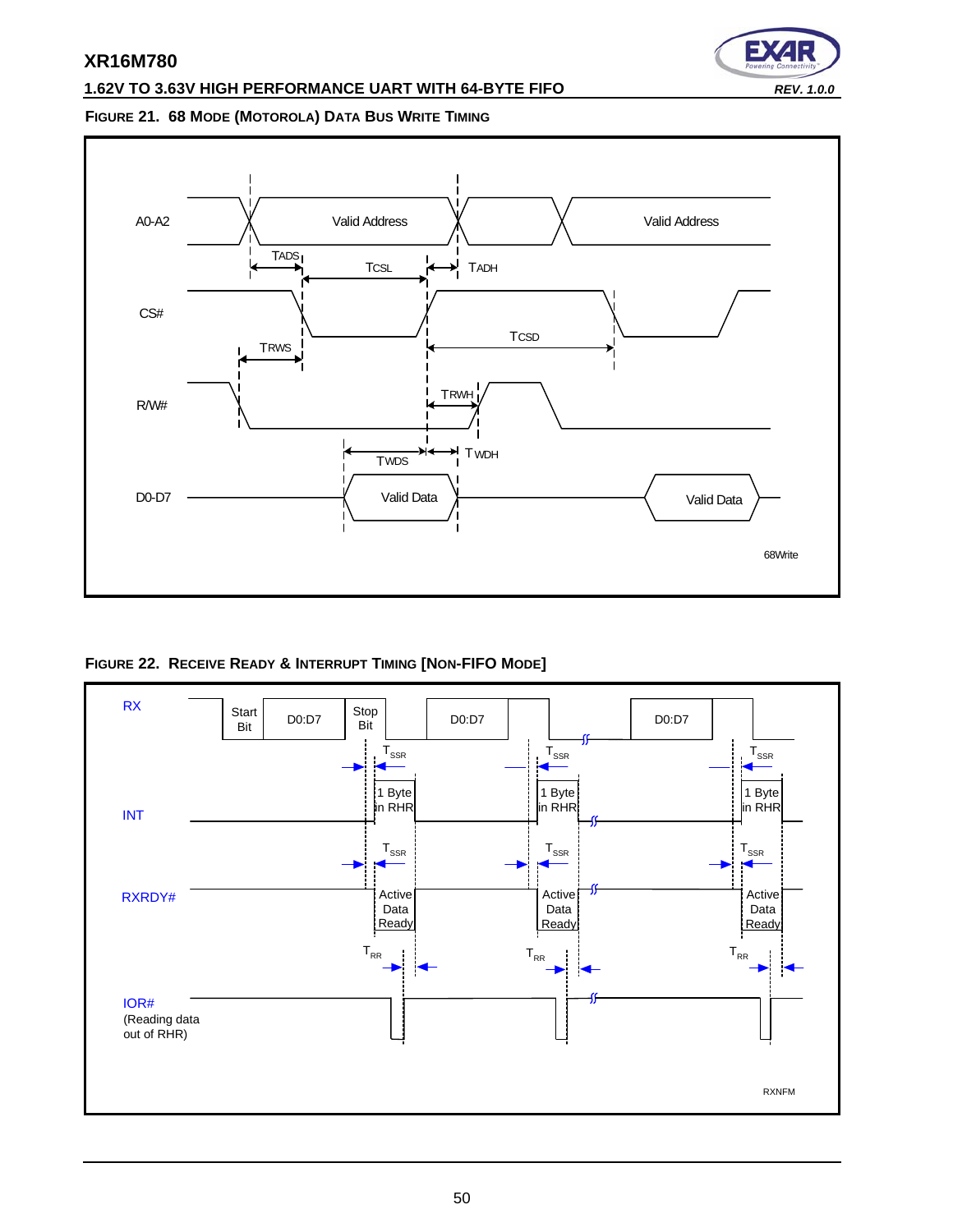**FIGURE 21. 68 MODE (MOTOROLA) DATA BUS WRITE TIMING**

A0-A2

Valid Address

Valid Address

TADS

TCSL

TADH

CS#

TCSD

TRWS

R/W#

TRWH

TWDS

TWDH

D0-D7

Valid Data

Valid Data

68Write

**FIGURE 22. RECEIVE READY & INTERRUPT TIMING [NON-FIFO MODE]**

RX

Start Bit

D0:D7

Stop Bit

D0:D7

D0:D7

$T_{SSR}$

$T_{SSR}$

$T_{SSR}$

1 Byte in RHR

1 Byte in RHR

1 Byte in RHR

INT

$T_{SSR}$

$T_{SSR}$

$T_{SSR}$

RXRDY#

Active Data Ready

Active Data Ready

Active Data Ready

$T_{RR}$

$T_{RR}$

$T_{RR}$

IOR#
(Reading data out of RHR)

RXNFM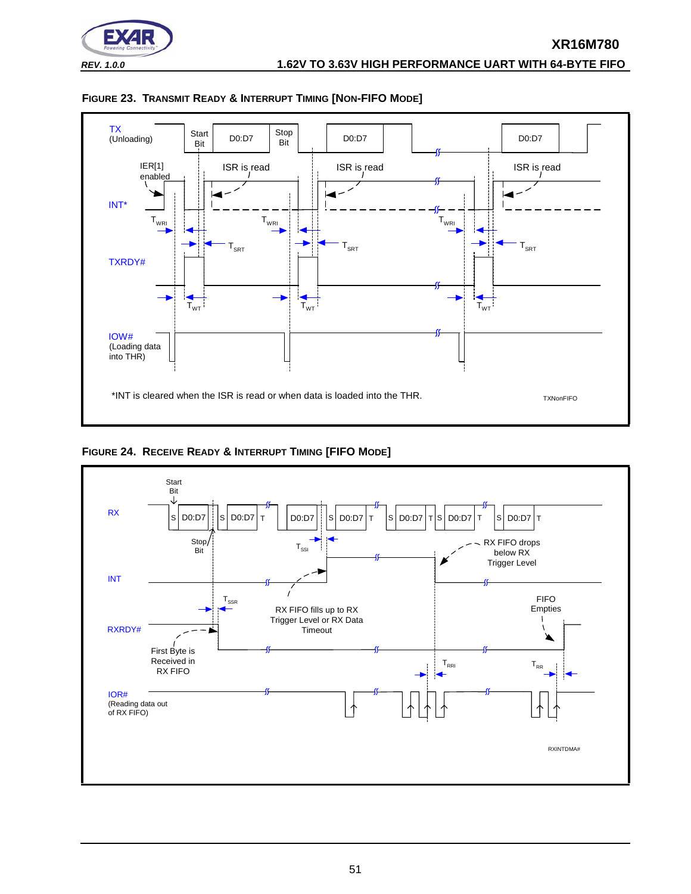**FIGURE 23. TRANSMIT READY & INTERRUPT TIMING [NON-FIFO MODE]**

TX (Unloading) — Start Bit — D0:D7 — Stop Bit — D0:D7 — D0:D7

IER[1] enabled

ISR is read

INT*

$T_{WRI}$

$T_{SRT}$

TXRDY#

$T_{WT}$

IOW# (Loading data into THR)

*INT is cleared when the ISR is read or when data is loaded into the THR.

TXNonFIFO

**FIGURE 24. RECEIVE READY & INTERRUPT TIMING [FIFO MODE]**

RX — Start Bit — S D0:D7 — Stop Bit — S D0:D7 T — D0:D7 — S D0:D7 T — S D0:D7 T S D0:D7 T — S D0:D7 T

$T_{SSI}$

RX FIFO drops below RX Trigger Level

INT

$T_{SSR}$

RX FIFO fills up to RX Trigger Level or RX Data Timeout

FIFO Empties

RXRDY#

First Byte is Received in RX FIFO

$T_{RRI}$

$T_{RR}$

IOR# (Reading data out of RX FIFO)

RXINTDMA#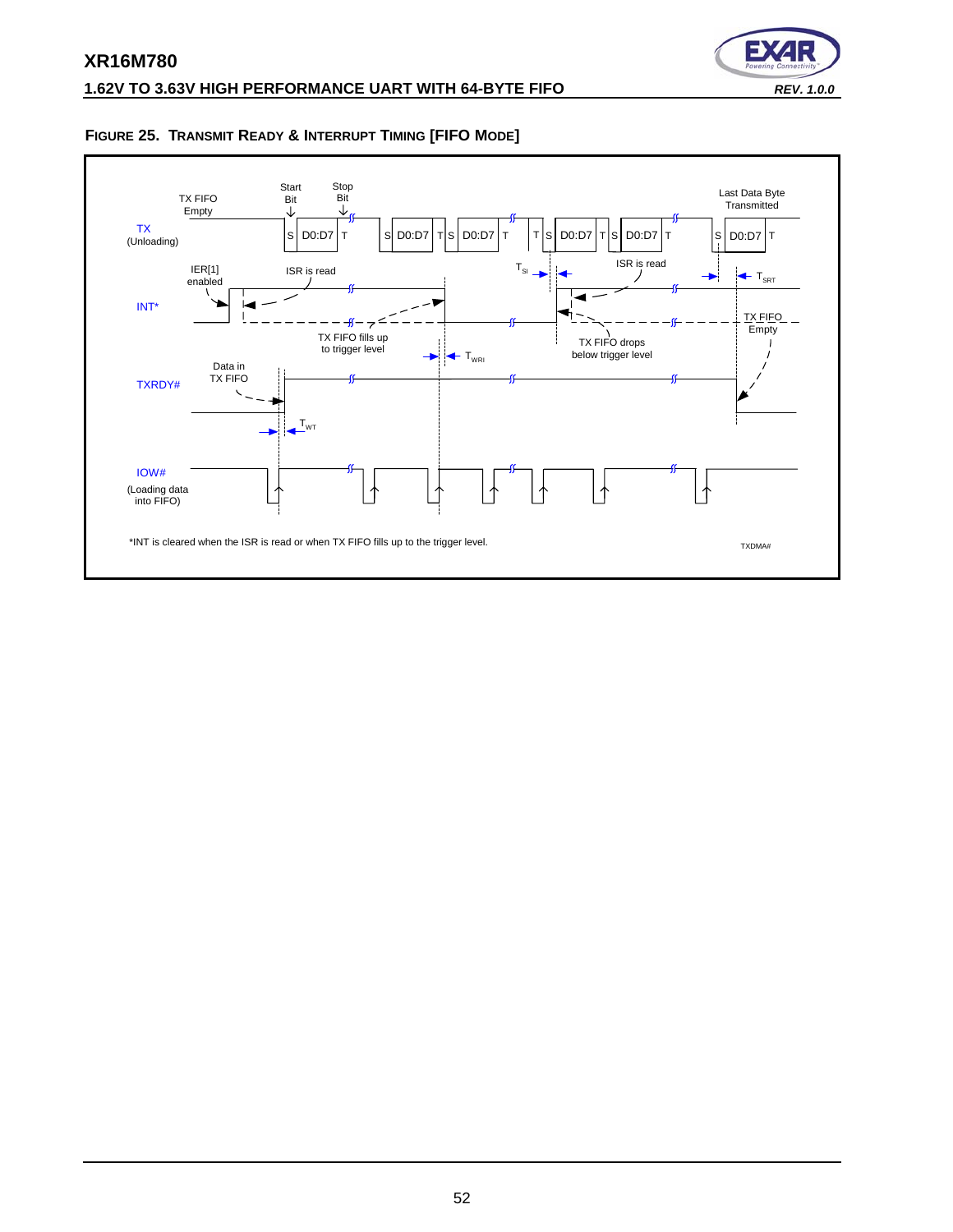**FIGURE 25. TRANSMIT READY & INTERRUPT TIMING [FIFO MODE]**

TX FIFO Empty

Start Bit

Stop Bit

Last Data Byte Transmitted

TX (Unloading)

S D0:D7 T S D0:D7 T S D0:D7 T T S D0:D7 T S D0:D7 T S D0:D7 T

IER[1] enabled

ISR is read

$T_{SI}$

ISR is read

$T_{SRT}$

INT*

TX FIFO Empty

TX FIFO fills up to trigger level

TX FIFO drops below trigger level

$T_{WRI}$

Data in TX FIFO

TXRDY#

$T_{WT}$

IOW# (Loading data into FIFO)

*INT is cleared when the ISR is read or when TX FIFO fills up to the trigger level.

TXDMA#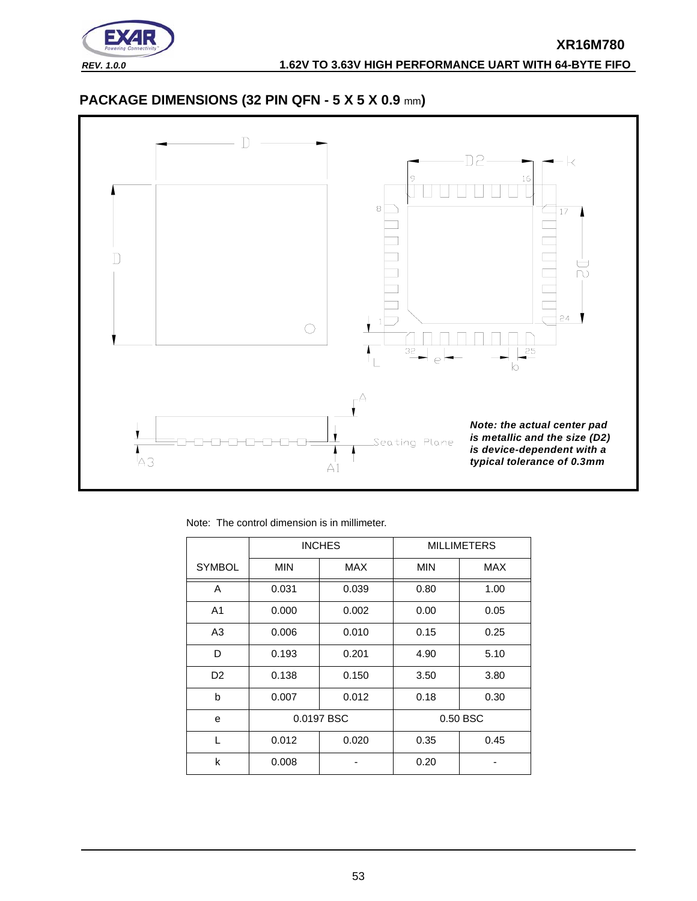## PACKAGE DIMENSIONS (32 PIN QFN - 5 X 5 X 0.9 mm)

***Note: the actual center pad is metallic and the size (D2) is device-dependent with a typical tolerance of 0.3mm***

Note: The control dimension is in millimeter.

| | INCHES | | MILLIMETERS | |
|---|---|---|---|---|
| SYMBOL | MIN | MAX | MIN | MAX |
| A | 0.031 | 0.039 | 0.80 | 1.00 |
| A1 | 0.000 | 0.002 | 0.00 | 0.05 |
| A3 | 0.006 | 0.010 | 0.15 | 0.25 |
| D | 0.193 | 0.201 | 4.90 | 5.10 |
| D2 | 0.138 | 0.150 | 3.50 | 3.80 |
| b | 0.007 | 0.012 | 0.18 | 0.30 |
| e | 0.0197 BSC | | 0.50 BSC | |
| L | 0.012 | 0.020 | 0.35 | 0.45 |
| k | 0.008 | - | 0.20 | - |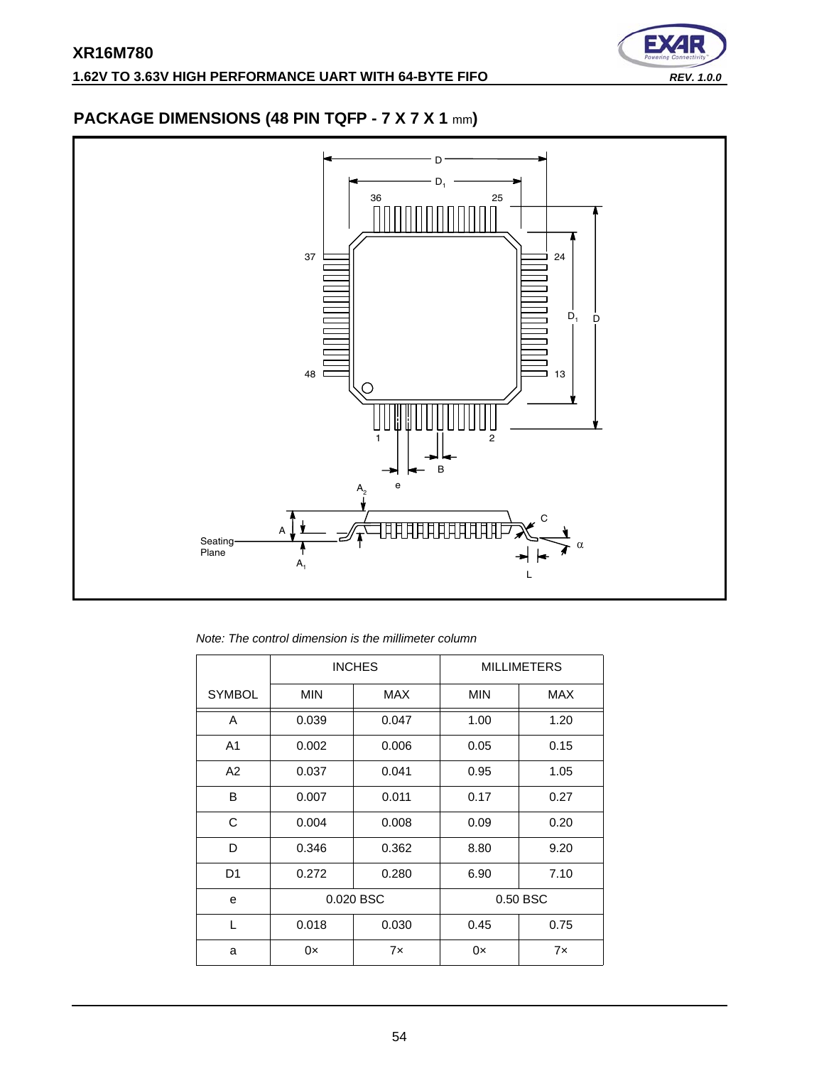## PACKAGE DIMENSIONS (48 PIN TQFP - 7 X 7 X 1 mm)

*Note: The control dimension is the millimeter column*

| | INCHES | | MILLIMETERS | |
|---|---|---|---|---|
| SYMBOL | MIN | MAX | MIN | MAX |
| A | 0.039 | 0.047 | 1.00 | 1.20 |
| A1 | 0.002 | 0.006 | 0.05 | 0.15 |
| A2 | 0.037 | 0.041 | 0.95 | 1.05 |
| B | 0.007 | 0.011 | 0.17 | 0.27 |
| C | 0.004 | 0.008 | 0.09 | 0.20 |
| D | 0.346 | 0.362 | 8.80 | 9.20 |
| D1 | 0.272 | 0.280 | 6.90 | 7.10 |
| e | 0.020 BSC | | 0.50 BSC | |
| L | 0.018 | 0.030 | 0.45 | 0.75 |
| a | 0× | 7× | 0× | 7× |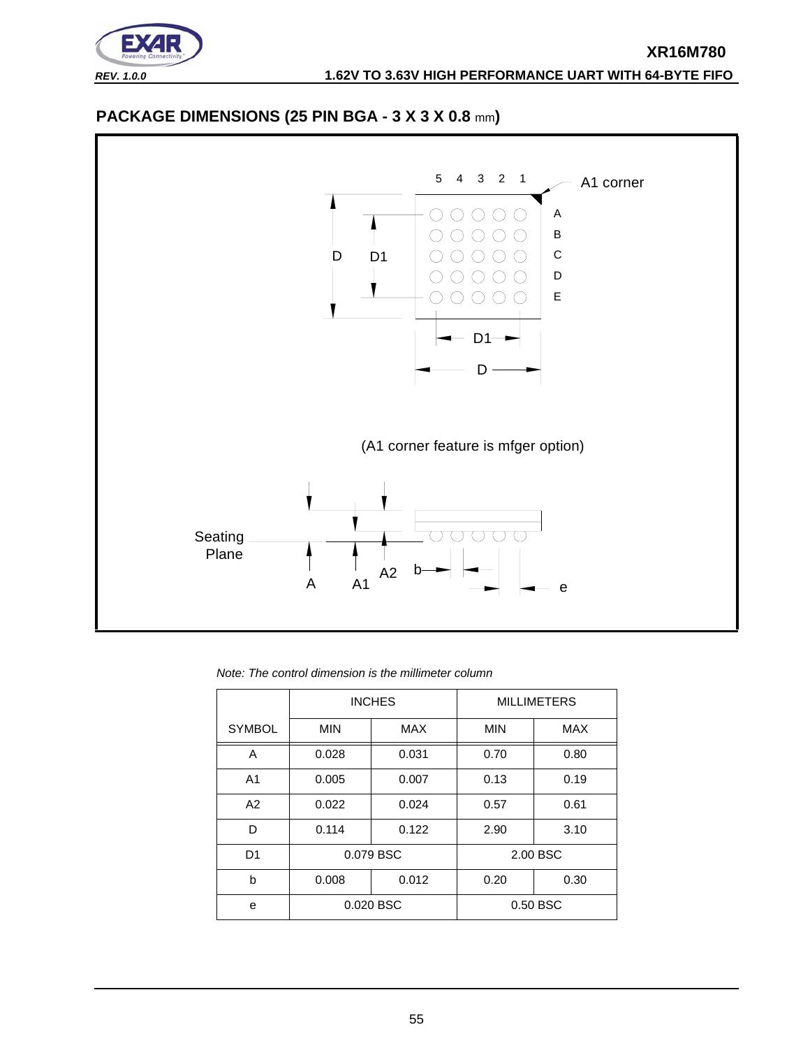## PACKAGE DIMENSIONS (25 PIN BGA - 3 X 3 X 0.8 mm)

(A1 corner feature is mfger option)

*Note: The control dimension is the millimeter column*

| | INCHES | | MILLIMETERS | |
|---|---|---|---|---|
| SYMBOL | MIN | MAX | MIN | MAX |
| A | 0.028 | 0.031 | 0.70 | 0.80 |
| A1 | 0.005 | 0.007 | 0.13 | 0.19 |
| A2 | 0.022 | 0.024 | 0.57 | 0.61 |
| D | 0.114 | 0.122 | 2.90 | 3.10 |
| D1 | 0.079 BSC | | 2.00 BSC | |
| b | 0.008 | 0.012 | 0.20 | 0.30 |
| e | 0.020 BSC | | 0.50 BSC | |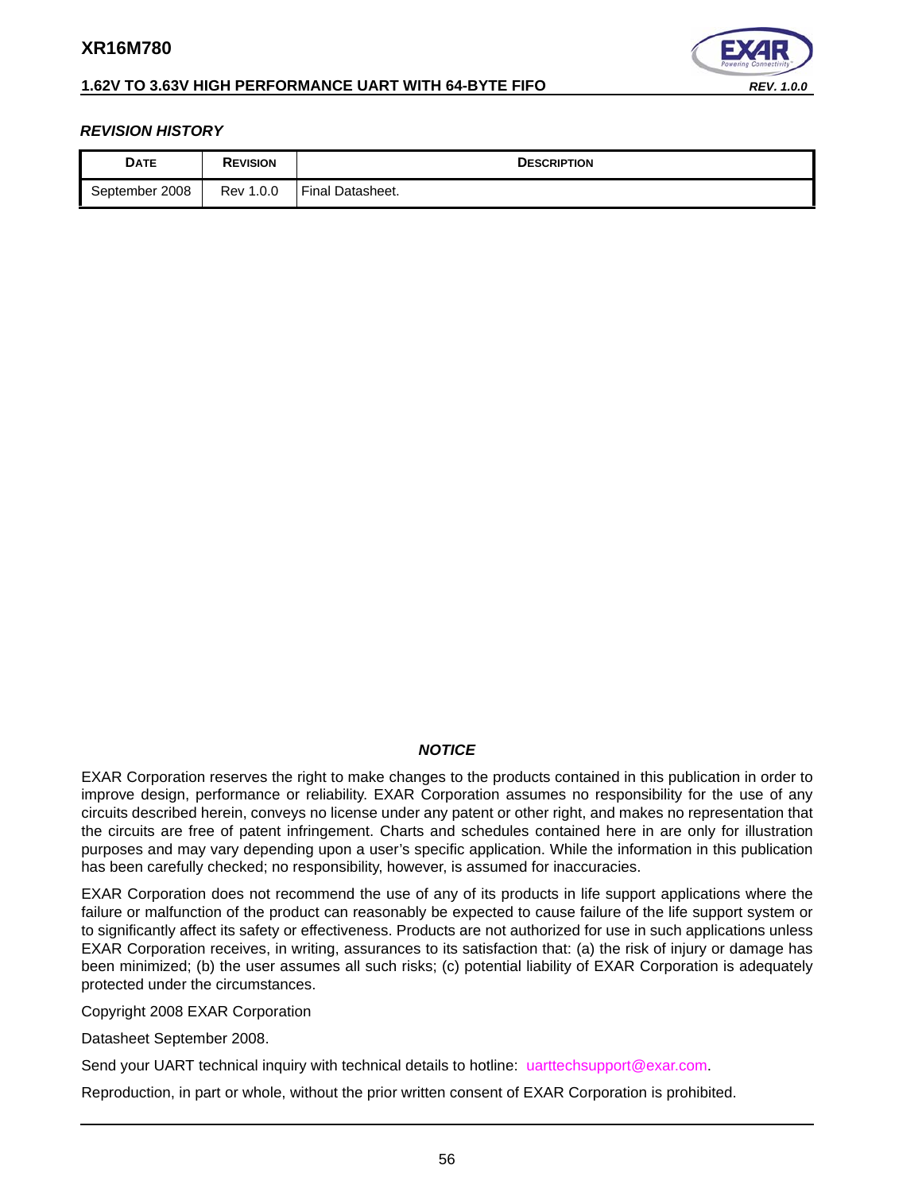***REVISION HISTORY***

| DATE | REVISION | DESCRIPTION |
| --- | --- | --- |
| September 2008 | Rev 1.0.0 | Final Datasheet. |

***NOTICE***

EXAR Corporation reserves the right to make changes to the products contained in this publication in order to improve design, performance or reliability. EXAR Corporation assumes no responsibility for the use of any circuits described herein, conveys no license under any patent or other right, and makes no representation that the circuits are free of patent infringement. Charts and schedules contained here in are only for illustration purposes and may vary depending upon a user's specific application. While the information in this publication has been carefully checked; no responsibility, however, is assumed for inaccuracies.

EXAR Corporation does not recommend the use of any of its products in life support applications where the failure or malfunction of the product can reasonably be expected to cause failure of the life support system or to significantly affect its safety or effectiveness. Products are not authorized for use in such applications unless EXAR Corporation receives, in writing, assurances to its satisfaction that: (a) the risk of injury or damage has been minimized; (b) the user assumes all such risks; (c) potential liability of EXAR Corporation is adequately protected under the circumstances.

Copyright 2008 EXAR Corporation

Datasheet September 2008.

Send your UART technical inquiry with technical details to hotline: uarttechsupport@exar.com.

Reproduction, in part or whole, without the prior written consent of EXAR Corporation is prohibited.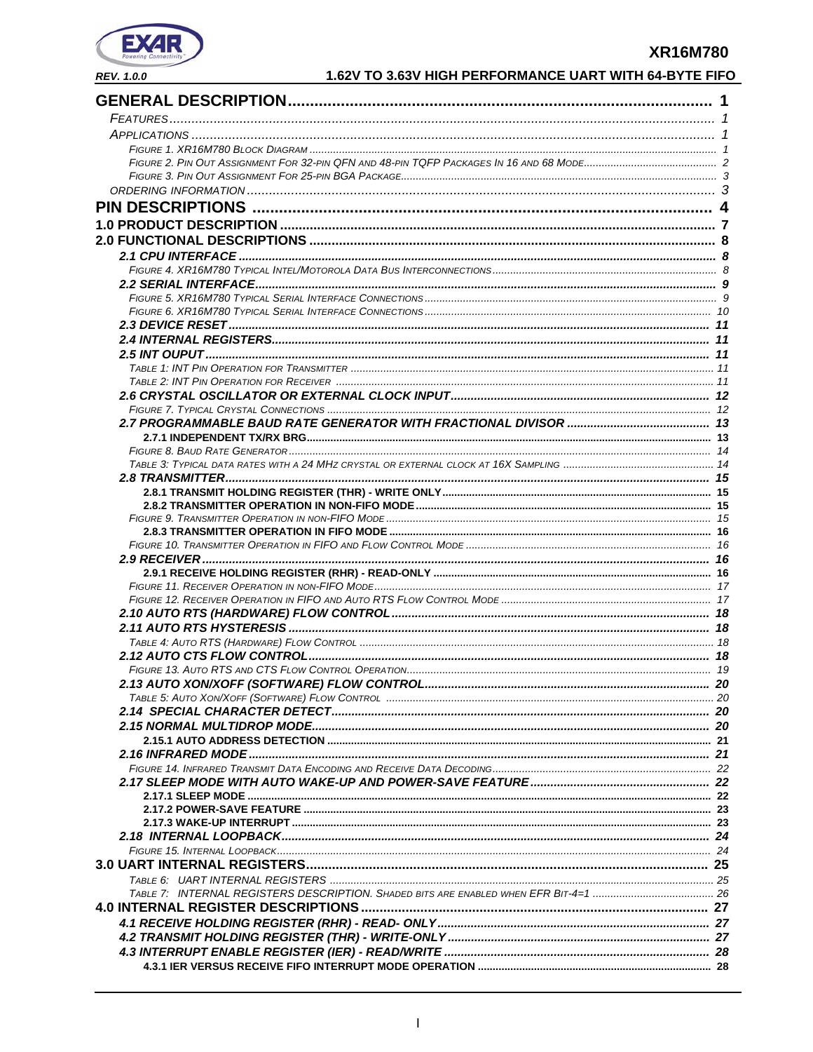GENERAL DESCRIPTION ........................................................................................ 1

*FEATURES* ........................................................................................ 1

*APPLICATIONS* ........................................................................................ 1

*FIGURE 1. XR16M780 BLOCK DIAGRAM* ........................................................................................ 1

*FIGURE 2. PIN OUT ASSIGNMENT FOR 32-PIN QFN AND 48-PIN TQFP PACKAGES IN 16 AND 68 MODE* ........................................................................................ 2

*FIGURE 3. PIN OUT ASSIGNMENT FOR 25-PIN BGA PACKAGE* ........................................................................................ 3

*ORDERING INFORMATION* ........................................................................................ 3

PIN DESCRIPTIONS ........................................................................................ 4

1.0 PRODUCT DESCRIPTION ........................................................................................ 7

2.0 FUNCTIONAL DESCRIPTIONS ........................................................................................ 8

*2.1 CPU INTERFACE* ........................................................................................ 8

*FIGURE 4. XR16M780 TYPICAL INTEL/MOTOROLA DATA BUS INTERCONNECTIONS* ........................................................................................ 8

*2.2 SERIAL INTERFACE* ........................................................................................ 9

*FIGURE 5. XR16M780 TYPICAL SERIAL INTERFACE CONNECTIONS* ........................................................................................ 9

*FIGURE 6. XR16M780 TYPICAL SERIAL INTERFACE CONNECTIONS* ........................................................................................ 10

*2.3 DEVICE RESET* ........................................................................................ 11

*2.4 INTERNAL REGISTERS* ........................................................................................ 11

*2.5 INT OUPUT* ........................................................................................ 11

*TABLE 1: INT PIN OPERATION FOR TRANSMITTER* ........................................................................................ 11

*TABLE 2: INT PIN OPERATION FOR RECEIVER* ........................................................................................ 11

*2.6 CRYSTAL OSCILLATOR OR EXTERNAL CLOCK INPUT* ........................................................................................ 12

*FIGURE 7. TYPICAL CRYSTAL CONNECTIONS* ........................................................................................ 12

*2.7 PROGRAMMABLE BAUD RATE GENERATOR WITH FRACTIONAL DIVISOR* ........................................................................................ 13

2.7.1 INDEPENDENT TX/RX BRG ........................................................................................ 13

*FIGURE 8. BAUD RATE GENERATOR* ........................................................................................ 14

*TABLE 3: TYPICAL DATA RATES WITH A 24 MHZ CRYSTAL OR EXTERNAL CLOCK AT 16X SAMPLING* ........................................................................................ 14

*2.8 TRANSMITTER* ........................................................................................ 15

2.8.1 TRANSMIT HOLDING REGISTER (THR) - WRITE ONLY ........................................................................................ 15

2.8.2 TRANSMITTER OPERATION IN NON-FIFO MODE ........................................................................................ 15

*FIGURE 9. TRANSMITTER OPERATION IN NON-FIFO MODE* ........................................................................................ 15

2.8.3 TRANSMITTER OPERATION IN FIFO MODE ........................................................................................ 16

*FIGURE 10. TRANSMITTER OPERATION IN FIFO AND FLOW CONTROL MODE* ........................................................................................ 16

*2.9 RECEIVER* ........................................................................................ 16

2.9.1 RECEIVE HOLDING REGISTER (RHR) - READ-ONLY ........................................................................................ 16

*FIGURE 11. RECEIVER OPERATION IN NON-FIFO MODE* ........................................................................................ 17

*FIGURE 12. RECEIVER OPERATION IN FIFO AND AUTO RTS FLOW CONTROL MODE* ........................................................................................ 17

*2.10 AUTO RTS (HARDWARE) FLOW CONTROL* ........................................................................................ 18

*2.11 AUTO RTS HYSTERESIS* ........................................................................................ 18

*TABLE 4: AUTO RTS (HARDWARE) FLOW CONTROL* ........................................................................................ 18

*2.12 AUTO CTS FLOW CONTROL* ........................................................................................ 18

*FIGURE 13. AUTO RTS AND CTS FLOW CONTROL OPERATION* ........................................................................................ 19

*2.13 AUTO XON/XOFF (SOFTWARE) FLOW CONTROL* ........................................................................................ 20

*TABLE 5: AUTO XON/XOFF (SOFTWARE) FLOW CONTROL* ........................................................................................ 20

*2.14 SPECIAL CHARACTER DETECT* ........................................................................................ 20

*2.15 NORMAL MULTIDROP MODE* ........................................................................................ 20

2.15.1 AUTO ADDRESS DETECTION ........................................................................................ 21

*2.16 INFRARED MODE* ........................................................................................ 21

*FIGURE 14. INFRARED TRANSMIT DATA ENCODING AND RECEIVE DATA DECODING* ........................................................................................ 22

*2.17 SLEEP MODE WITH AUTO WAKE-UP AND POWER-SAVE FEATURE* ........................................................................................ 22

2.17.1 SLEEP MODE ........................................................................................ 22

2.17.2 POWER-SAVE FEATURE ........................................................................................ 23

2.17.3 WAKE-UP INTERRUPT ........................................................................................ 23

*2.18 INTERNAL LOOPBACK* ........................................................................................ 24

*FIGURE 15. INTERNAL LOOPBACK* ........................................................................................ 24

3.0 UART INTERNAL REGISTERS ........................................................................................ 25

*TABLE 6: UART INTERNAL REGISTERS* ........................................................................................ 25

*TABLE 7: INTERNAL REGISTERS DESCRIPTION. SHADED BITS ARE ENABLED WHEN EFR BIT-4=1* ........................................................................................ 26

4.0 INTERNAL REGISTER DESCRIPTIONS ........................................................................................ 27

*4.1 RECEIVE HOLDING REGISTER (RHR) - READ- ONLY* ........................................................................................ 27

*4.2 TRANSMIT HOLDING REGISTER (THR) - WRITE-ONLY* ........................................................................................ 27

*4.3 INTERRUPT ENABLE REGISTER (IER) - READ/WRITE* ........................................................................................ 28

4.3.1 IER VERSUS RECEIVE FIFO INTERRUPT MODE OPERATION ........................................................................................ 28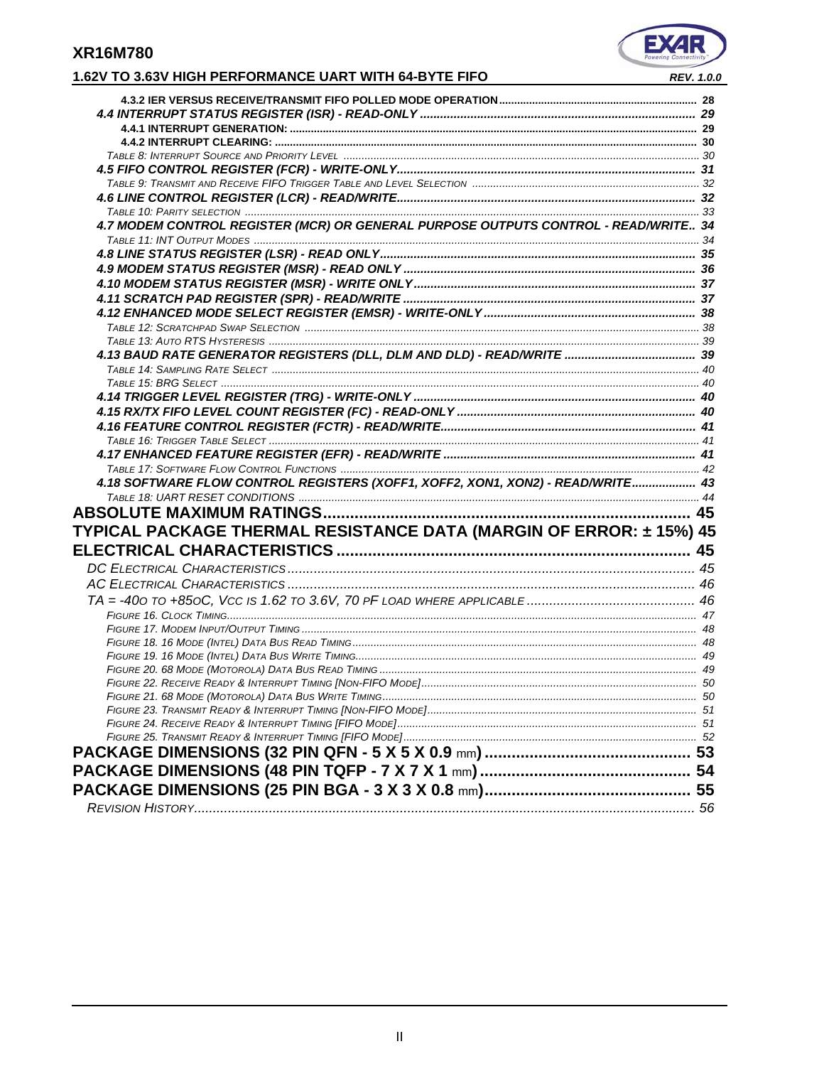4.3.2 IER VERSUS RECEIVE/TRANSMIT FIFO POLLED MODE OPERATION ........ 28
4.4 INTERRUPT STATUS REGISTER (ISR) - READ-ONLY ........ 29
4.4.1 INTERRUPT GENERATION: ........ 29
4.4.2 INTERRUPT CLEARING: ........ 30
TABLE 8: INTERRUPT SOURCE AND PRIORITY LEVEL ........ 30
4.5 FIFO CONTROL REGISTER (FCR) - WRITE-ONLY ........ 31
TABLE 9: TRANSMIT AND RECEIVE FIFO TRIGGER TABLE AND LEVEL SELECTION ........ 32
4.6 LINE CONTROL REGISTER (LCR) - READ/WRITE ........ 32
TABLE 10: PARITY SELECTION ........ 33
4.7 MODEM CONTROL REGISTER (MCR) OR GENERAL PURPOSE OUTPUTS CONTROL - READ/WRITE .. 34
TABLE 11: INT OUTPUT MODES ........ 34
4.8 LINE STATUS REGISTER (LSR) - READ ONLY ........ 35
4.9 MODEM STATUS REGISTER (MSR) - READ ONLY ........ 36
4.10 MODEM STATUS REGISTER (MSR) - WRITE ONLY ........ 37
4.11 SCRATCH PAD REGISTER (SPR) - READ/WRITE ........ 37
4.12 ENHANCED MODE SELECT REGISTER (EMSR) - WRITE-ONLY ........ 38
TABLE 12: SCRATCHPAD SWAP SELECTION ........ 38
TABLE 13: AUTO RTS HYSTERESIS ........ 39
4.13 BAUD RATE GENERATOR REGISTERS (DLL, DLM AND DLD) - READ/WRITE ........ 39
TABLE 14: SAMPLING RATE SELECT ........ 40
TABLE 15: BRG SELECT ........ 40
4.14 TRIGGER LEVEL REGISTER (TRG) - WRITE-ONLY ........ 40
4.15 RX/TX FIFO LEVEL COUNT REGISTER (FC) - READ-ONLY ........ 40
4.16 FEATURE CONTROL REGISTER (FCTR) - READ/WRITE ........ 41
TABLE 16: TRIGGER TABLE SELECT ........ 41
4.17 ENHANCED FEATURE REGISTER (EFR) - READ/WRITE ........ 41
TABLE 17: SOFTWARE FLOW CONTROL FUNCTIONS ........ 42
4.18 SOFTWARE FLOW CONTROL REGISTERS (XOFF1, XOFF2, XON1, XON2) - READ/WRITE ........ 43
TABLE 18: UART RESET CONDITIONS ........ 44

**ABSOLUTE MAXIMUM RATINGS ........ 45**

**TYPICAL PACKAGE THERMAL RESISTANCE DATA (MARGIN OF ERROR: ± 15%) 45**

**ELECTRICAL CHARACTERISTICS ........ 45**

DC ELECTRICAL CHARACTERISTICS ........ 45
AC ELECTRICAL CHARACTERISTICS ........ 46
TA = -40O TO +85OC, VCC IS 1.62 TO 3.6V, 70 PF LOAD WHERE APPLICABLE ........ 46
FIGURE 16. CLOCK TIMING ........ 47
FIGURE 17. MODEM INPUT/OUTPUT TIMING ........ 48
FIGURE 18. 16 MODE (INTEL) DATA BUS READ TIMING ........ 48
FIGURE 19. 16 MODE (INTEL) DATA BUS WRITE TIMING ........ 49
FIGURE 20. 68 MODE (MOTOROLA) DATA BUS READ TIMING ........ 49
FIGURE 22. RECEIVE READY & INTERRUPT TIMING [NON-FIFO MODE] ........ 50
FIGURE 21. 68 MODE (MOTOROLA) DATA BUS WRITE TIMING ........ 50
FIGURE 23. TRANSMIT READY & INTERRUPT TIMING [NON-FIFO MODE] ........ 51
FIGURE 24. RECEIVE READY & INTERRUPT TIMING [FIFO MODE] ........ 51
FIGURE 25. TRANSMIT READY & INTERRUPT TIMING [FIFO MODE] ........ 52

**PACKAGE DIMENSIONS (32 PIN QFN - 5 X 5 X 0.9 mm) ........ 53**

**PACKAGE DIMENSIONS (48 PIN TQFP - 7 X 7 X 1 mm) ........ 54**

**PACKAGE DIMENSIONS (25 PIN BGA - 3 X 3 X 0.8 mm) ........ 55**

REVISION HISTORY ........ 56